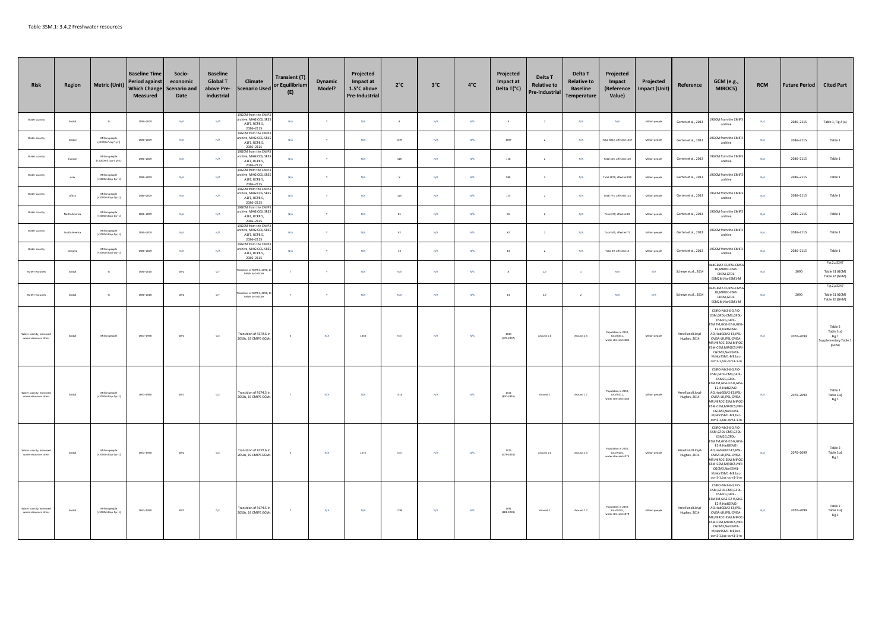Table 3SM.1: 3.4.2 Freshwater resources

| Risk | Region | Metric (Unit) | Baseline Time Period against Which Change Measured | Socio-economic Scenario and Date | Baseline Global T above Pre-industrial | Climate Scenario Used | Transient (T) or Equilibrium (E) | Dynamic Model? | Projected Impact at 1.5°C above Pre-Industrial | 2°C | 3°C | 4°C | Projected Impact at Delta T(°C) | Delta T Relative to Pre-Industrial | Delta T Relative to Baseline Temperature | Projected Impact (Reference Value) | Projected Impact (Unit) | Reference | GCM (e.g., MIROC5) | RCM | Future Period | Cited Part |
|---|---|---|---|---|---|---|---|---|---|---|---|---|---|---|---|---|---|---|---|---|---|---|
| Water scarcity | Global | % | 1980–2009 | N/A | N/A | 19GCM from the CMIP3 archive, MAGICC6, SRES A1FI, RCP8.5, 2086–2115 | N/A | Y | N/A | 8 | N/A | N/A | 8 | 2 | N/A | N/A | Million people | Gerten et al., 2013 | 19GCM from the CMIP3 archive | N/A | 2086–2115 | Table 1, Fig.4 (a) |
| Water scarcity | Global | Million people (<1000m³ cap⁻¹ yr⁻¹) | 1980–2009 | N/A | N/A | 19GCM from the CMIP3 archive, MAGICC6, SRES A1FI, RCP8.5, 2086–2115 | N/A | Y | N/A | 1397 | N/A | N/A | 1397 | 2 | N/A | Total 6012, affected 1267 | Million people | Gerten et al., 2013 | 19GCM from the CMIP3 archive | N/A | 2086–2115 | Table 1 |
| Water scarcity | Europe | Million people (<1000m3 cap-1 yr-1) | 1980–2009 | N/A | N/A | 19GCM from the CMIP3 archive, MAGICC6, SRES A1FI, RCP8.5, 2086–2115 | N/A | Y | N/A | 118 | N/A | N/A | 118 | 2 | N/A | Total 505, affected 110 | Million people | Gerten et al., 2013 | 19GCM from the CMIP3 archive | N/A | 2086–2115 | Table 1 |
| Water scarcity | Asia | Million people (<1000m3cap-1yr-1) | 1980–2009 | N/A | N/A | 19GCM from the CMIP3 archive, MAGICC6, SRES A1FI, RCP8.5, 2086–2115 | N/A | Y | N/A | Y | N/A | N/A | 988 | 2 | N/A | Total 3879, affected 870 | Million people | Gerten et al., 2013 | 19GCM from the CMIP3 archive | N/A | 2086–2115 | Table 1 |
| Water scarcity | Africa | Million people (<1000m3cap-1yr-1) | 1980–2009 | N/A | N/A | 19GCM from the CMIP3 archive, MAGICC6, SRES A1FI, RCP8.5, 2086–2115 | N/A | Y | N/A | 115 | N/A | N/A | 115 | 2 | N/A | Total 775, affected 115 | Million people | Gerten et al., 2013 | 19GCM from the CMIP3 archive | N/A | 2086–2115 | Table 1 |
| Water scarcity | North America | Million people (<1000m3cap-1yr-1) | 1980–2009 | N/A | N/A | 19GCM from the CMIP3 archive, MAGICC6, SRES A1FI, RCP8.5, 2086–2115 | N/A | Y | N/A | 91 | N/A | N/A | 91 | 2 | N/A | Total 479, affected 83 | Million people | Gerten et al., 2013 | 19GCM from the CMIP3 archive | N/A | 2086–2115 | Table 1 |
| Water scarcity | South America | Million people (<1000m3cap-1yr-1) | 1980–2009 | N/A | N/A | 19GCM from the CMIP3 archive, MAGICC6, SRES A1FI, RCP8.5, 2086–2115 | N/A | Y | N/A | 82 | N/A | N/A | 82 | 2 | N/A | Total 345, affected 77 | Million people | Gerten et al., 2013 | 19GCM from the CMIP3 archive | N/A | 2086–2115 | Table 1 |
| Water scarcity | Oceania | Million people (<1000m3cap-1yr-1) | 1980–2009 | N/A | N/A | 19GCM from the CMIP3 archive, MAGICC6, SRES A1FI, RCP8.5, 2086–2115 | N/A | Y | N/A | 13 | N/A | N/A | 13 | 2 | N/A | Total 29, affected 13 | Million people | Gerten et al., 2013 | 19GCM from the CMIP3 archive | N/A | 2086–2115 | Table 1 |
| Water resources | Global | % | 1980–2010 | SSP2 | 0,7 | Transition of RCP8.5, 2090, 11 GHMs by 5 GCMs | T | Y | N/A | N/A | N/A | N/A | 8 | 1,7 | 1 | N/A | N/A | Schewe et al., 2014 | HadGEM2-ES,IPSL-CM5A-LR,MIROC-ESM-CHEM,GFDL-ESM2M,NorESM1-M | N/A | 2090 | Fig.2,p3247 Table S1 (GCM) Table S2 (GHM) |
| Water resources | Global | % | 1980–2010 | SSP2 | 0,7 | Transition of RCP8.5, 2090, 11 GHMs by 5 GCMs | T | Y | N/A | N/A | N/A | N/A | 14 | 2,7 | 2 | N/A | N/A | Schewe et al., 2014 | HadGEM2-ES,IPSL-CM5A-LR,MIROC-ESM-CHEM,GFDL-ESM2M,NorESM1-M | N/A | 2090 | Fig.2,p3247 Table S1 (GCM) Table S2 (GHM) |
| Water scarcity, increased water resources stress | Global | Million people | 1961–1990 | SSP1 | 0,3 | Transition of RCP2.6 in 2050s, 19 CMIP5 GCMs | E | N/A | 1330 | N/A | N/A | N/A | 1330 (479-2907) | Around 1.6 | Around 1.3 | Population in 2050, total 8431, water stressed 3286 | Million people | Arnell and Lloyd-Hughes, 2014 | CSIRO-Mk3-6-0,FIO-ESM,GFDL-CM3,GFDL-ESM2G,GFDL-ESM2M,GISS-E2-H,GISS-E2-R,HadGEM2-AO,HadGEM2-ES,IPSL-CM5A-LR,IPSL-CM5A-MR,MIROC-ESM,MIROC-ESM-CEM,MIROC5,MRI-CGCM3,NorESM1-M,NorESM1-ME,bcc-csm1-1,bcc-csm1-1-m | N/A | 2070–2099 | Table 2 Table 3 a) Fig.1 Supplementary Table 1 (GCM) |
| Water scarcity, increased water resources stress | Global | Million people (<1000m3cap-1yr-1) | 1961–1990 | SSP1 | 0,3 | Transition of RCP4.5 in 2050s, 19 CMIP5 GCMs | T | N/A | N/A | 1516 | N/A | N/A | 1516 (810-2845) | Around 2 | Around 1.7 | Population in 2050, total 8431, water stressed 3286 | Million people | Arnell and Lloyd-Hughes, 2014 | CSIRO-Mk3-6-0,FIO-ESM,GFDL-CM3,GFDL-ESM2G,GFDL-ESM2M,GISS-E2-H,GISS-E2-R,HadGEM2-AO,HadGEM2-ES,IPSL-CM5A-LR,IPSL-CM5A-MR,MIROC-ESM,MIROC-ESM-CEM,MIROC5,MRI-CGCM3,NorESM1-M,NorESM1-ME,bcc-csm1-1,bcc-csm1-1-m | N/A | 2070–2099 | Table 2 Table 3 a) Fig.1 |
| Water scarcity, increased water resources stress | Global | Million people (<1000m3cap-1yr-1) | 1961–1990 | SSP2 | 0,3 | Transition of RCP2.6 in 2050s, 19 CMIP5 GCMs | E | N/A | 1575 | N/A | N/A | N/A | 1575 (476-3420) | Around 1.6 | Around 1.3 | Population in 2050, total 9205, water stressed 4079 | Million people | Arnell and Lloyd-Hughes, 2014 | CSIRO-Mk3-6-0,FIO-ESM,GFDL-CM3,GFDL-ESM2G,GFDL-ESM2M,GISS-E2-H,GISS-E2-R,HadGEM2-AO,HadGEM2-ES,IPSL-CM5A-LR,IPSL-CM5A-MR,MIROC-ESM,MIROC-ESM-CEM,MIROC5,MRI-CGCM3,NorESM1-M,NorESM1-ME,bcc-csm1-1,bcc-csm1-1-m | N/A | 2070–2099 | Table 2 Table 3 a) Fig.1 |
| Water scarcity, increased water resources stress | Global | Million people (<1000m3cap-1yr-1) | 1961–1990 | SSP2 | 0,3 | Transition of RCP4.5 in 2050s, 19 CMIP5 GCMs | T | N/A | N/A | 1794 | N/A | N/A | 1794 (881-3219) | Around 2 | Around 1.7 | Population in 2050, total 9205, water stressed 4079 | Million people | Arnell and Lloyd-Hughes, 2014 | CSIRO-Mk3-6-0,FIO-ESM,GFDL-CM3,GFDL-ESM2G,GFDL-ESM2M,GISS-E2-H,GISS-E2-R,HadGEM2-AO,HadGEM2-ES,IPSL-CM5A-LR,IPSL-CM5A-MR,MIROC-ESM,MIROC-ESM-CEM,MIROC5,MRI-CGCM3,NorESM1-M,NorESM1-ME,bcc-csm1-1,bcc-csm1-1-m | N/A | 2070–2099 | Table 2 Table 3 a) Fig.1 |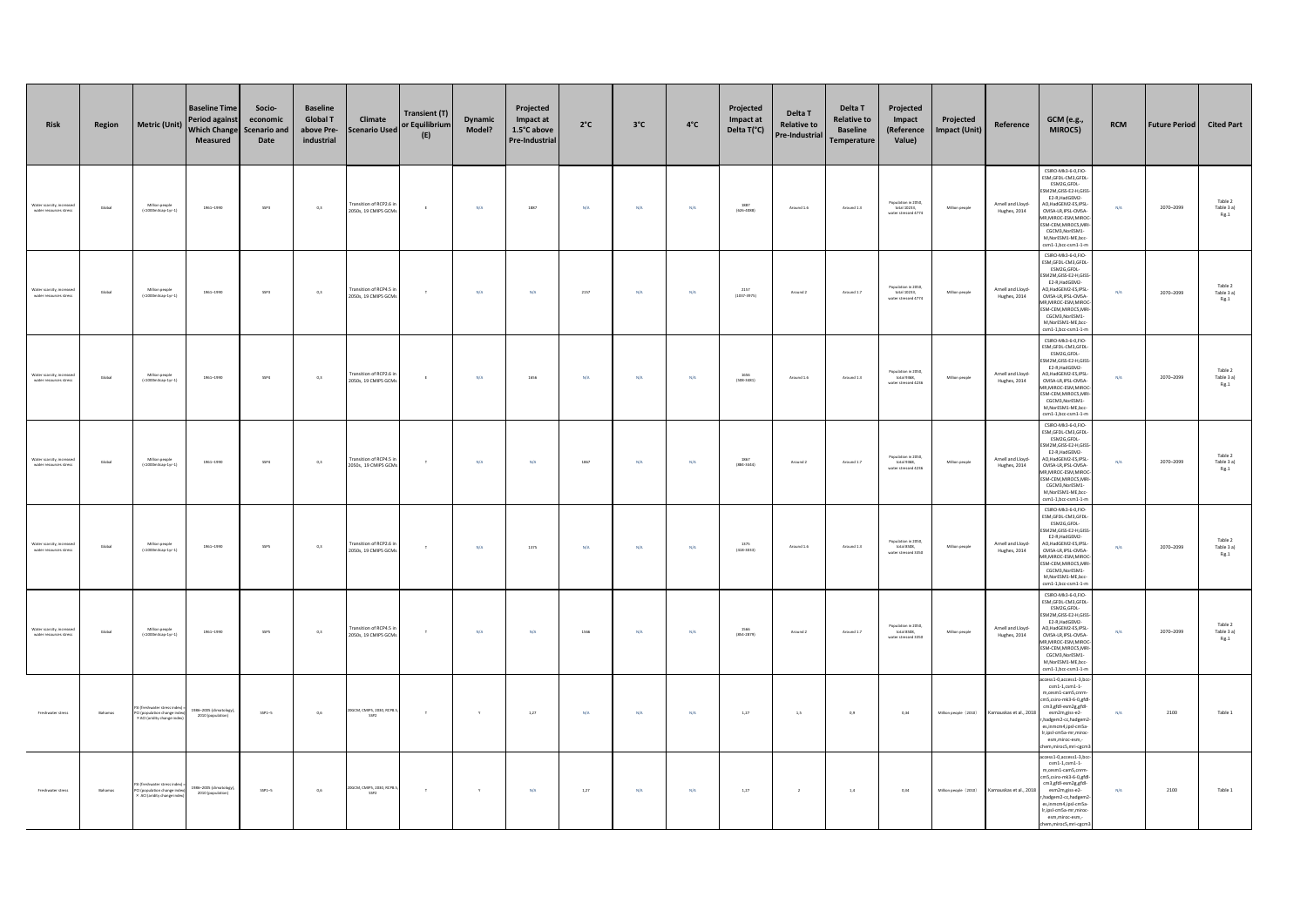| Risk | Region | Metric (Unit) | Baseline Time Period against Which Change Measured | Socio-economic Scenario and Date | Baseline Global T above Pre-industrial | Climate Scenario Used | Transient (T) or Equilibrium (E) | Dynamic Model? | Projected Impact at 1.5°C above Pre-Industrial | 2°C | 3°C | 4°C | Projected Impact at Delta T(°C) | Delta T Relative to Pre-Industrial | Delta T Relative to Baseline Temperature | Projected Impact (Reference Value) | Projected Impact (Unit) | Reference | GCM (e.g., MIROC5) | RCM | Future Period | Cited Part |
|---|---|---|---|---|---|---|---|---|---|---|---|---|---|---|---|---|---|---|---|---|---|---|
| Water scarcity, increased water resources stress | Global | Million people (<1000m3cap-1yr-1) | 1961–1990 | SSP3 | 0,3 | Transition of RCP2.6 in 2050s, 19 CMIP5 GCMs | E | N/A | 1887 | N/A | N/A | N/A | 1887 (626–4088) | Around 1.6 | Around 1.3 | Population in 2050, total 10233, water stressed 4774 | Million people | Arnell and Lloyd-Hughes, 2014 | CSIRO-Mk3-6-0,FIO-ESM,GFDL-CM3,GFDL-ESM2G,GFDL-ESM2M,GISS-E2-H,GISS-E2-R,HadGEM2-AO,HadGEM2-ES,IPSL-CM5A-LR,IPSL-CM5A-MR,MIROC-ESM,MIROC-ESM-CEM,MIROC5,MRI-CGCM3,NorESM1-M,NorESM1-ME,bcc-csm1-1,bcc-csm1-1-m | N/A | 2070–2099 | Table 2 Table 3 a) Fig.1 |
| Water scarcity, increased water resources stress | Global | Million people (<1000m3cap-1yr-1) | 1961–1990 | SSP3 | 0,3 | Transition of RCP4.5 in 2050s, 19 CMIP5 GCMs | T | N/A | N/A | 2137 | N/A | N/A | 2137 (1037–4975) | Around 2 | Around 1.7 | Population in 2050, total 10233, water stressed 4774 | Million people | Arnell and Lloyd-Hughes, 2014 | CSIRO-Mk3-6-0,FIO-ESM,GFDL-CM3,GFDL-ESM2G,GFDL-ESM2M,GISS-E2-H,GISS-E2-R,HadGEM2-AO,HadGEM2-ES,IPSL-CM5A-LR,IPSL-CM5A-MR,MIROC-ESM,MIROC-ESM-CEM,MIROC5,MRI-CGCM3,NorESM1-M,NorESM1-ME,bcc-csm1-1,bcc-csm1-1-m | N/A | 2070–2099 | Table 2 Table 3 a) Fig.1 |
| Water scarcity, increased water resources stress | Global | Million people (<1000m3cap-1yr-1) | 1961–1990 | SSP4 | 0,3 | Transition of RCP2.6 in 2050s, 19 CMIP5 GCMs | E | N/A | 1656 | N/A | N/A | N/A | 1656 (588–3481) | Around 1.6 | Around 1.3 | Population in 2050, total 9488, water stressed 4256 | Million people | Arnell and Lloyd-Hughes, 2014 | CSIRO-Mk3-6-0,FIO-ESM,GFDL-CM3,GFDL-ESM2G,GFDL-ESM2M,GISS-E2-H,GISS-E2-R,HadGEM2-AO,HadGEM2-ES,IPSL-CM5A-LR,IPSL-CM5A-MR,MIROC-ESM,MIROC-ESM-CEM,MIROC5,MRI-CGCM3,NorESM1-M,NorESM1-ME,bcc-csm1-1,bcc-csm1-1-m | N/A | 2070–2099 | Table 2 Table 3 a) Fig.1 |
| Water scarcity, increased water resources stress | Global | Million people (<1000m3cap-1yr-1) | 1961–1990 | SSP4 | 0,3 | Transition of RCP4.5 in 2050s, 19 CMIP5 GCMs | T | N/A | N/A | 1867 | N/A | N/A | 1867 (884–4445) | Around 2 | Around 1.7 | Population in 2050, total 9488, water stressed 4256 | Million people | Arnell and Lloyd-Hughes, 2014 | CSIRO-Mk3-6-0,FIO-ESM,GFDL-CM3,GFDL-ESM2G,GFDL-ESM2M,GISS-E2-H,GISS-E2-R,HadGEM2-AO,HadGEM2-ES,IPSL-CM5A-LR,IPSL-CM5A-MR,MIROC-ESM,MIROC-ESM-CEM,MIROC5,MRI-CGCM3,NorESM1-M,NorESM1-ME,bcc-csm1-1,bcc-csm1-1-m | N/A | 2070–2099 | Table 2 Table 3 a) Fig.1 |
| Water scarcity, increased water resources stress | Global | Million people (<1000m3cap-1yr-1) | 1961–1990 | SSP5 | 0,3 | Transition of RCP2.6 in 2050s, 19 CMIP5 GCMs | T | N/A | 1375 | N/A | N/A | N/A | 1375 (428–3033) | Around 1.6 | Around 1.3 | Population in 2050, total 8509, water stressed 3350 | Million people | Arnell and Lloyd-Hughes, 2014 | CSIRO-Mk3-6-0,FIO-ESM,GFDL-CM3,GFDL-ESM2G,GFDL-ESM2M,GISS-E2-H,GISS-E2-R,HadGEM2-AO,HadGEM2-ES,IPSL-CM5A-LR,IPSL-CM5A-MR,MIROC-ESM,MIROC-ESM-CEM,MIROC5,MRI-CGCM3,NorESM1-M,NorESM1-ME,bcc-csm1-1,bcc-csm1-1-m | N/A | 2070–2099 | Table 2 Table 3 a) Fig.1 |
| Water scarcity, increased water resources stress | Global | Million people (<1000m3cap-1yr-1) | 1961–1990 | SSP5 | 0,3 | Transition of RCP4.5 in 2050s, 19 CMIP5 GCMs | T | N/A | N/A | 1566 | N/A | N/A | 1566 (854–2879) | Around 2 | Around 1.7 | Population in 2050, total 8509, water stressed 3350 | Million people | Arnell and Lloyd-Hughes, 2014 | CSIRO-Mk3-6-0,FIO-ESM,GFDL-CM3,GFDL-ESM2G,GFDL-ESM2M,GISS-E2-H,GISS-E2-R,HadGEM2-AO,HadGEM2-ES,IPSL-CM5A-LR,IPSL-CM5A-MR,MIROC-ESM,MIROC-ESM-CEM,MIROC5,MRI-CGCM3,NorESM1-M,NorESM1-ME,bcc-csm1-1,bcc-csm1-1-m | N/A | 2070–2099 | Table 2 Table 3 a) Fig.1 |
| Freshwater stress | Bahamas | FSI (freshwater stress index) = PCI (population change index) × ACI (aridity change index) | 1986–2005 (climatology), 2010 (population) | SSP1~5 | 0,6 | 20GCM, CMIP5, 2030, RCP8.5, SSP2 | T | Y | 1,27 | N/A | N/A | N/A | 1,27 | 1,5 | 0,9 | 0,34 | Million people (2010) | Karnauskas et al., 2018 | access1-0,access1-3,bcc-csm1-1,ccsm1-1-m,cesm1-cam5,cnrm-cm5,csiro-mk3-6-0,gfdl-cm3,gfdl-esm2g,gfdl-esm2m,giss-e2-r,hadgem2-cc,hadgem2-es,inmcm4,ipsl-cm5a-lr,ipsl-cm5a-mr,miroc-esm,miroc-esm,-chem,miroc5,mri-cgcm3 | N/A | 2100 | Table 1 |
| Freshwater stress | Bahamas | FSI (freshwater stress index) = PCI (population change index) × ACI (aridity change index) | 1986–2005 (climatology), 2010 (population) | SSP1~5 | 0,6 | 20GCM, CMIP5, 2030, RCP8.5, SSP2 | T | Y | N/A | 1,27 | N/A | N/A | 1,27 | 2 | 1,4 | 0,34 | Million people (2010) | Karnauskas et al., 2018 | access1-0,access1-3,bcc-csm1-1,ccsm1-1-m,cesm1-cam5,cnrm-cm5,csiro-mk3-6-0,gfdl-cm3,gfdl-esm2g,gfdl-esm2m,giss-e2-r,hadgem2-cc,hadgem2-es,inmcm4,ipsl-cm5a-lr,ipsl-cm5a-mr,miroc-esm,miroc-esm,-chem,miroc5,mri-cgcm3 | N/A | 2100 | Table 1 |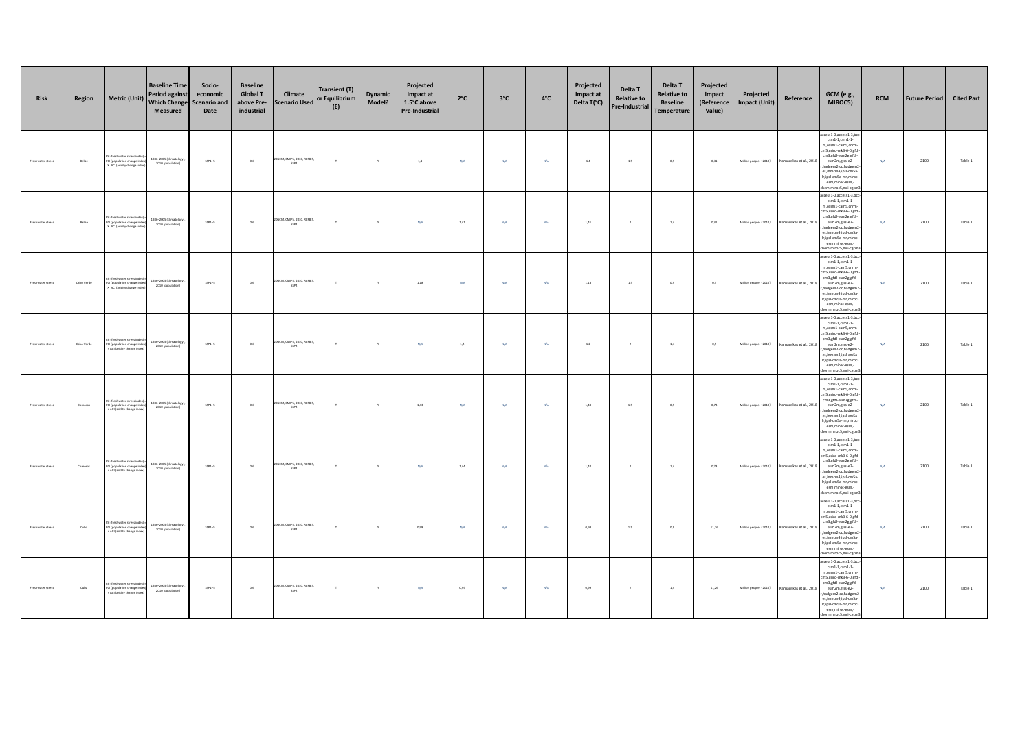| Risk | Region | Metric (Unit) | Baseline Time Period against Which Change Measured | Socio-economic Scenario and Date | Baseline Global T above Pre-industrial | Climate Scenario Used | Transient (T) or Equilibrium (E) | Dynamic Model? | Projected Impact at 1.5°C above Pre-Industrial | 2°C | 3°C | 4°C | Projected Impact at Delta T(°C) | Delta T Relative to Pre-Industrial | Delta T Relative to Baseline Temperature | Projected Impact (Reference Value) | Projected Impact (Unit) | Reference | GCM (e.g., MIROC5) | RCM | Future Period | Cited Part |
|---|---|---|---|---|---|---|---|---|---|---|---|---|---|---|---|---|---|---|---|---|---|---|
| Freshwater stress | Belize | FSI (freshwater stress index) = PCI (population change index) × ACI (aridity change index) | 1986–2005 (climatology), 2010 (population) | SSP1–5 | 0,6 | 20GCM, CMIP5, 2030, RCP8.5, SSP2 | T | Y | 1,4 | N/A | N/A | N/A | 1,4 | 1,5 | 0,9 | 0,31 | Million people (2010) | Karnauskas et al., 2018 | access1-0,access1-3,bcc-csm1-1,csm1-1-m,cesm1-cam5,cnrm-cm5,csiro-mk3-6-0,gfdl-cm3,gfdl-esm2g,gfdl-esm2m,giss-e2-r,hadgem2-cc,hadgem2-es,inmcm4,ipsl-cm5a-lr,ipsl-cm5a-mr,miroc-esm,miroc-esm,-chem,miroc5,mri-cgcm3 | N/A | 2100 | Table 1 |
| Freshwater stress | Belize | FSI (freshwater stress index) = PCI (population change index) × ACI (aridity change index) | 1986–2005 (climatology), 2010 (population) | SSP1–5 | 0,6 | 20GCM, CMIP5, 2030, RCP8.5, SSP2 | T | Y | N/A | 1,41 | N/A | N/A | 1,41 | 2 | 1,4 | 0,31 | Million people (2010) | Karnauskas et al., 2018 | access1-0,access1-3,bcc-csm1-1,csm1-1-m,cesm1-cam5,cnrm-cm5,csiro-mk3-6-0,gfdl-cm3,gfdl-esm2g,gfdl-esm2m,giss-e2-r,hadgem2-cc,hadgem2-es,inmcm4,ipsl-cm5a-lr,ipsl-cm5a-mr,miroc-esm,miroc-esm,-chem,miroc5,mri-cgcm3 | N/A | 2100 | Table 1 |
| Freshwater stress | Cabo Verde | FSI (freshwater stress index) = PCI (population change index) × ACI (aridity change index) | 1986–2005 (climatology), 2010 (population) | SSP1–5 | 0,6 | 20GCM, CMIP5, 2030, RCP8.5, SSP2 | T | Y | 1,18 | N/A | N/A | N/A | 1,18 | 1,5 | 0,9 | 0,5 | Million people (2010) | Karnauskas et al., 2018 | access1-0,access1-3,bcc-csm1-1,csm1-1-m,cesm1-cam5,cnrm-cm5,csiro-mk3-6-0,gfdl-cm3,gfdl-esm2g,gfdl-esm2m,giss-e2-r,hadgem2-cc,hadgem2-es,inmcm4,ipsl-cm5a-lr,ipsl-cm5a-mr,miroc-esm,miroc-esm,-chem,miroc5,mri-cgcm3 | N/A | 2100 | Table 1 |
| Freshwater stress | Cabo Verde | FSI (freshwater stress index) = PCI (population change index) × ACI (aridity change index) | 1986–2005 (climatology), 2010 (population) | SSP1–5 | 0,6 | 20GCM, CMIP5, 2030, RCP8.5, SSP2 | T | Y | N/A | 1,2 | N/A | N/A | 1,2 | 2 | 1,4 | 0,5 | Million people (2010) | Karnauskas et al., 2018 | access1-0,access1-3,bcc-csm1-1,csm1-1-m,cesm1-cam5,cnrm-cm5,csiro-mk3-6-0,gfdl-cm3,gfdl-esm2g,gfdl-esm2m,giss-e2-r,hadgem2-cc,hadgem2-es,inmcm4,ipsl-cm5a-lr,ipsl-cm5a-mr,miroc-esm,miroc-esm,-chem,miroc5,mri-cgcm3 | N/A | 2100 | Table 1 |
| Freshwater stress | Comoros | FSI (freshwater stress index) = PCI (population change index) × ACI (aridity change index) | 1986–2005 (climatology), 2010 (population) | SSP1–5 | 0,6 | 20GCM, CMIP5, 2030, RCP8.5, SSP2 | T | Y | 1,43 | N/A | N/A | N/A | 1,43 | 1,5 | 0,9 | 0,73 | Million people (2010) | Karnauskas et al., 2018 | access1-0,access1-3,bcc-csm1-1,csm1-1-m,cesm1-cam5,cnrm-cm5,csiro-mk3-6-0,gfdl-cm3,gfdl-esm2g,gfdl-esm2m,giss-e2-r,hadgem2-cc,hadgem2-es,inmcm4,ipsl-cm5a-lr,ipsl-cm5a-mr,miroc-esm,miroc-esm,-chem,miroc5,mri-cgcm3 | N/A | 2100 | Table 1 |
| Freshwater stress | Comoros | FSI (freshwater stress index) = PCI (population change index) × ACI (aridity change index) | 1986–2005 (climatology), 2010 (population) | SSP1–5 | 0,6 | 20GCM, CMIP5, 2030, RCP8.5, SSP2 | T | Y | N/A | 1,44 | N/A | N/A | 1,44 | 2 | 1,4 | 0,73 | Million people (2010) | Karnauskas et al., 2018 | access1-0,access1-3,bcc-csm1-1,csm1-1-m,cesm1-cam5,cnrm-cm5,csiro-mk3-6-0,gfdl-cm3,gfdl-esm2g,gfdl-esm2m,giss-e2-r,hadgem2-cc,hadgem2-es,inmcm4,ipsl-cm5a-lr,ipsl-cm5a-mr,miroc-esm,miroc-esm,-chem,miroc5,mri-cgcm3 | N/A | 2100 | Table 1 |
| Freshwater stress | Cuba | FSI (freshwater stress index) = PCI (population change index) × ACI (aridity change index) | 1986–2005 (climatology), 2010 (population) | SSP1–5 | 0,6 | 20GCM, CMIP5, 2030, RCP8.5, SSP2 | T | Y | 0,98 | N/A | N/A | N/A | 0,98 | 1,5 | 0,9 | 11,26 | Million people (2010) | Karnauskas et al., 2018 | access1-0,access1-3,bcc-csm1-1,csm1-1-m,cesm1-cam5,cnrm-cm5,csiro-mk3-6-0,gfdl-cm3,gfdl-esm2g,gfdl-esm2m,giss-e2-r,hadgem2-cc,hadgem2-es,inmcm4,ipsl-cm5a-lr,ipsl-cm5a-mr,miroc-esm,miroc-esm,-chem,miroc5,mri-cgcm3 | N/A | 2100 | Table 1 |
| Freshwater stress | Cuba | FSI (freshwater stress index) = PCI (population change index) × ACI (aridity change index) | 1986–2005 (climatology), 2010 (population) | SSP1–5 | 0,6 | 20GCM, CMIP5, 2030, RCP8.5, SSP2 | T | Y | N/A | 0,99 | N/A | N/A | 0,99 | 2 | 1,4 | 11,26 | Million people (2010) | Karnauskas et al., 2018 | access1-0,access1-3,bcc-csm1-1,csm1-1-m,cesm1-cam5,cnrm-cm5,csiro-mk3-6-0,gfdl-cm3,gfdl-esm2g,gfdl-esm2m,giss-e2-r,hadgem2-cc,hadgem2-es,inmcm4,ipsl-cm5a-lr,ipsl-cm5a-mr,miroc-esm,miroc-esm,-chem,miroc5,mri-cgcm3 | N/A | 2100 | Table 1 |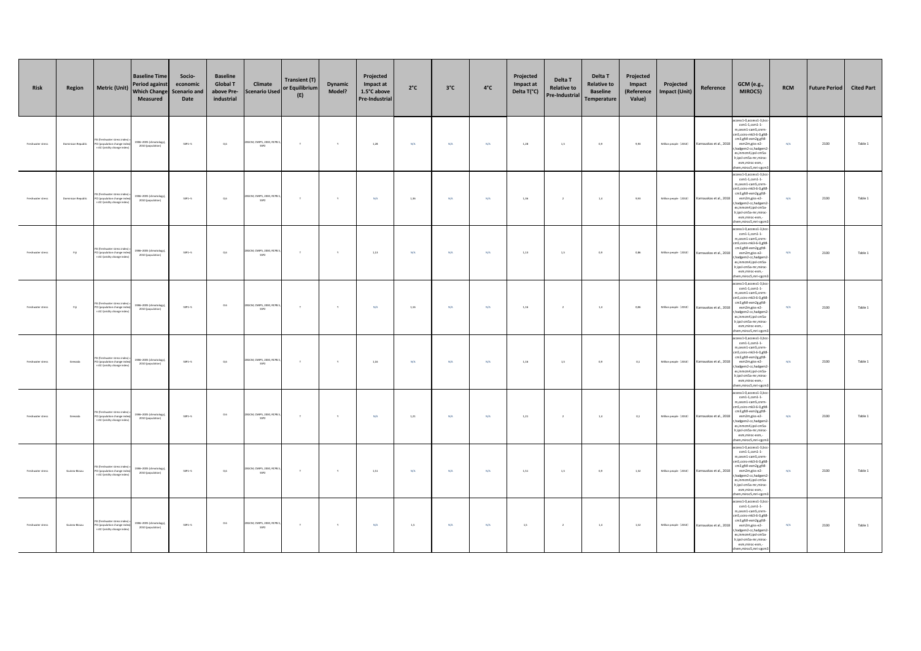| Risk | Region | Metric (Unit) | Baseline Time Period against Which Change Measured | Socio-economic Scenario and Date | Baseline Global T above Pre-industrial | Climate Scenario Used | Transient (T) or Equilibrium (E) | Dynamic Model? | Projected Impact at 1.5°C above Pre-Industrial | 2°C | 3°C | 4°C | Projected Impact at Delta T(°C) | Delta T Relative to Pre-Industrial | Delta T Relative to Baseline Temperature | Projected Impact (Reference Value) | Projected Impact (Unit) | Reference | GCM (e.g., MIROC5) | RCM | Future Period | Cited Part |
|---|---|---|---|---|---|---|---|---|---|---|---|---|---|---|---|---|---|---|---|---|---|---|
| Freshwater stress | Dominican Republic | FSI (freshwater stress index) = PCI (population change index) + ACI (aridity change index) | 1986–2005 (climatology), 2010 (population) | SSP1~5 | 0,6 | 20GCM, CMIP5, 2030, RCP8.5, SSP2 | T | Y | 1,28 | N/A | N/A | N/A | 1,28 | 1,5 | 0,9 | 9,93 | Million people (2010) | Karnauskas et al., 2018 | access1-0,access1-3,bcc-csm1-1,csm1-1-m,cesm1-cam5,cnrm-cm5,csiro-mk3-6-0,gfdl-cm3,gfdl-esm2g,gfdl-esm2m,giss-e2-r,hadgem2-cc,hadgem2-es,inmcm4,ipsl-cm5a-lr,ipsl-cm5a-mr,miroc-esm,miroc-esm,-chem,miroc5,mri-cgcm3 | N/A | 2100 | Table 1 |
| Freshwater stress | Dominican Republic | FSI (freshwater stress index) = PCI (population change index) + ACI (aridity change index) | 1986–2005 (climatology), 2010 (population) | SSP1~5 | 0,6 | 20GCM, CMIP5, 2030, RCP8.5, SSP2 | T | Y | N/A | 1,36 | N/A | N/A | 1,36 | 2 | 1,4 | 9,93 | Million people (2010) | Karnauskas et al., 2018 | access1-0,access1-3,bcc-csm1-1,csm1-1-m,cesm1-cam5,cnrm-cm5,csiro-mk3-6-0,gfdl-cm3,gfdl-esm2g,gfdl-esm2m,giss-e2-r,hadgem2-cc,hadgem2-es,inmcm4,ipsl-cm5a-lr,ipsl-cm5a-mr,miroc-esm,miroc-esm,-chem,miroc5,mri-cgcm3 | N/A | 2100 | Table 1 |
| Freshwater stress | Fiji | FSI (freshwater stress index) = PCI (population change index) + ACI (aridity change index) | 1986–2005 (climatology), 2010 (population) | SSP1~5 | 0,6 | 20GCM, CMIP5, 2030, RCP8.5, SSP2 | T | Y | 1,13 | N/A | N/A | N/A | 1,13 | 1,5 | 0,9 | 0,86 | Million people (2010) | Karnauskas et al., 2018 | access1-0,access1-3,bcc-csm1-1,csm1-1-m,cesm1-cam5,cnrm-cm5,csiro-mk3-6-0,gfdl-cm3,gfdl-esm2g,gfdl-esm2m,giss-e2-r,hadgem2-cc,hadgem2-es,inmcm4,ipsl-cm5a-lr,ipsl-cm5a-mr,miroc-esm,miroc-esm,-chem,miroc5,mri-cgcm3 | N/A | 2100 | Table 1 |
| Freshwater stress | Fiji | FSI (freshwater stress index) = PCI (population change index) + ACI (aridity change index) | 1986–2005 (climatology), 2010 (population) | SSP1~5 | 0,6 | 20GCM, CMIP5, 2030, RCP8.5, SSP2 | T | Y | N/A | 1,16 | N/A | N/A | 1,16 | 2 | 1,4 | 0,86 | Million people (2010) | Karnauskas et al., 2018 | access1-0,access1-3,bcc-csm1-1,csm1-1-m,cesm1-cam5,cnrm-cm5,csiro-mk3-6-0,gfdl-cm3,gfdl-esm2g,gfdl-esm2m,giss-e2-r,hadgem2-cc,hadgem2-es,inmcm4,ipsl-cm5a-lr,ipsl-cm5a-mr,miroc-esm,miroc-esm,-chem,miroc5,mri-cgcm3 | N/A | 2100 | Table 1 |
| Freshwater stress | Grenada | FSI (freshwater stress index) = PCI (population change index) + ACI (aridity change index) | 1986–2005 (climatology), 2010 (population) | SSP1~5 | 0,6 | 20GCM, CMIP5, 2030, RCP8.5, SSP2 | T | Y | 1,16 | N/A | N/A | N/A | 1,16 | 1,5 | 0,9 | 0,1 | Million people (2010) | Karnauskas et al., 2018 | access1-0,access1-3,bcc-csm1-1,csm1-1-m,cesm1-cam5,cnrm-cm5,csiro-mk3-6-0,gfdl-cm3,gfdl-esm2g,gfdl-esm2m,giss-e2-r,hadgem2-cc,hadgem2-es,inmcm4,ipsl-cm5a-lr,ipsl-cm5a-mr,miroc-esm,miroc-esm,-chem,miroc5,mri-cgcm3 | N/A | 2100 | Table 1 |
| Freshwater stress | Grenada | FSI (freshwater stress index) = PCI (population change index) + ACI (aridity change index) | 1986–2005 (climatology), 2010 (population) | SSP1~5 | 0,6 | 20GCM, CMIP5, 2030, RCP8.5, SSP2 | T | Y | N/A | 1,21 | N/A | N/A | 1,21 | 2 | 1,4 | 0,1 | Million people (2010) | Karnauskas et al., 2018 | access1-0,access1-3,bcc-csm1-1,csm1-1-m,cesm1-cam5,cnrm-cm5,csiro-mk3-6-0,gfdl-cm3,gfdl-esm2g,gfdl-esm2m,giss-e2-r,hadgem2-cc,hadgem2-es,inmcm4,ipsl-cm5a-lr,ipsl-cm5a-mr,miroc-esm,miroc-esm,-chem,miroc5,mri-cgcm3 | N/A | 2100 | Table 1 |
| Freshwater stress | Guinea-Bissau | FSI (freshwater stress index) = PCI (population change index) + ACI (aridity change index) | 1986–2005 (climatology), 2010 (population) | SSP1~5 | 0,6 | 20GCM, CMIP5, 2030, RCP8.5, SSP2 | T | Y | 1,51 | N/A | N/A | N/A | 1,51 | 1,5 | 0,9 | 1,52 | Million people (2010) | Karnauskas et al., 2018 | access1-0,access1-3,bcc-csm1-1,csm1-1-m,cesm1-cam5,cnrm-cm5,csiro-mk3-6-0,gfdl-cm3,gfdl-esm2g,gfdl-esm2m,giss-e2-r,hadgem2-cc,hadgem2-es,inmcm4,ipsl-cm5a-lr,ipsl-cm5a-mr,miroc-esm,miroc-esm,-chem,miroc5,mri-cgcm3 | N/A | 2100 | Table 1 |
| Freshwater stress | Guinea-Bissau | FSI (freshwater stress index) = PCI (population change index) + ACI (aridity change index) | 1986–2005 (climatology), 2010 (population) | SSP1~5 | 0,6 | 20GCM, CMIP5, 2030, RCP8.5, SSP2 | T | Y | N/A | 1,5 | N/A | N/A | 1,5 | 2 | 1,4 | 1,52 | Million people (2010) | Karnauskas et al., 2018 | access1-0,access1-3,bcc-csm1-1,csm1-1-m,cesm1-cam5,cnrm-cm5,csiro-mk3-6-0,gfdl-cm3,gfdl-esm2g,gfdl-esm2m,giss-e2-r,hadgem2-cc,hadgem2-es,inmcm4,ipsl-cm5a-lr,ipsl-cm5a-mr,miroc-esm,miroc-esm,-chem,miroc5,mri-cgcm3 | N/A | 2100 | Table 1 |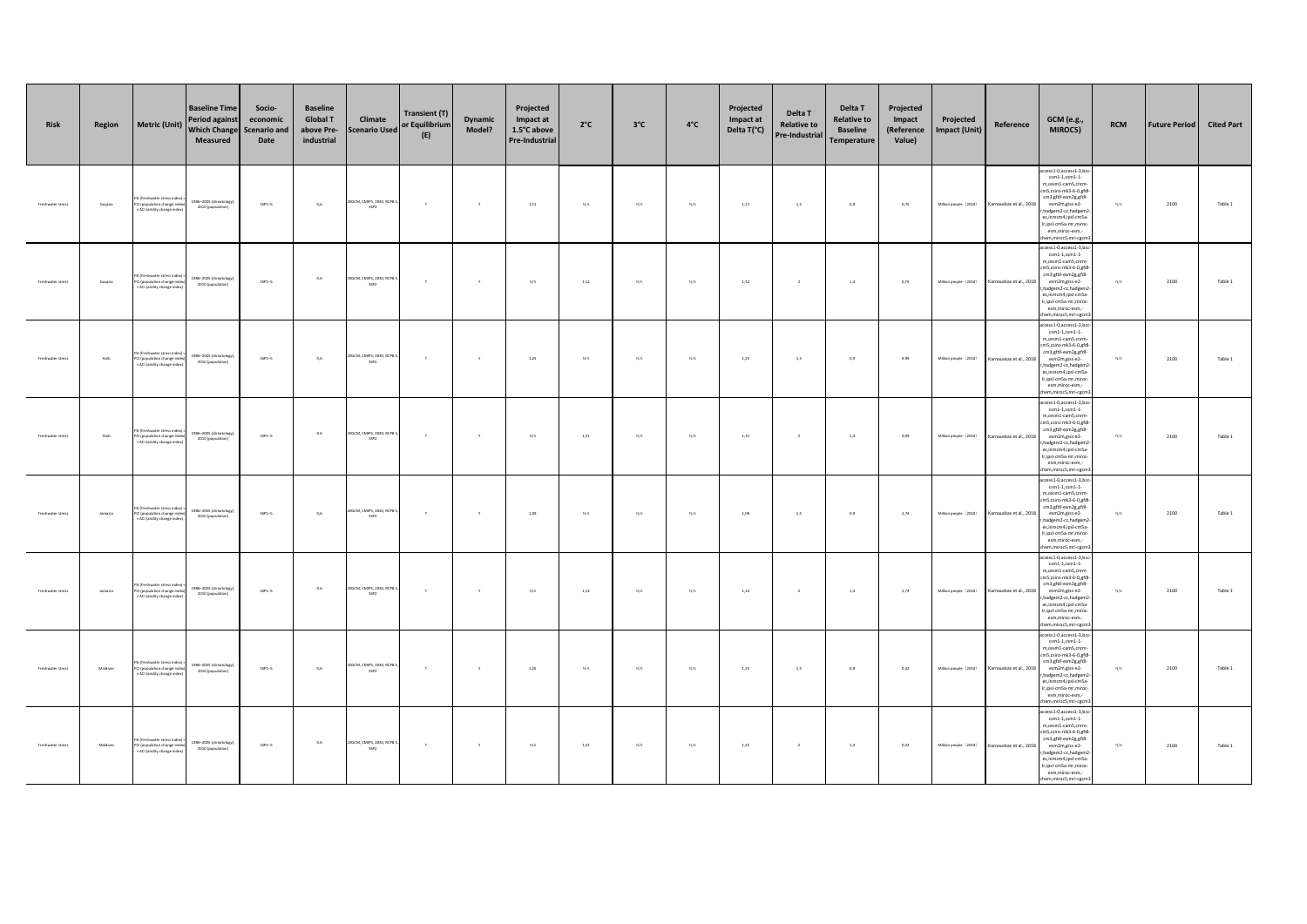| Risk | Region | Metric (Unit) | Baseline Time Period against Which Change Measured | Socio-economic Scenario and Date | Baseline Global T above Pre-industrial | Climate Scenario Used | Transient (T) or Equilibrium (E) | Dynamic Model? | Projected Impact at 1.5°C above Pre-Industrial | 2°C | 3°C | 4°C | Projected Impact at Delta T(°C) | Delta T Relative to Pre-Industrial | Delta T Relative to Baseline Temperature | Projected Impact (Reference Value) | Projected Impact (Unit) | Reference | GCM (e.g., MIROC5) | RCM | Future Period | Cited Part |
|---|---|---|---|---|---|---|---|---|---|---|---|---|---|---|---|---|---|---|---|---|---|---|
| Freshwater stress | Guyana | FSI (freshwater stress index) = PCI (population change index) × ACI (aridity change index) | 1986–2005 (climatology), 2010 (population) | SSP1~5 | 0.6 | 20GCM, CMIP5, 2030, RCP8.5, SSP2 | T | Y | 1.11 | N/A | N/A | N/A | 1.11 | 1.5 | 0.9 | 0.75 | Million people（2010） | Karnauskas et al., 2018 | access1-0,access1-3,bcc-csm1-1,csm1-1-m,cesm1-cam5,cnrm-cm5,csiro-mk3-6-0,gfdl-cm3,gfdl-esm2g,gfdl-esm2m,giss-e2-r,hadgem2-cc,hadgem2-es,inmcm4,ipsl-cm5a-lr,ipsl-cm5a-mr,miroc-esm,miroc-esm-chem,miroc5,mri-cgcm3 | N/A | 2100 | Table 1 |
| Freshwater stress | Guyana | FSI (freshwater stress index) = PCI (population change index) × ACI (aridity change index) | 1986–2005 (climatology), 2010 (population) | SSP1~5 | 0.6 | 20GCM, CMIP5, 2030, RCP8.5, SSP2 | T | Y | N/A | 1.12 | N/A | N/A | 1.12 | 2 | 1.4 | 0.75 | Million people（2010） | Karnauskas et al., 2018 | access1-0,access1-3,bcc-csm1-1,csm1-1-m,cesm1-cam5,cnrm-cm5,csiro-mk3-6-0,gfdl-cm3,gfdl-esm2g,gfdl-esm2m,giss-e2-r,hadgem2-cc,hadgem2-es,inmcm4,ipsl-cm5a-lr,ipsl-cm5a-mr,miroc-esm,miroc-esm-chem,miroc5,mri-cgcm3 | N/A | 2100 | Table 1 |
| Freshwater stress | Haiti | FSI (freshwater stress index) = PCI (population change index) × ACI (aridity change index) | 1986–2005 (climatology), 2010 (population) | SSP1~5 | 0.6 | 20GCM, CMIP5, 2030, RCP8.5, SSP2 | T | Y | 1.25 | N/A | N/A | N/A | 1.25 | 1.5 | 0.9 | 9.99 | Million people（2010） | Karnauskas et al., 2018 | access1-0,access1-3,bcc-csm1-1,csm1-1-m,cesm1-cam5,cnrm-cm5,csiro-mk3-6-0,gfdl-cm3,gfdl-esm2g,gfdl-esm2m,giss-e2-r,hadgem2-cc,hadgem2-es,inmcm4,ipsl-cm5a-lr,ipsl-cm5a-mr,miroc-esm,miroc-esm-chem,miroc5,mri-cgcm3 | N/A | 2100 | Table 1 |
| Freshwater stress | Haiti | FSI (freshwater stress index) = PCI (population change index) × ACI (aridity change index) | 1986–2005 (climatology), 2010 (population) | SSP1~5 | 0.6 | 20GCM, CMIP5, 2030, RCP8.5, SSP2 | T | Y | N/A | 1.31 | N/A | N/A | 1.31 | 2 | 1.4 | 9.99 | Million people（2010） | Karnauskas et al., 2018 | access1-0,access1-3,bcc-csm1-1,csm1-1-m,cesm1-cam5,cnrm-cm5,csiro-mk3-6-0,gfdl-cm3,gfdl-esm2g,gfdl-esm2m,giss-e2-r,hadgem2-cc,hadgem2-es,inmcm4,ipsl-cm5a-lr,ipsl-cm5a-mr,miroc-esm,miroc-esm-chem,miroc5,mri-cgcm3 | N/A | 2100 | Table 1 |
| Freshwater stress | Jamaica | FSI (freshwater stress index) = PCI (population change index) × ACI (aridity change index) | 1986–2005 (climatology), 2010 (population) | SSP1~5 | 0.6 | 20GCM, CMIP5, 2030, RCP8.5, SSP2 | T | Y | 1.09 | N/A | N/A | N/A | 1.09 | 1.5 | 0.9 | 2.74 | Million people（2010） | Karnauskas et al., 2018 | access1-0,access1-3,bcc-csm1-1,csm1-1-m,cesm1-cam5,cnrm-cm5,csiro-mk3-6-0,gfdl-cm3,gfdl-esm2g,gfdl-esm2m,giss-e2-r,hadgem2-cc,hadgem2-es,inmcm4,ipsl-cm5a-lr,ipsl-cm5a-mr,miroc-esm,miroc-esm-chem,miroc5,mri-cgcm3 | N/A | 2100 | Table 1 |
| Freshwater stress | Jamaica | FSI (freshwater stress index) = PCI (population change index) × ACI (aridity change index) | 1986–2005 (climatology), 2010 (population) | SSP1~5 | 0.6 | 20GCM, CMIP5, 2030, RCP8.5, SSP2 | T | Y | N/A | 1.13 | N/A | N/A | 1.13 | 2 | 1.4 | 2.74 | Million people（2010） | Karnauskas et al., 2018 | access1-0,access1-3,bcc-csm1-1,csm1-1-m,cesm1-cam5,cnrm-cm5,csiro-mk3-6-0,gfdl-cm3,gfdl-esm2g,gfdl-esm2m,giss-e2-r,hadgem2-cc,hadgem2-es,inmcm4,ipsl-cm5a-lr,ipsl-cm5a-mr,miroc-esm,miroc-esm-chem,miroc5,mri-cgcm3 | N/A | 2100 | Table 1 |
| Freshwater stress | Maldives | FSI (freshwater stress index) = PCI (population change index) × ACI (aridity change index) | 1986–2005 (climatology), 2010 (population) | SSP1~5 | 0.6 | 20GCM, CMIP5, 2030, RCP8.5, SSP2 | T | Y | 1.25 | N/A | N/A | N/A | 1.25 | 1.5 | 0.9 | 0.32 | Million people（2010） | Karnauskas et al., 2018 | access1-0,access1-3,bcc-csm1-1,csm1-1-m,cesm1-cam5,cnrm-cm5,csiro-mk3-6-0,gfdl-cm3,gfdl-esm2g,gfdl-esm2m,giss-e2-r,hadgem2-cc,hadgem2-es,inmcm4,ipsl-cm5a-lr,ipsl-cm5a-mr,miroc-esm,miroc-esm-chem,miroc5,mri-cgcm3 | N/A | 2100 | Table 1 |
| Freshwater stress | Maldives | FSI (freshwater stress index) = PCI (population change index) × ACI (aridity change index) | 1986–2005 (climatology), 2010 (population) | SSP1~5 | 0.6 | 20GCM, CMIP5, 2030, RCP8.5, SSP2 | T | Y | N/A | 1.22 | N/A | N/A | 1.22 | 2 | 1.4 | 0.32 | Million people（2010） | Karnauskas et al., 2018 | access1-0,access1-3,bcc-csm1-1,csm1-1-m,cesm1-cam5,cnrm-cm5,csiro-mk3-6-0,gfdl-cm3,gfdl-esm2g,gfdl-esm2m,giss-e2-r,hadgem2-cc,hadgem2-es,inmcm4,ipsl-cm5a-lr,ipsl-cm5a-mr,miroc-esm,miroc-esm-chem,miroc5,mri-cgcm3 | N/A | 2100 | Table 1 |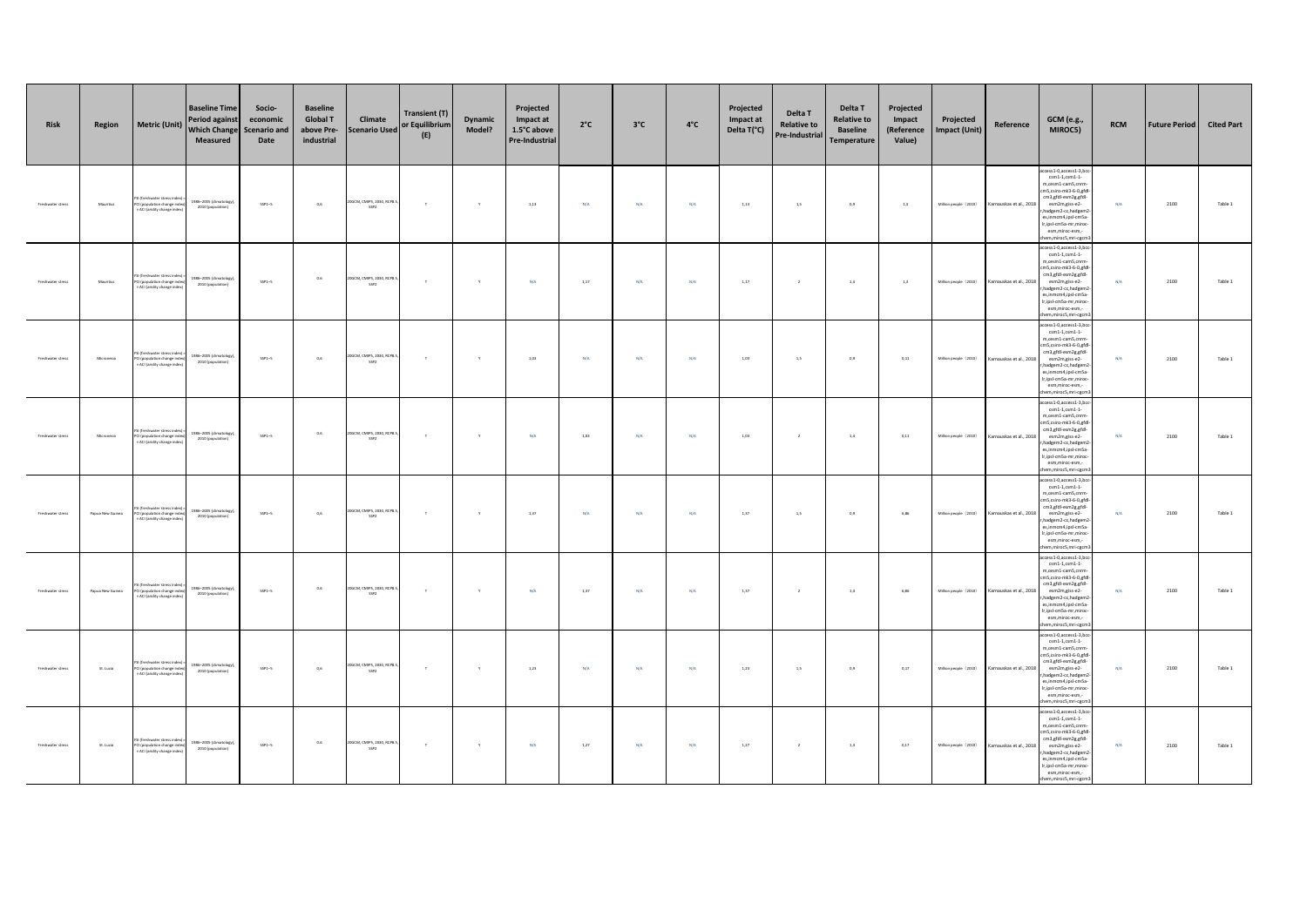| Risk | Region | Metric (Unit) | Baseline Time Period against Which Change Measured | Socio-economic Scenario and Date | Baseline Global T above Pre-industrial | Climate Scenario Used | Transient (T) or Equilibrium (E) | Dynamic Model? | Projected Impact at 1.5°C above Pre-Industrial | 2°C | 3°C | 4°C | Projected Impact at Delta T(°C) | Delta T Relative to Pre-Industrial | Delta T Relative to Baseline Temperature | Projected Impact (Reference Value) | Projected Impact (Unit) | Reference | GCM (e.g., MIROC5) | RCM | Future Period | Cited Part |
|---|---|---|---|---|---|---|---|---|---|---|---|---|---|---|---|---|---|---|---|---|---|---|
| Freshwater stress | Mauritius | FSI (freshwater stress index) = PCI (population change index) + ACI (aridity change index) | 1986–2005 (climatology), 2010 (population) | SSP1~5 | 0.6 | 20GCM, CMIP5, 2030, RCP8.5, SSP2 | T | Y | 1.13 | N/A | N/A | N/A | 1.13 | 1.5 | 0.9 | 1.3 | Million people (2010) | Karnauskas et al., 2018 | access1-0,access1-3,bcc-csm1-1,csm1-1-m,cesm1-cam5,cnrm-cm5,csiro-mk3-6-0,gfdl-cm3,gfdl-esm2g,gfdl-esm2m,giss-e2-r,hadgem2-cc,hadgem2-es,inmcm4,ipsl-cm5a-lr,ipsl-cm5a-mr,miroc-esm,miroc-esm-chem,miroc5,mri-cgcm3 | N/A | 2100 | Table 1 |
| Freshwater stress | Mauritius | FSI (freshwater stress index) = PCI (population change index) + ACI (aridity change index) | 1986–2005 (climatology), 2010 (population) | SSP1~5 | 0.6 | 20GCM, CMIP5, 2030, RCP8.5, SSP2 | T | Y | N/A | 1.17 | N/A | N/A | 1.17 | 2 | 1.4 | 1.3 | Million people (2010) | Karnauskas et al., 2018 | access1-0,access1-3,bcc-csm1-1,csm1-1-m,cesm1-cam5,cnrm-cm5,csiro-mk3-6-0,gfdl-cm3,gfdl-esm2g,gfdl-esm2m,giss-e2-r,hadgem2-cc,hadgem2-es,inmcm4,ipsl-cm5a-lr,ipsl-cm5a-mr,miroc-esm,miroc-esm-chem,miroc5,mri-cgcm3 | N/A | 2100 | Table 1 |
| Freshwater stress | Micronesia | FSI (freshwater stress index) = PCI (population change index) + ACI (aridity change index) | 1986–2005 (climatology), 2010 (population) | SSP1~5 | 0.6 | 20GCM, CMIP5, 2030, RCP8.5, SSP2 | T | Y | 1.03 | N/A | N/A | N/A | 1.03 | 1.5 | 0.9 | 0.11 | Million people (2010) | Karnauskas et al., 2018 | access1-0,access1-3,bcc-csm1-1,csm1-1-m,cesm1-cam5,cnrm-cm5,csiro-mk3-6-0,gfdl-cm3,gfdl-esm2g,gfdl-esm2m,giss-e2-r,hadgem2-cc,hadgem2-es,inmcm4,ipsl-cm5a-lr,ipsl-cm5a-mr,miroc-esm,miroc-esm-chem,miroc5,mri-cgcm3 | N/A | 2100 | Table 1 |
| Freshwater stress | Micronesia | FSI (freshwater stress index) = PCI (population change index) + ACI (aridity change index) | 1986–2005 (climatology), 2010 (population) | SSP1~5 | 0.6 | 20GCM, CMIP5, 2030, RCP8.5, SSP2 | T | Y | N/A | 1.03 | N/A | N/A | 1.03 | 2 | 1.4 | 0.11 | Million people (2010) | Karnauskas et al., 2018 | access1-0,access1-3,bcc-csm1-1,csm1-1-m,cesm1-cam5,cnrm-cm5,csiro-mk3-6-0,gfdl-cm3,gfdl-esm2g,gfdl-esm2m,giss-e2-r,hadgem2-cc,hadgem2-es,inmcm4,ipsl-cm5a-lr,ipsl-cm5a-mr,miroc-esm,miroc-esm-chem,miroc5,mri-cgcm3 | N/A | 2100 | Table 1 |
| Freshwater stress | Papua New Guinea | FSI (freshwater stress index) = PCI (population change index) + ACI (aridity change index) | 1986–2005 (climatology), 2010 (population) | SSP1~5 | 0.6 | 20GCM, CMIP5, 2030, RCP8.5, SSP2 | T | Y | 1.37 | N/A | N/A | N/A | 1.37 | 1.5 | 0.9 | 6.86 | Million people (2010) | Karnauskas et al., 2018 | access1-0,access1-3,bcc-csm1-1,csm1-1-m,cesm1-cam5,cnrm-cm5,csiro-mk3-6-0,gfdl-cm3,gfdl-esm2g,gfdl-esm2m,giss-e2-r,hadgem2-cc,hadgem2-es,inmcm4,ipsl-cm5a-lr,ipsl-cm5a-mr,miroc-esm,miroc-esm-chem,miroc5,mri-cgcm3 | N/A | 2100 | Table 1 |
| Freshwater stress | Papua New Guinea | FSI (freshwater stress index) = PCI (population change index) + ACI (aridity change index) | 1986–2005 (climatology), 2010 (population) | SSP1~5 | 0.6 | 20GCM, CMIP5, 2030, RCP8.5, SSP2 | T | Y | N/A | 1.37 | N/A | N/A | 1.37 | 2 | 1.4 | 6.86 | Million people (2010) | Karnauskas et al., 2018 | access1-0,access1-3,bcc-csm1-1,csm1-1-m,cesm1-cam5,cnrm-cm5,csiro-mk3-6-0,gfdl-cm3,gfdl-esm2g,gfdl-esm2m,giss-e2-r,hadgem2-cc,hadgem2-es,inmcm4,ipsl-cm5a-lr,ipsl-cm5a-mr,miroc-esm,miroc-esm-chem,miroc5,mri-cgcm3 | N/A | 2100 | Table 1 |
| Freshwater stress | St. Lucia | FSI (freshwater stress index) = PCI (population change index) + ACI (aridity change index) | 1986–2005 (climatology), 2010 (population) | SSP1~5 | 0.6 | 20GCM, CMIP5, 2030, RCP8.5, SSP2 | T | Y | 1.23 | N/A | N/A | N/A | 1.23 | 1.5 | 0.9 | 0.17 | Million people (2010) | Karnauskas et al., 2018 | access1-0,access1-3,bcc-csm1-1,csm1-1-m,cesm1-cam5,cnrm-cm5,csiro-mk3-6-0,gfdl-cm3,gfdl-esm2g,gfdl-esm2m,giss-e2-r,hadgem2-cc,hadgem2-es,inmcm4,ipsl-cm5a-lr,ipsl-cm5a-mr,miroc-esm,miroc-esm-chem,miroc5,mri-cgcm3 | N/A | 2100 | Table 1 |
| Freshwater stress | St. Lucia | FSI (freshwater stress index) = PCI (population change index) + ACI (aridity change index) | 1986–2005 (climatology), 2010 (population) | SSP1~5 | 0.6 | 20GCM, CMIP5, 2030, RCP8.5, SSP2 | T | Y | N/A | 1.27 | N/A | N/A | 1.27 | 2 | 1.4 | 0.17 | Million people (2010) | Karnauskas et al., 2018 | access1-0,access1-3,bcc-csm1-1,csm1-1-m,cesm1-cam5,cnrm-cm5,csiro-mk3-6-0,gfdl-cm3,gfdl-esm2g,gfdl-esm2m,giss-e2-r,hadgem2-cc,hadgem2-es,inmcm4,ipsl-cm5a-lr,ipsl-cm5a-mr,miroc-esm,miroc-esm-chem,miroc5,mri-cgcm3 | N/A | 2100 | Table 1 |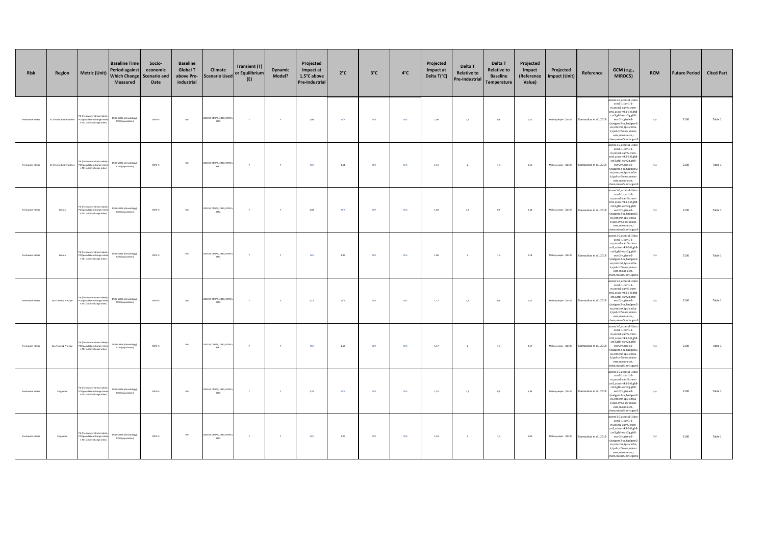| Risk | Region | Metric (Unit) | Baseline Time Period against Which Change Measured | Socio-economic Scenario and Date | Baseline Global T above Pre-industrial | Climate Scenario Used | Transient (T) or Equilibrium (E) | Dynamic Model? | Projected Impact at 1.5°C above Pre-Industrial | 2°C | 3°C | 4°C | Projected Impact at Delta T(°C) | Delta T Relative to Pre-Industrial | Delta T Relative to Baseline Temperature | Projected Impact (Reference Value) | Projected Impact (Unit) | Reference | GCM (e.g., MIROC5) | RCM | Future Period | Cited Part |
|---|---|---|---|---|---|---|---|---|---|---|---|---|---|---|---|---|---|---|---|---|---|---|
| Freshwater stress | St. Vincent & Grenadines | FSI (freshwater stress index) = PCI (population change index) + ACI (aridity change index) | 1986–2005 (climatology), 2010 (population) | SSP1~5 | 0.6 | 20GCM, CMIP5, 2030, RCP8.5, SSP2 | T | Y | 1.06 | N/A | N/A | N/A | 1.06 | 1.5 | 0.9 | 0.11 | Million people (2010) | Karnauskas et al., 2018 | access1-0,access1-3,bcc-csm1-1,csm1-1-m,cesm1-cam5,cnrm-cm5,csiro-mk3-6-0,gfdl-cm3,gfdl-esm2g,gfdl-esm2m,giss-e2-r,hadgem2-cc,hadgem2-es,inmcm4,ipsl-cm5a-lr,ipsl-cm5a-mr,miroc-esm,miroc-esm,-chem,miroc5,mri-cgcm3 | N/A | 2100 | Table 1 |
| Freshwater stress | St. Vincent & Grenadines | FSI (freshwater stress index) = PCI (population change index) + ACI (aridity change index) | 1986–2005 (climatology), 2010 (population) | SSP1~5 | 0.6 | 20GCM, CMIP5, 2030, RCP8.5, SSP2 | T | Y | N/A | 1.11 | N/A | N/A | 1.11 | 2 | 1.4 | 0.11 | Million people (2010) | Karnauskas et al., 2018 | access1-0,access1-3,bcc-csm1-1,csm1-1-m,cesm1-cam5,cnrm-cm5,csiro-mk3-6-0,gfdl-cm3,gfdl-esm2g,gfdl-esm2m,giss-e2-r,hadgem2-cc,hadgem2-es,inmcm4,ipsl-cm5a-lr,ipsl-cm5a-mr,miroc-esm,miroc-esm,-chem,miroc5,mri-cgcm3 | N/A | 2100 | Table 1 |
| Freshwater stress | Samoa | FSI (freshwater stress index) = PCI (population change index) + ACI (aridity change index) | 1986–2005 (climatology), 2010 (population) | SSP1~5 | 0.6 | 20GCM, CMIP5, 2030, RCP8.5, SSP2 | T | Y | 1.02 | N/A | N/A | N/A | 1.02 | 1.5 | 0.9 | 0.18 | Million people (2010) | Karnauskas et al., 2018 | access1-0,access1-3,bcc-csm1-1,csm1-1-m,cesm1-cam5,cnrm-cm5,csiro-mk3-6-0,gfdl-cm3,gfdl-esm2g,gfdl-esm2m,giss-e2-r,hadgem2-cc,hadgem2-es,inmcm4,ipsl-cm5a-lr,ipsl-cm5a-mr,miroc-esm,miroc-esm,-chem,miroc5,mri-cgcm3 | N/A | 2100 | Table 1 |
| Freshwater stress | Samoa | FSI (freshwater stress index) = PCI (population change index) + ACI (aridity change index) | 1986–2005 (climatology), 2010 (population) | SSP1~5 | 0.6 | 20GCM, CMIP5, 2030, RCP8.5, SSP2 | T | Y | N/A | 1.06 | N/A | N/A | 1.06 | 2 | 1.4 | 0.18 | Million people (2010) | Karnauskas et al., 2018 | access1-0,access1-3,bcc-csm1-1,csm1-1-m,cesm1-cam5,cnrm-cm5,csiro-mk3-6-0,gfdl-cm3,gfdl-esm2g,gfdl-esm2m,giss-e2-r,hadgem2-cc,hadgem2-es,inmcm4,ipsl-cm5a-lr,ipsl-cm5a-mr,miroc-esm,miroc-esm,-chem,miroc5,mri-cgcm3 | N/A | 2100 | Table 1 |
| Freshwater stress | Sao Tome & Principe | FSI (freshwater stress index) = PCI (population change index) + ACI (aridity change index) | 1986–2005 (climatology), 2010 (population) | SSP1~5 | 0.6 | 20GCM, CMIP5, 2030, RCP8.5, SSP2 | T | Y | 1.17 | N/A | N/A | N/A | 1.17 | 1.5 | 0.9 | 0.17 | Million people (2010) | Karnauskas et al., 2018 | access1-0,access1-3,bcc-csm1-1,csm1-1-m,cesm1-cam5,cnrm-cm5,csiro-mk3-6-0,gfdl-cm3,gfdl-esm2g,gfdl-esm2m,giss-e2-r,hadgem2-cc,hadgem2-es,inmcm4,ipsl-cm5a-lr,ipsl-cm5a-mr,miroc-esm,miroc-esm,-chem,miroc5,mri-cgcm3 | N/A | 2100 | Table 1 |
| Freshwater stress | Sao Tome & Principe | FSI (freshwater stress index) = PCI (population change index) + ACI (aridity change index) | 1986–2005 (climatology), 2010 (population) | SSP1~5 | 0.6 | 20GCM, CMIP5, 2030, RCP8.5, SSP2 | T | Y | N/A | 1.17 | N/A | N/A | 1.17 | 2 | 1.4 | 0.17 | Million people (2010) | Karnauskas et al., 2018 | access1-0,access1-3,bcc-csm1-1,csm1-1-m,cesm1-cam5,cnrm-cm5,csiro-mk3-6-0,gfdl-cm3,gfdl-esm2g,gfdl-esm2m,giss-e2-r,hadgem2-cc,hadgem2-es,inmcm4,ipsl-cm5a-lr,ipsl-cm5a-mr,miroc-esm,miroc-esm,-chem,miroc5,mri-cgcm3 | N/A | 2100 | Table 1 |
| Freshwater stress | Singapore | FSI (freshwater stress index) = PCI (population change index) + ACI (aridity change index) | 1986–2005 (climatology), 2010 (population) | SSP1~5 | 0.6 | 20GCM, CMIP5, 2030, RCP8.5, SSP2 | T | Y | 1.25 | N/A | N/A | N/A | 1.25 | 1.5 | 0.9 | 5.09 | Million people (2010) | Karnauskas et al., 2018 | access1-0,access1-3,bcc-csm1-1,csm1-1-m,cesm1-cam5,cnrm-cm5,csiro-mk3-6-0,gfdl-cm3,gfdl-esm2g,gfdl-esm2m,giss-e2-r,hadgem2-cc,hadgem2-es,inmcm4,ipsl-cm5a-lr,ipsl-cm5a-mr,miroc-esm,miroc-esm,-chem,miroc5,mri-cgcm3 | N/A | 2100 | Table 1 |
| Freshwater stress | Singapore | FSI (freshwater stress index) = PCI (population change index) + ACI (aridity change index) | 1986–2005 (climatology), 2010 (population) | SSP1~5 | 0.6 | 20GCM, CMIP5, 2030, RCP8.5, SSP2 | T | Y | N/A | 1.26 | N/A | N/A | 1.26 | 2 | 1.4 | 5.09 | Million people (2010) | Karnauskas et al., 2018 | access1-0,access1-3,bcc-csm1-1,csm1-1-m,cesm1-cam5,cnrm-cm5,csiro-mk3-6-0,gfdl-cm3,gfdl-esm2g,gfdl-esm2m,giss-e2-r,hadgem2-cc,hadgem2-es,inmcm4,ipsl-cm5a-lr,ipsl-cm5a-mr,miroc-esm,miroc-esm,-chem,miroc5,mri-cgcm3 | N/A | 2100 | Table 1 |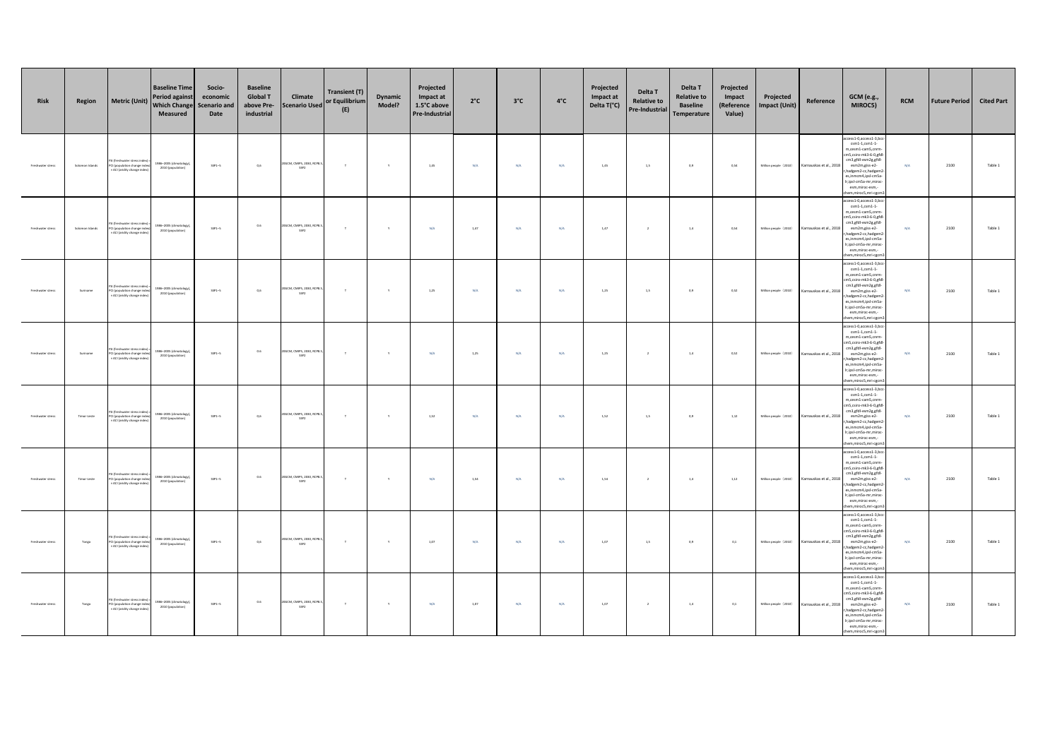| Risk | Region | Metric (Unit) | Baseline Time Period against Which Change Measured | Socio-economic Scenario and Date | Baseline Global T above Pre-industrial | Climate Scenario Used | Transient (T) or Equilibrium (E) | Dynamic Model? | Projected Impact at 1.5°C above Pre-Industrial | 2°C | 3°C | 4°C | Projected Impact at Delta T(°C) | Delta T Relative to Pre-Industrial | Delta T Relative to Baseline Temperature | Projected Impact (Reference Value) | Projected Impact (Unit) | Reference | GCM (e.g., MIROC5) | RCM | Future Period | Cited Part |
|---|---|---|---|---|---|---|---|---|---|---|---|---|---|---|---|---|---|---|---|---|---|---|
| Freshwater stress | Solomon Islands | FSI (freshwater stress index) = PCI (population change index) + ACI (aridity change index) | 1986–2005 (climatology), 2010 (population) | SSP1–5 | 0.6 | 20GCM, CMIP5, 2030, RCP8.5, SSP2 | T | Y | 1.45 | N/A | N/A | N/A | 1.45 | 1.5 | 0.9 | 0.54 | Million people（2010） | Karnauskas et al., 2018 | access1-0,access1-3,bcc-csm1-1,csm1-1-m,cesm1-cam5,cnrm-cm5,csiro-mk3-6-0,gfdl-cm3,gfdl-esm2g,gfdl-esm2m,giss-e2-r,hadgem2-cc,hadgem2-es,inmcm4,ipsl-cm5a-lr,ipsl-cm5a-mr,miroc-esm,miroc-esm,-chem,miroc5,mri-cgcm3 | N/A | 2100 | Table 1 |
| Freshwater stress | Solomon Islands | FSI (freshwater stress index) = PCI (population change index) + ACI (aridity change index) | 1986–2005 (climatology), 2010 (population) | SSP1–5 | 0.6 | 20GCM, CMIP5, 2030, RCP8.5, SSP2 | T | Y | N/A | 1.47 | N/A | N/A | 1.47 | 2 | 1.4 | 0.54 | Million people（2010） | Karnauskas et al., 2018 | access1-0,access1-3,bcc-csm1-1,csm1-1-m,cesm1-cam5,cnrm-cm5,csiro-mk3-6-0,gfdl-cm3,gfdl-esm2g,gfdl-esm2m,giss-e2-r,hadgem2-cc,hadgem2-es,inmcm4,ipsl-cm5a-lr,ipsl-cm5a-mr,miroc-esm,miroc-esm,-chem,miroc5,mri-cgcm3 | N/A | 2100 | Table 1 |
| Freshwater stress | Suriname | FSI (freshwater stress index) = PCI (population change index) + ACI (aridity change index) | 1986–2005 (climatology), 2010 (population) | SSP1–5 | 0.6 | 20GCM, CMIP5, 2030, RCP8.5, SSP2 | T | Y | 1.25 | N/A | N/A | N/A | 1.25 | 1.5 | 0.9 | 0.52 | Million people（2010） | Karnauskas et al., 2018 | access1-0,access1-3,bcc-csm1-1,csm1-1-m,cesm1-cam5,cnrm-cm5,csiro-mk3-6-0,gfdl-cm3,gfdl-esm2g,gfdl-esm2m,giss-e2-r,hadgem2-cc,hadgem2-es,inmcm4,ipsl-cm5a-lr,ipsl-cm5a-mr,miroc-esm,miroc-esm,-chem,miroc5,mri-cgcm3 | N/A | 2100 | Table 1 |
| Freshwater stress | Suriname | FSI (freshwater stress index) = PCI (population change index) + ACI (aridity change index) | 1986–2005 (climatology), 2010 (population) | SSP1–5 | 0.6 | 20GCM, CMIP5, 2030, RCP8.5, SSP2 | T | Y | N/A | 1.25 | N/A | N/A | 1.25 | 2 | 1.4 | 0.52 | Million people（2010） | Karnauskas et al., 2018 | access1-0,access1-3,bcc-csm1-1,csm1-1-m,cesm1-cam5,cnrm-cm5,csiro-mk3-6-0,gfdl-cm3,gfdl-esm2g,gfdl-esm2m,giss-e2-r,hadgem2-cc,hadgem2-es,inmcm4,ipsl-cm5a-lr,ipsl-cm5a-mr,miroc-esm,miroc-esm,-chem,miroc5,mri-cgcm3 | N/A | 2100 | Table 1 |
| Freshwater stress | Timor-Leste | FSI (freshwater stress index) = PCI (population change index) + ACI (aridity change index) | 1986–2005 (climatology), 2010 (population) | SSP1–5 | 0.6 | 20GCM, CMIP5, 2030, RCP8.5, SSP2 | T | Y | 1.52 | N/A | N/A | N/A | 1.52 | 1.5 | 0.9 | 1.12 | Million people（2010） | Karnauskas et al., 2018 | access1-0,access1-3,bcc-csm1-1,csm1-1-m,cesm1-cam5,cnrm-cm5,csiro-mk3-6-0,gfdl-cm3,gfdl-esm2g,gfdl-esm2m,giss-e2-r,hadgem2-cc,hadgem2-es,inmcm4,ipsl-cm5a-lr,ipsl-cm5a-mr,miroc-esm,miroc-esm,-chem,miroc5,mri-cgcm3 | N/A | 2100 | Table 1 |
| Freshwater stress | Timor-Leste | FSI (freshwater stress index) = PCI (population change index) + ACI (aridity change index) | 1986–2005 (climatology), 2010 (population) | SSP1–5 | 0.6 | 20GCM, CMIP5, 2030, RCP8.5, SSP2 | T | Y | N/A | 1.54 | N/A | N/A | 1.54 | 2 | 1.4 | 1.12 | Million people（2010） | Karnauskas et al., 2018 | access1-0,access1-3,bcc-csm1-1,csm1-1-m,cesm1-cam5,cnrm-cm5,csiro-mk3-6-0,gfdl-cm3,gfdl-esm2g,gfdl-esm2m,giss-e2-r,hadgem2-cc,hadgem2-es,inmcm4,ipsl-cm5a-lr,ipsl-cm5a-mr,miroc-esm,miroc-esm,-chem,miroc5,mri-cgcm3 | N/A | 2100 | Table 1 |
| Freshwater stress | Tonga | FSI (freshwater stress index) = PCI (population change index) + ACI (aridity change index) | 1986–2005 (climatology), 2010 (population) | SSP1–5 | 0.6 | 20GCM, CMIP5, 2030, RCP8.5, SSP2 | T | Y | 1.07 | N/A | N/A | N/A | 1.07 | 1.5 | 0.9 | 0.1 | Million people（2010） | Karnauskas et al., 2018 | access1-0,access1-3,bcc-csm1-1,csm1-1-m,cesm1-cam5,cnrm-cm5,csiro-mk3-6-0,gfdl-cm3,gfdl-esm2g,gfdl-esm2m,giss-e2-r,hadgem2-cc,hadgem2-es,inmcm4,ipsl-cm5a-lr,ipsl-cm5a-mr,miroc-esm,miroc-esm,-chem,miroc5,mri-cgcm3 | N/A | 2100 | Table 1 |
| Freshwater stress | Tonga | FSI (freshwater stress index) = PCI (population change index) + ACI (aridity change index) | 1986–2005 (climatology), 2010 (population) | SSP1–5 | 0.6 | 20GCM, CMIP5, 2030, RCP8.5, SSP2 | T | Y | N/A | 1.07 | N/A | N/A | 1.07 | 2 | 1.4 | 0.1 | Million people（2010） | Karnauskas et al., 2018 | access1-0,access1-3,bcc-csm1-1,csm1-1-m,cesm1-cam5,cnrm-cm5,csiro-mk3-6-0,gfdl-cm3,gfdl-esm2g,gfdl-esm2m,giss-e2-r,hadgem2-cc,hadgem2-es,inmcm4,ipsl-cm5a-lr,ipsl-cm5a-mr,miroc-esm,miroc-esm,-chem,miroc5,mri-cgcm3 | N/A | 2100 | Table 1 |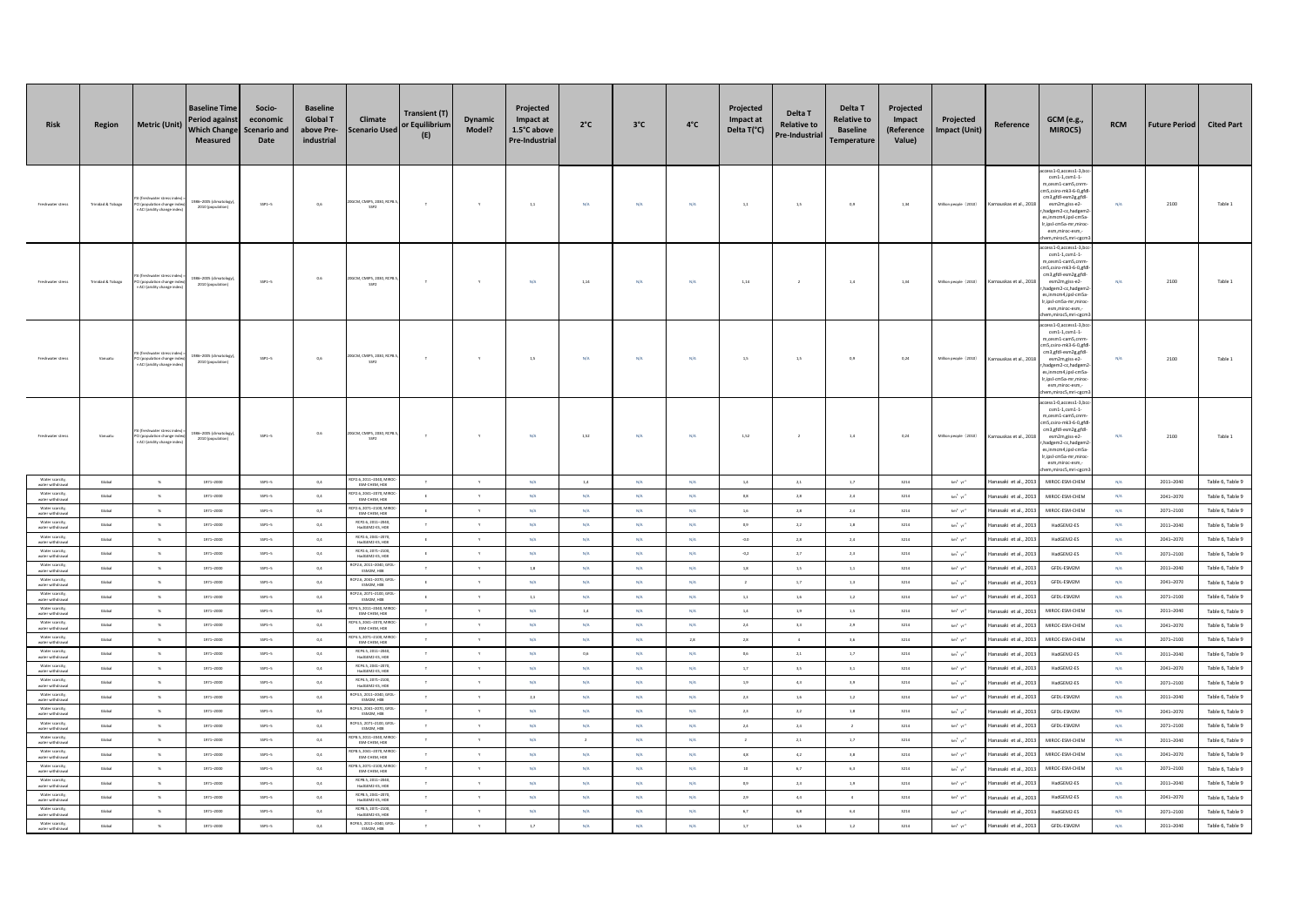| Risk | Region | Metric (Unit) | Baseline Time Period against Which Change Measured | Socio-economic Scenario and Date | Baseline Global T above Pre-industrial | Climate Scenario Used | Transient (T) or Equilibrium (E) | Dynamic Model? | Projected Impact at 1.5°C above Pre-Industrial | 2°C | 3°C | 4°C | Projected Impact at Delta T(°C) | Delta T Relative to Pre-Industrial | Delta T Relative to Baseline Temperature | Projected Impact (Reference Value) | Projected Impact (Unit) | Reference | GCM (e.g., MIROC5) | RCM | Future Period | Cited Part |
|---|---|---|---|---|---|---|---|---|---|---|---|---|---|---|---|---|---|---|---|---|---|---|
| Freshwater stress | Trinidad & Tobago | FSI (freshwater stress index) = PCI (population change index) + ACI (aridity change index) | 1986–2005 (climatology), 2010 (population) | SSP1–5 | 0,6 | 20GCM, CMIP5, 2030, RCP8.5, SSP2 | T | Y | 1,1 | N/A | N/A | N/A | 1,1 | 1,5 | 0,9 | 1,34 | Million people (2010) | Karnauskas et al., 2018 | access1-0,access1-3,bcc-csm1-1,ccsm1-1-m,cesm1-cam5,cnrm-cm5,csiro-mk3-6-0,gfdl-cm3,gfdl-esm2g,gfdl-esm2m,giss-e2-r,hadgem2-cc,hadgem2-es,inmcm4,ipsl-cm5a-lr,ipsl-cm5a-mr,miroc-esm,miroc-esm,-chem,miroc5,mri-cgcm3 | N/A | 2100 | Table 1 |
| Freshwater stress | Trinidad & Tobago | FSI (freshwater stress index) = PCI (population change index) + ACI (aridity change index) | 1986–2005 (climatology), 2010 (population) | SSP1–5 | 0,6 | 20GCM, CMIP5, 2030, RCP8.5, SSP2 | T | Y | N/A | 1,14 | N/A | N/A | 1,14 | 2 | 1,4 | 1,34 | Million people (2010) | Karnauskas et al., 2018 | access1-0,access1-3,bcc-csm1-1,ccsm1-1-m,cesm1-cam5,cnrm-cm5,csiro-mk3-6-0,gfdl-cm3,gfdl-esm2g,gfdl-esm2m,giss-e2-r,hadgem2-cc,hadgem2-es,inmcm4,ipsl-cm5a-lr,ipsl-cm5a-mr,miroc-esm,miroc-esm,-chem,miroc5,mri-cgcm3 | N/A | 2100 | Table 1 |
| Freshwater stress | Vanuatu | FSI (freshwater stress index) = PCI (population change index) + ACI (aridity change index) | 1986–2005 (climatology), 2010 (population) | SSP1–5 | 0,6 | 20GCM, CMIP5, 2030, RCP8.5, SSP2 | T | Y | 1,5 | N/A | N/A | N/A | 1,5 | 1,5 | 0,9 | 0,24 | Million people (2010) | Karnauskas et al., 2018 | access1-0,access1-3,bcc-csm1-1,ccsm1-1-m,cesm1-cam5,cnrm-cm5,csiro-mk3-6-0,gfdl-cm3,gfdl-esm2g,gfdl-esm2m,giss-e2-r,hadgem2-cc,hadgem2-es,inmcm4,ipsl-cm5a-lr,ipsl-cm5a-mr,miroc-esm,miroc-esm,-chem,miroc5,mri-cgcm3 | N/A | 2100 | Table 1 |
| Freshwater stress | Vanuatu | FSI (freshwater stress index) = PCI (population change index) + ACI (aridity change index) | 1986–2005 (climatology), 2010 (population) | SSP1–5 | 0,6 | 20GCM, CMIP5, 2030, RCP8.5, SSP2 | T | Y | N/A | 1,52 | N/A | N/A | 1,52 | 2 | 1,4 | 0,24 | Million people (2010) | Karnauskas et al., 2018 | access1-0,access1-3,bcc-csm1-1,ccsm1-1-m,cesm1-cam5,cnrm-cm5,csiro-mk3-6-0,gfdl-cm3,gfdl-esm2g,gfdl-esm2m,giss-e2-r,hadgem2-cc,hadgem2-es,inmcm4,ipsl-cm5a-lr,ipsl-cm5a-mr,miroc-esm,miroc-esm,-chem,miroc5,mri-cgcm3 | N/A | 2100 | Table 1 |
| Water scarcity, water withdrawal | Global | % | 1971–2000 | SSP1–5 | 0,4 | RCP2.6, 2011–2040, MIROC-ESM-CHEM, H08 | T | Y | N/A | 1,4 | N/A | N/A | 1,4 | 2,1 | 1,7 | 3214 | $km^3\ yr^{-1}$ | Hanasaki et al., 2013 | MIROC-ESM-CHEM | N/A | 2011–2040 | Table 6, Table 9 |
| Water scarcity, water withdrawal | Global | % | 1971–2000 | SSP1–5 | 0,4 | RCP2.6, 2041–2070, MIROC-ESM-CHEM, H08 | E | Y | N/A | N/A | N/A | N/A | 0,6 | 2,8 | 2,4 | 3214 | $km^3\ yr^{-1}$ | Hanasaki et al., 2013 | MIROC-ESM-CHEM | N/A | 2041–2070 | Table 6, Table 9 |
| Water scarcity, water withdrawal | Global | % | 1971–2000 | SSP1–5 | 0,4 | RCP2.6, 2071–2100, MIROC-ESM-CHEM, H08 | E | Y | N/A | N/A | N/A | N/A | 1,6 | 2,8 | 2,4 | 3214 | $km^3\ yr^{-1}$ | Hanasaki et al., 2013 | MIROC-ESM-CHEM | N/A | 2071–2100 | Table 6, Table 9 |
| Water scarcity, water withdrawal | Global | % | 1971–2000 | SSP1–5 | 0,4 | RCP2.6, 2011–2040, HadGEM2-ES, H08 | T | Y | N/A | N/A | N/A | N/A | 0,9 | 2,2 | 1,8 | 3214 | $km^3\ yr^{-1}$ | Hanasaki et al., 2013 | HadGEM2-ES | N/A | 2011–2040 | Table 6, Table 9 |
| Water scarcity, water withdrawal | Global | % | 1971–2000 | SSP1–5 | 0,4 | RCP2.6, 2041–2070, HadGEM2-ES, H08 | E | Y | N/A | N/A | N/A | N/A | -0,6 | 2,8 | 2,4 | 3214 | $km^3\ yr^{-1}$ | Hanasaki et al., 2013 | HadGEM2-ES | N/A | 2041–2070 | Table 6, Table 9 |
| Water scarcity, water withdrawal | Global | % | 1971–2000 | SSP1–5 | 0,4 | RCP2.6, 2071–2100, HadGEM2-ES, H08 | E | Y | N/A | N/A | N/A | N/A | -0,2 | 2,7 | 2,3 | 3214 | $km^3\ yr^{-1}$ | Hanasaki et al., 2013 | HadGEM2-ES | N/A | 2071–2100 | Table 6, Table 9 |
| Water scarcity, water withdrawal | Global | % | 1971–2000 | SSP1–5 | 0,4 | RCP2.6, 2011–2040, GFDL-ESM2M, H08 | T | Y | 1,8 | N/A | N/A | N/A | 1,8 | 1,5 | 1,1 | 3214 | $km^3\ yr^{-1}$ | Hanasaki et al., 2013 | GFDL-ESM2M | N/A | 2011–2040 | Table 6, Table 9 |
| Water scarcity, water withdrawal | Global | % | 1971–2000 | SSP1–5 | 0,4 | RCP2.6, 2041–2070, GFDL-ESM2M, H08 | E | Y | N/A | N/A | N/A | N/A | 2 | 1,7 | 1,3 | 3214 | $km^3\ yr^{-1}$ | Hanasaki et al., 2013 | GFDL-ESM2M | N/A | 2041–2070 | Table 6, Table 9 |
| Water scarcity, water withdrawal | Global | % | 1971–2000 | SSP1–5 | 0,4 | RCP2.6, 2071–2100, GFDL-ESM2M, H08 | E | Y | 1,1 | N/A | N/A | N/A | 1,1 | 1,6 | 1,2 | 3214 | $km^3\ yr^{-1}$ | Hanasaki et al., 2013 | GFDL-ESM2M | N/A | 2071–2100 | Table 6, Table 9 |
| Water scarcity, water withdrawal | Global | % | 1971–2000 | SSP1–5 | 0,4 | RCP4.5, 2011–2040, MIROC-ESM-CHEM, H08 | T | Y | N/A | 1,4 | N/A | N/A | 1,4 | 1,9 | 1,5 | 3214 | $km^3\ yr^{-1}$ | Hanasaki et al., 2013 | MIROC-ESM-CHEM | N/A | 2011–2040 | Table 6, Table 9 |
| Water scarcity, water withdrawal | Global | % | 1971–2000 | SSP1–5 | 0,4 | RCP4.5, 2041–2070, MIROC-ESM-CHEM, H08 | T | Y | N/A | N/A | N/A | N/A | 2,4 | 3,3 | 2,9 | 3214 | $km^3\ yr^{-1}$ | Hanasaki et al., 2013 | MIROC-ESM-CHEM | N/A | 2041–2070 | Table 6, Table 9 |
| Water scarcity, water withdrawal | Global | % | 1971–2000 | SSP1–5 | 0,4 | RCP4.5, 2071–2100, MIROC-ESM-CHEM, H08 | T | Y | N/A | N/A | N/A | 2,8 | 2,8 | 4 | 3,6 | 3214 | $km^3\ yr^{-1}$ | Hanasaki et al., 2013 | MIROC-ESM-CHEM | N/A | 2071–2100 | Table 6, Table 9 |
| Water scarcity, water withdrawal | Global | % | 1971–2000 | SSP1–5 | 0,4 | RCP4.5, 2011–2040, HadGEM2-ES, H08 | T | Y | N/A | 0,6 | N/A | N/A | 0,6 | 2,1 | 1,7 | 3214 | $km^3\ yr^{-1}$ | Hanasaki et al., 2013 | HadGEM2-ES | N/A | 2011–2040 | Table 6, Table 9 |
| Water scarcity, water withdrawal | Global | % | 1971–2000 | SSP1–5 | 0,4 | RCP4.5, 2041–2070, HadGEM2-ES, H08 | T | Y | N/A | N/A | N/A | N/A | 1,7 | 3,5 | 3,1 | 3214 | $km^3\ yr^{-1}$ | Hanasaki et al., 2013 | HadGEM2-ES | N/A | 2041–2070 | Table 6, Table 9 |
| Water scarcity, water withdrawal | Global | % | 1971–2000 | SSP1–5 | 0,4 | RCP4.5, 2071–2100, HadGEM2-ES, H08 | T | Y | N/A | N/A | N/A | N/A | 1,9 | 4,3 | 3,9 | 3214 | $km^3\ yr^{-1}$ | Hanasaki et al., 2013 | HadGEM2-ES | N/A | 2071–2100 | Table 6, Table 9 |
| Water scarcity, water withdrawal | Global | % | 1971–2000 | SSP1–5 | 0,4 | RCP4.5, 2011–2040, GFDL-ESM2M, H08 | T | Y | 2,3 | N/A | N/A | N/A | 2,3 | 1,6 | 1,2 | 3214 | $km^3\ yr^{-1}$ | Hanasaki et al., 2013 | GFDL-ESM2M | N/A | 2011–2040 | Table 6, Table 9 |
| Water scarcity, water withdrawal | Global | % | 1971–2000 | SSP1–5 | 0,4 | RCP4.5, 2041–2070, GFDL-ESM2M, H08 | T | Y | N/A | N/A | N/A | N/A | 2,3 | 2,2 | 1,8 | 3214 | $km^3\ yr^{-1}$ | Hanasaki et al., 2013 | GFDL-ESM2M | N/A | 2041–2070 | Table 6, Table 9 |
| Water scarcity, water withdrawal | Global | % | 1971–2000 | SSP1–5 | 0,4 | RCP4.5, 2071–2100, GFDL-ESM2M, H08 | T | Y | N/A | N/A | N/A | N/A | 2,4 | 2,4 | 2 | 3214 | $km^3\ yr^{-1}$ | Hanasaki et al., 2013 | GFDL-ESM2M | N/A | 2071–2100 | Table 6, Table 9 |
| Water scarcity, water withdrawal | Global | % | 1971–2000 | SSP1–5 | 0,4 | RCP8.5, 2011–2040, MIROC-ESM-CHEM, H08 | T | Y | N/A | 2 | N/A | N/A | 2 | 2,1 | 1,7 | 3214 | $km^3\ yr^{-1}$ | Hanasaki et al., 2013 | MIROC-ESM-CHEM | N/A | 2011–2040 | Table 6, Table 9 |
| Water scarcity, water withdrawal | Global | % | 1971–2000 | SSP1–5 | 0,4 | RCP8.5, 2041–2070, MIROC-ESM-CHEM, H08 | T | Y | N/A | N/A | N/A | N/A | 0,8 | 4,2 | 3,8 | 3214 | $km^3\ yr^{-1}$ | Hanasaki et al., 2013 | MIROC-ESM-CHEM | N/A | 2041–2070 | Table 6, Table 9 |
| Water scarcity, water withdrawal | Global | % | 1971–2000 | SSP1–5 | 0,4 | RCP8.5, 2071–2100, MIROC-ESM-CHEM, H08 | T | Y | N/A | N/A | N/A | N/A | 10 | 6,7 | 6,3 | 3214 | $km^3\ yr^{-1}$ | Hanasaki et al., 2013 | MIROC-ESM-CHEM | N/A | 2071–2100 | Table 6, Table 9 |
| Water scarcity, water withdrawal | Global | % | 1971–2000 | SSP1–5 | 0,4 | RCP8.5, 2011–2040, HadGEM2-ES, H08 | T | Y | N/A | N/A | N/A | N/A | 0,9 | 2,3 | 1,9 | 3214 | $km^3\ yr^{-1}$ | Hanasaki et al., 2013 | HadGEM2-ES | N/A | 2011–2040 | Table 6, Table 9 |
| Water scarcity, water withdrawal | Global | % | 1971–2000 | SSP1–5 | 0,4 | RCP8.5, 2041–2070, HadGEM2-ES, H08 | T | Y | N/A | N/A | N/A | N/A | 2,9 | 4,3 | 4 | 3214 | $km^3\ yr^{-1}$ | Hanasaki et al., 2013 | HadGEM2-ES | N/A | 2041–2070 | Table 6, Table 9 |
| Water scarcity, water withdrawal | Global | % | 1971–2000 | SSP1–5 | 0,4 | RCP8.5, 2071–2100, HadGEM2-ES, H08 | T | Y | N/A | N/A | N/A | N/A | 6,7 | 6,8 | 6,4 | 3214 | $km^3\ yr^{-1}$ | Hanasaki et al., 2013 | HadGEM2-ES | N/A | 2071–2100 | Table 6, Table 9 |
| Water scarcity, water withdrawal | Global | % | 1971–2000 | SSP1–5 | 0,4 | RCP8.5, 2011–2040, GFDL-ESM2M, H08 | T | Y | 1,7 | N/A | N/A | N/A | 1,7 | 1,6 | 1,2 | 3214 | $km^3\ yr^{-1}$ | Hanasaki et al., 2013 | GFDL-ESM2M | N/A | 2011–2040 | Table 6, Table 9 |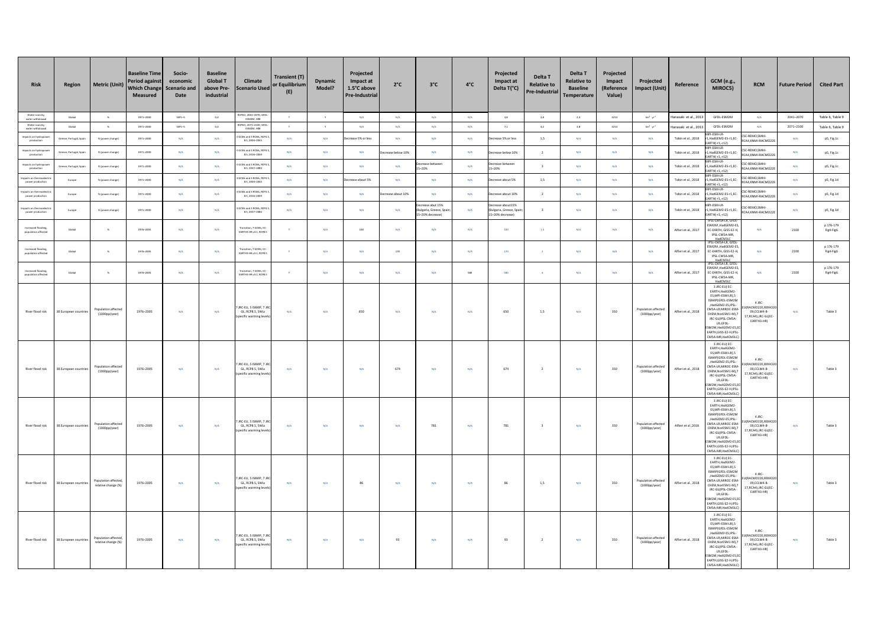| Risk | Region | Metric (Unit) | Baseline Time Period against Which Change Measured | Socio-economic Scenario and Date | Baseline Global T above Pre-industrial | Climate Scenario Used | Transient (T) or Equilibrium (E) | Dynamic Model? | Projected Impact at 1.5°C above Pre-Industrial | 2°C | 3°C | 4°C | Projected Impact at Delta T(°C) | Delta T Relative to Pre-Industrial | Delta T Relative to Baseline Temperature | Projected Impact (Reference Value) | Projected Impact (Unit) | Reference | GCM (e.g., MIROC5) | RCM | Future Period | Cited Part |
|---|---|---|---|---|---|---|---|---|---|---|---|---|---|---|---|---|---|---|---|---|---|---|
| Water scarcity, water withdrawal | Global | % | 1971–2000 | SSP1–5 | 0,6 | RCP8.5, 2041–2070, GFDL-ESM2M, H08 | T | Y | N/A | N/A | N/A | N/A | 3,8 | 2,8 | 2,2 | 3214 | $km^3\ yr^{-1}$ | Hanasaki et al., 2013 | GFDL-ESM2M | N/A | 2041–2070 | Table 6, Table 9 |
| Water scarcity, water withdrawal | Global | % | 1971–2000 | SSP1–5 | 0,6 | RCP8.5, 2071–2100, GFDL-ESM2M, H08 | T | Y | N/A | N/A | N/A | N/A | 7,1 | 4,2 | 3,8 | 3214 | $km^3\ yr^{-1}$ | Hanasaki et al., 2013 | GFDL-ESM2M | N/A | 2071–2100 | Table 6, Table 9 |
| Impacts on hydropower production | Greece, Portugal, Spain | % (power change) | 1971–2000 | N/A | N/A | 3 GCMs and 3 RCMs, RCP8.5, 2006-2043 | N/A | N/A | Decrease 5% or less | N/A | N/A | N/A | Decrease 5% or less | 1,5 | N/A | N/A | N/A | Tobin et al., 2018 | MPI-ESM-LR-r1, HadGEM2-ES-r1, EC-EARTH(-r1,-r12) | CSC-REMO, SMHI-RCA4, KNMI-RACMO22E | N/A | p5, Fig.1c |
| Impacts on hydropower production | Greece, Portugal, Spain | % (power change) | 1971–2000 | N/A | N/A | 3 GCMs and 3 RCMs, RCP8.5, 2016-2059 | N/A | N/A | N/A | Decrease below 10% | N/A | N/A | Decrease below 10% | 2 | N/A | N/A | N/A | Tobin et al., 2018 | MPI-ESM-LR-r1, HadGEM2-ES-r1, EC-EARTH(-r1,-r12) | CSC-REMO, SMHI-RCA4, KNMI-RACMO22E | N/A | p5, Fig.1c |
| Impacts on hydropower production | Greece, Portugal, Spain | % (power change) | 1971–2000 | N/A | N/A | 3 GCMs and 3 RCMs, RCP8.5, 2037–2084 | N/A | N/A | N/A | N/A | Decrease between 15–20% | N/A | Decrease between 15–20% | 3 | N/A | N/A | N/A | Tobin et al., 2018 | MPI-ESM-LR-r1, HadGEM2-ES-r1, EC-EARTH(-r1,-r12) | CSC-REMO, SMHI-RCA4, KNMI-RACMO22E | N/A | p5, Fig.1c |
| Impacts on thermoelectric power production | Europe | % (power change) | 1971–2000 | N/A | N/A | 3 GCMs and 3 RCMs, RCP8.5, 2006-2043 | N/A | N/A | Decrease about 5% | N/A | N/A | N/A | Decrease about 5% | 1,5 | N/A | N/A | N/A | Tobin et al., 2018 | MPI-ESM-LR-r1, HadGEM2-ES-r1, EC-EARTH(-r1,-r12) | CSC-REMO, SMHI-RCA4, KNMI-RACMO22E | N/A | p5, Fig.1d |
| Impacts on thermoelectric power production | Europe | % (power change) | 1971–2000 | N/A | N/A | 3 GCMs and 3 RCMs, RCP8.5, 2016-2059 | N/A | N/A | N/A | Decrease about 10% | N/A | N/A | Decrease about 10% | 2 | N/A | N/A | N/A | Tobin et al., 2018 | MPI-ESM-LR-r1, HadGEM2-ES-r1, EC-EARTH(-r1,-r12) | CSC-REMO, SMHI-RCA4, KNMI-RACMO22E | N/A | p5, Fig.1d |
| Impacts on thermoelectric power production | Europe | % (power change) | 1971–2000 | N/A | N/A | 3 GCMs and 3 RCMs, RCP8.5, 2037–2084 | N/A | N/A | N/A | N/A | Decrease about 15% (Bulgaria, Greece, Spain; 15–20% decrease) | N/A | Decrease about15% (Bulgaria, Greece, Spain; 15–20% decrease) | 3 | N/A | N/A | N/A | Tobin et al., 2018 | MPI-ESM-LR-r1, HadGEM2-ES-r1, EC-EARTH(-r1,-r12) | CSC-REMO, SMHI-RCA4, KNMI-RACMO22E | N/A | p5, Fig.1d |
| Increased flooding, population affected | Global | % | 1976–2005 | N/A | N/A | Transition, 7 GCMs, EC-EARTH3-HR v3.1, RCP8.5 | T | N/A | 100 | N/A | N/A | N/A | 100 | 1,5 | N/A | N/A | N/A | Alfieri et al., 2017 | IPSL-CMSA-LR, GFDL-ESM2M, HadGEM2-ES, EC-EARTH, GISS-E2-H, IPSL-CMSA-MR, HadCM3LC | N/A | 2100 | p 176-179 Fig4-Fig6 |
| Increased flooding, population affected | Global | % | 1976–2005 | N/A | N/A | Transition, 7 GCMs, EC-EARTH3-HR v3.1, RCP8.5 | T | N/A | N/A | 170 | N/A | N/A | 170 | 2 | N/A | N/A | N/A | Alfieri et al., 2017 | IPSL-CMSA-LR, GFDL-ESM2M, HadGEM2-ES, EC-EARTH, GISS-E2-H, IPSL-CMSA-MR, HadCM3LC | N/A | 2100 | p 176-179 Fig4-Fig6 |
| Increased flooding, population affected | Global | % | 1976–2005 | N/A | N/A | Transition, 7 GCMs, EC-EARTH3-HR v3.1, RCP8.5 | T | N/A | N/A | N/A | N/A | 580 | 580 | 4 | N/A | N/A | N/A | Alfieri et al., 2017 | IPSL-CMSA-LR, GFDL-ESM2M, HadGEM2-ES, EC-EARTH, GISS-E2-H, IPSL-CMSA-MR, HadCM3LC | N/A | 2100 | p 176-179 Fig4-Fig6 |
| River flood risk | 38 European countries | Population affected (1000ppl/year) | 1976–2005 | N/A | N/A | 7 JRC-EU, 5 ISIMIP, 7 JRC GL, RCP8.5, SWLs (specific warming levels) | N/A | N/A | 650 | N/A | N/A | N/A | 650 | 1,5 | N/A | 350 | Population affected (1000ppl/year) | Alfieri et al., 2018 | 3 JRC-EU (EC-EARTH, HadGEM2-ES, MPI-ESM-LR), 5 ISIMIP (GFDL-ESM2M, HadGEM2-ES, IPSL-CMSA-LR, MIROC-ESM-CHEM, NorESM1-M), 7 JRC-GL (IPSL-CMSA-LR, GFDL-ESM2M, HadGEM2-ES, EC-EARTH, GISS-E2-H, IPSL-CMSA-MR, HadCM3LC) | 4 JRC-EU (RACMO22E, REMO2009, CCLM4-8-17, RCA4), JRC-GL (EC-EARTH3-HR) | N/A | Table 3 |
| River flood risk | 38 European countries | Population affected (1000ppl/year) | 1976–2005 | N/A | N/A | 7 JRC-EU, 5 ISIMIP, 7 JRC GL, RCP8.5, SWLs (specific warming levels) | N/A | N/A | N/A | 674 | N/A | N/A | 674 | 2 | N/A | 350 | Population affected (1000ppl/year) | Alfieri et al., 2018 | 3 JRC-EU (EC-EARTH, HadGEM2-ES, MPI-ESM-LR), 5 ISIMIP (GFDL-ESM2M, HadGEM2-ES, IPSL-CMSA-LR, MIROC-ESM-CHEM, NorESM1-M), 7 JRC-GL (IPSL-CMSA-LR, GFDL-ESM2M, HadGEM2-ES, EC-EARTH, GISS-E2-H, IPSL-CMSA-MR, HadCM3LC) | 4 JRC-EU (RACMO22E, REMO2009, CCLM4-8-17, RCA4), JRC-GL (EC-EARTH3-HR) | N/A | Table 3 |
| River flood risk | 38 European countries | Population affected (1000ppl/year) | 1976–2005 | N/A | N/A | 7 JRC-EU, 5 ISIMIP, 7 JRC GL, RCP8.5, SWLs (specific warming levels) | N/A | N/A | N/A | N/A | 781 | N/A | 781 | 3 | N/A | 350 | Population affected (1000ppl/year) | Alfieri et al.,2018 | 3 JRC-EU (EC-EARTH, HadGEM2-ES, MPI-ESM-LR), 5 ISIMIP (GFDL-ESM2M, HadGEM2-ES, IPSL-CMSA-LR, MIROC-ESM-CHEM, NorESM1-M), 7 JRC-GL (IPSL-CMSA-LR, GFDL-ESM2M, HadGEM2-ES, EC-EARTH, GISS-E2-H, IPSL-CMSA-MR, HadCM3LC) | 4 JRC-EU (RACMO22E, REMO2009, CCLM4-8-17, RCA4), JRC-GL (EC-EARTH3-HR) | N/A | Table 3 |
| River flood risk | 38 European countries | Population affected, relative change (%) | 1976–2005 | N/A | N/A | 7 JRC-EU, 5 ISIMIP, 7 JRC GL, RCP8.5, SWLs (specific warming levels) | N/A | N/A | 86 | N/A | N/A | N/A | 86 | 1,5 | N/A | 350 | Population affected (1000ppl/year) | Alfieri et al., 2018 | 3 JRC-EU (EC-EARTH, HadGEM2-ES, MPI-ESM-LR), 5 ISIMIP (GFDL-ESM2M, HadGEM2-ES, IPSL-CMSA-LR, MIROC-ESM-CHEM, NorESM1-M), 7 JRC-GL (IPSL-CMSA-LR, GFDL-ESM2M, HadGEM2-ES, EC-EARTH, GISS-E2-H, IPSL-CMSA-MR, HadCM3LC) | 4 JRC-EU (RACMO22E, REMO2009, CCLM4-8-17, RCA4), JRC-GL (EC-EARTH3-HR) | N/A | Table 3 |
| River flood risk | 38 European countries | Population affected, relative change (%) | 1976–2005 | N/A | N/A | 7 JRC-EU, 5 ISIMIP, 7 JRC GL, RCP8.5, SWLs (specific warming levels) | N/A | N/A | N/A | 93 | N/A | N/A | 93 | 2 | N/A | 350 | Population affected (1000ppl/year) | Alfieri et al., 2018 | 3 JRC-EU (EC-EARTH, HadGEM2-ES, MPI-ESM-LR), 5 ISIMIP (GFDL-ESM2M, HadGEM2-ES, IPSL-CMSA-LR, MIROC-ESM-CHEM, NorESM1-M), 7 JRC-GL (IPSL-CMSA-LR, GFDL-ESM2M, HadGEM2-ES, EC-EARTH, GISS-E2-H, IPSL-CMSA-MR, HadCM3LC) | 4 JRC-EU (RACMO22E, REMO2009, CCLM4-8-17, RCA4), JRC-GL (EC-EARTH3-HR) | N/A | Table 3 |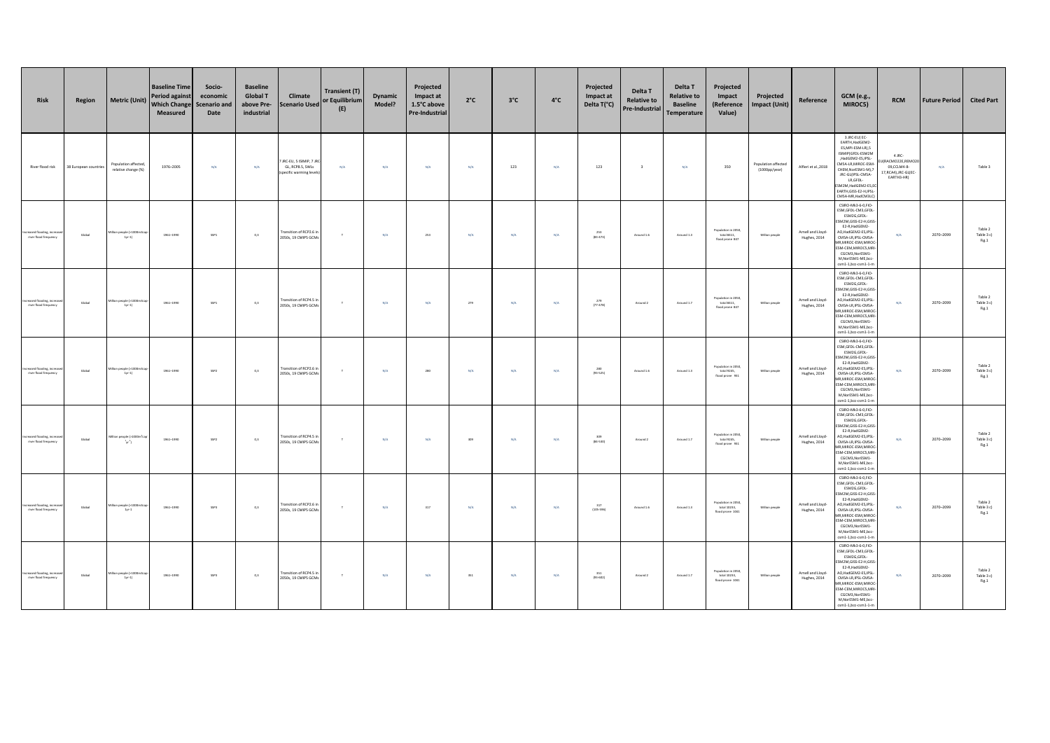| Risk | Region | Metric (Unit) | Baseline Time Period against Which Change Measured | Socio-economic Scenario and Date | Baseline Global T above Pre-industrial | Climate Scenario Used | Transient (T) or Equilibrium (E) | Dynamic Model? | Projected Impact at 1.5°C above Pre-Industrial | 2°C | 3°C | 4°C | Projected Impact at Delta T(°C) | Delta T Relative to Pre-Industrial | Delta T Relative to Baseline Temperature | Projected Impact (Reference Value) | Projected Impact (Unit) | Reference | GCM (e.g., MIROC5) | RCM | Future Period | Cited Part |
|---|---|---|---|---|---|---|---|---|---|---|---|---|---|---|---|---|---|---|---|---|---|---|
| River flood risk | 38 European countries | Population affected, relative change (%) | 1976–2005 | N/A | N/A | 7 JRC-EU, 5 ISIMIP, 7 JRC GL, RCP8.5, SWLs (specific warming levels) | N/A | N/A | N/A | N/A | 123 | N/A | 123 | 3 | N/A | 350 | Population affected (1000pp/year) | Alfieri et al., 2018 | 3 JRC-EU(EC-EARTH,HadGEM2-ES,MPI-ESM-LR),5 ISIMIP(GFDL-ESM2M /HadGEM2-ES,IPSL-CM5A-LR,MIROC-ESM-CHEM,NorESM1-M),7 JRC-GL(IPSL-CM5A-LR,GFDL-ESM2M,HadGEM2-ES,EC-EARTH,GISS-E2-H,IPSL-CM5A-MR,HadCM3LC) | 4 JRC-EU(RACMO22E,REMO2009,CCLM4-8-17,RCA4),JRC-GL(EC-EARTH3-HR) | N/A | Table 3 |
| Increased flooding, increased river flood frequency | Global | Million people (>1000km²cap⁻¹yr⁻¹) | 1961–1990 | SSP1 | 0.3 | Transition of RCP2.6 in 2050s, 19 CMIP5 GCMs | T | N/A | 253 | N/A | N/A | N/A | 253 (80–473) | Around 1.6 | Around 1.3 | Population in 2050, total 8411, flood prone 847 | Million people | Arnell and Lloyd-Hughes, 2014 | CSIRO-Mk3-6-0,FIO-ESM,GFDL-CM3,GFDL-ESM2G,GFDL-ESM2M,GISS-E2-H,GISS-E2-R,HadGEM2-AO,HadGEM2-ES,IPSL-CM5A-LR,IPSL-CM5A-MR,MIROC-ESM,MIROC-ESM-CEM,MIROC5,MRI-CGCM3,NorESM1-M,NorESM1-ME,bcc-csm1-1,bcc-csm1-1-m | N/A | 2070–2099 | Table 2 Table 3 c) Fig.1 |
| Increased flooding, increased river flood frequency | Global | Million people (>1000km²cap⁻¹yr⁻¹) | 1961–1990 | SSP1 | 0.3 | Transition of RCP4.5 in 2050s, 19 CMIP5 GCMs | T | N/A | N/A | 279 | N/A | N/A | 279 (77–579) | Around 2 | Around 1.7 | Population in 2050, total 8411, flood prone 847 | Million people | Arnell and Lloyd-Hughes, 2014 | CSIRO-Mk3-6-0,FIO-ESM,GFDL-CM3,GFDL-ESM2G,GFDL-ESM2M,GISS-E2-H,GISS-E2-R,HadGEM2-AO,HadGEM2-ES,IPSL-CM5A-LR,IPSL-CM5A-MR,MIROC-ESM,MIROC-ESM-CEM,MIROC5,MRI-CGCM3,NorESM1-M,NorESM1-ME,bcc-csm1-1,bcc-csm1-1-m | N/A | 2070–2099 | Table 2 Table 3 c) Fig.1 |
| Increased flooding, increased river flood frequency | Global | Million people (>1000km²cap⁻¹yr⁻¹) | 1961–1990 | SSP2 | 0.3 | Transition of RCP2.6 in 2050s, 19 CMIP5 GCMs | T | N/A | 280 | N/A | N/A | N/A | 280 (91–525) | Around 1.6 | Around 1.3 | Population in 2050, total 9245, flood prone 931 | Million people | Arnell and Lloyd-Hughes, 2014 | CSIRO-Mk3-6-0,FIO-ESM,GFDL-CM3,GFDL-ESM2G,GFDL-ESM2M,GISS-E2-H,GISS-E2-R,HadGEM2-AO,HadGEM2-ES,IPSL-CM5A-LR,IPSL-CM5A-MR,MIROC-ESM,MIROC-ESM-CEM,MIROC5,MRI-CGCM3,NorESM1-M,NorESM1-ME,bcc-csm1-1,bcc-csm1-1-m | N/A | 2070–2099 | Table 2 Table 3 c) Fig.1 |
| Increased flooding, increased river flood frequency | Global | Million people (>1000m³cap⁻¹yr⁻¹) | 1961–1990 | SSP2 | 0.3 | Transition of RCP4.5 in 2050s, 19 CMIP5 GCMs | T | N/A | N/A | 309 | N/A | N/A | 309 (84–640) | Around 2 | Around 1.7 | Population in 2050, total 9245, flood prone 931 | Million people | Arnell and Lloyd-Hughes, 2014 | CSIRO-Mk3-6-0,FIO-ESM,GFDL-CM3,GFDL-ESM2G,GFDL-ESM2M,GISS-E2-H,GISS-E2-R,HadGEM2-AO,HadGEM2-ES,IPSL-CM5A-LR,IPSL-CM5A-MR,MIROC-ESM,MIROC-ESM-CEM,MIROC5,MRI-CGCM3,NorESM1-M,NorESM1-ME,bcc-csm1-1,bcc-csm1-1-m | N/A | 2070–2099 | Table 2 Table 3 c) Fig.1 |
| Increased flooding, increased river flood frequency | Global | Million people (>1000km²cap⁻¹yr⁻¹) | 1961–1990 | SSP3 | 0.3 | Transition of RCP2.6 in 2050s, 19 CMIP5 GCMs | T | N/A | 317 | N/A | N/A | N/A | 317 (105–596) | Around 1.6 | Around 1.3 | Population in 2050, total 10233, flood prone 1031 | Million people | Arnell and Lloyd-Hughes, 2014 | CSIRO-Mk3-6-0,FIO-ESM,GFDL-CM3,GFDL-ESM2G,GFDL-ESM2M,GISS-E2-H,GISS-E2-R,HadGEM2-AO,HadGEM2-ES,IPSL-CM5A-LR,IPSL-CM5A-MR,MIROC-ESM,MIROC-ESM-CEM,MIROC5,MRI-CGCM3,NorESM1-M,NorESM1-ME,bcc-csm1-1,bcc-csm1-1-m | N/A | 2070–2099 | Table 2 Table 3 c) Fig.1 |
| Increased flooding, increased river flood frequency | Global | Million people (>1000km²cap⁻¹yr⁻¹) | 1961–1990 | SSP3 | 0.3 | Transition of RCP4.5 in 2050s, 19 CMIP5 GCMs | T | N/A | N/A | 351 | N/A | N/A | 351 (93–661) | Around 2 | Around 1.7 | Population in 2050, total 10233, flood prone 1031 | Million people | Arnell and Lloyd-Hughes, 2014 | CSIRO-Mk3-6-0,FIO-ESM,GFDL-CM3,GFDL-ESM2G,GFDL-ESM2M,GISS-E2-H,GISS-E2-R,HadGEM2-AO,HadGEM2-ES,IPSL-CM5A-LR,IPSL-CM5A-MR,MIROC-ESM,MIROC-ESM-CEM,MIROC5,MRI-CGCM3,NorESM1-M,NorESM1-ME,bcc-csm1-1,bcc-csm1-1-m | N/A | 2070–2099 | Table 2 Table 3 c) Fig.1 |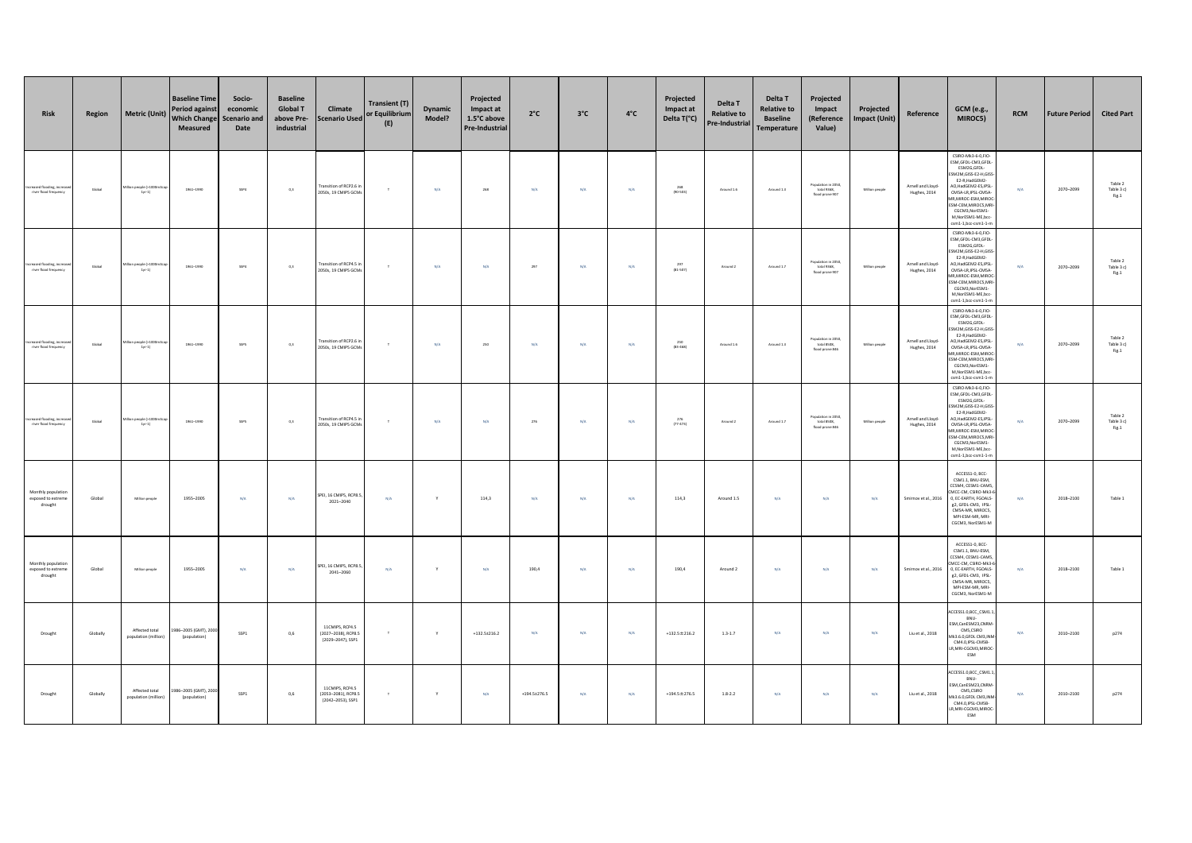| Risk | Region | Metric (Unit) | Baseline Time Period against Which Change Measured | Socio-economic Scenario and Date | Baseline Global T above Pre-industrial | Climate Scenario Used | Transient (T) or Equilibrium (E) | Dynamic Model? | Projected Impact at 1.5°C above Pre-Industrial | 2°C | 3°C | 4°C | Projected Impact at Delta T(°C) | Delta T Relative to Pre-Industrial | Delta T Relative to Baseline Temperature | Projected Impact (Reference Value) | Projected Impact (Unit) | Reference | GCM (e.g., MIROC5) | RCM | Future Period | Cited Part |
|---|---|---|---|---|---|---|---|---|---|---|---|---|---|---|---|---|---|---|---|---|---|---|
| Increased flooding, increased river flood frequency | Global | Million people (>100000km² yr-1) | 1961–1990 | SSP4 | 0,3 | Transition of RCP2.6 in 2050s, 19 CMIP5 GCMs | T | N/A | 268 | N/A | N/A | N/A | 268 (80-505) | Around 1.6 | Around 1.3 | Population in 2050, total 8568, flood prone 907 | Million people | Arnell and Lloyd-Hughes, 2014 | CSIRO-Mk3-6-0,FIO-ESM,GFDL-CM3,GFDL-ESM2G,GFDL-ESM2M,GISS-E2-R,HadGEM2-AO,HadGEM2-ES,IPSL-CM5A-LR,IPSL-CM5A-MR,MIROC-ESM,MIROC-ESM-CEM,MIROC5,MRI-CGCM3,NorESM1-M,NorESM1-ME,bcc-csm1-1,bcc-csm1-1-m | N/A | 2070–2099 | Table 2 Table 3 c) Fig.1 |
| Increased flooding, increased river flood frequency | Global | Million people (>100000km² yr-1) | 1961–1990 | SSP4 | 0,3 | Transition of RCP4.5 in 2050s, 19 CMIP5 GCMs | T | N/A | N/A | 297 | N/A | N/A | 297 (81-587) | Around 2 | Around 1.7 | Population in 2050, total 8568, flood prone 907 | Million people | Arnell and Lloyd-Hughes, 2014 | CSIRO-Mk3-6-0,FIO-ESM,GFDL-CM3,GFDL-ESM2G,GFDL-ESM2M,GISS-E2-R,HadGEM2-AO,HadGEM2-ES,IPSL-CM5A-LR,IPSL-CM5A-MR,MIROC-ESM,MIROC-ESM-CEM,MIROC5,MRI-CGCM3,NorESM1-M,NorESM1-ME,bcc-csm1-1,bcc-csm1-1-m | N/A | 2070–2099 | Table 2 Table 3 c) Fig.1 |
| Increased flooding, increased river flood frequency | Global | Million people (>100000km² yr-1) | 1961–1990 | SSP5 | 0,3 | Transition of RCP2.6 in 2050s, 19 CMIP5 GCMs | T | N/A | 250 | N/A | N/A | N/A | 250 (83-466) | Around 1.6 | Around 1.3 | Population in 2050, total 8509, flood prone 846 | Million people | Arnell and Lloyd-Hughes, 2014 | CSIRO-Mk3-6-0,FIO-ESM,GFDL-CM3,GFDL-ESM2G,GFDL-ESM2M,GISS-E2-R,HadGEM2-AO,HadGEM2-ES,IPSL-CM5A-LR,IPSL-CM5A-MR,MIROC-ESM,MIROC-ESM-CEM,MIROC5,MRI-CGCM3,NorESM1-M,NorESM1-ME,bcc-csm1-1,bcc-csm1-1-m | N/A | 2070–2099 | Table 2 Table 3 c) Fig.1 |
| Increased flooding, increased river flood frequency | Global | Million people (>100000km² yr-1) | 1961–1990 | SSP5 | 0,3 | Transition of RCP4.5 in 2050s, 19 CMIP5 GCMs | T | N/A | N/A | 276 | N/A | N/A | 276 (77-473) | Around 2 | Around 1.7 | Population in 2050, total 8509, flood prone 846 | Million people | Arnell and Lloyd-Hughes, 2014 | CSIRO-Mk3-6-0,FIO-ESM,GFDL-CM3,GFDL-ESM2G,GFDL-ESM2M,GISS-E2-R,HadGEM2-AO,HadGEM2-ES,IPSL-CM5A-LR,IPSL-CM5A-MR,MIROC-ESM,MIROC-ESM-CEM,MIROC5,MRI-CGCM3,NorESM1-M,NorESM1-ME,bcc-csm1-1,bcc-csm1-1-m | N/A | 2070–2099 | Table 2 Table 3 c) Fig.1 |
| Monthly population exposed to extreme drought | Global | Million people | 1955–2005 | N/A | N/A | SPEI, 16 CMIP5, RCP8.5, 2021–2040 | N/A | Y | 114,3 | N/A | N/A | N/A | 114,3 | Around 1.5 | N/A | N/A | N/A | Smirnov et al., 2016 | ACCESS1-0, BCC-CSM1.1, BNU-ESM, CCSM4, CESM1-CAM5, CMCC-CM, CSIRO-Mk3-6-0, EC-EARTH, FGOALS-g2, GFDL-CM3, IPSL-CM5A-MR, MIROC5, MPI-ESM-MR, MRI-CGCM3, NorESM1-M | N/A | 2018–2100 | Table 1 |
| Monthly population exposed to extreme drought | Global | Million people | 1955–2005 | N/A | N/A | SPEI, 16 CMIP5, RCP8.5, 2041–2060 | N/A | Y | N/A | 190,4 | N/A | N/A | 190,4 | Around 2 | N/A | N/A | N/A | Smirnov et al., 2016 | ACCESS1-0, BCC-CSM1.1, BNU-ESM, CCSM4, CESM1-CAM5, CMCC-CM, CSIRO-Mk3-6-0, EC-EARTH, FGOALS-g2, GFDL-CM3, IPSL-CM5A-MR, MIROC5, MPI-ESM-MR, MRI-CGCM3, NorESM1-M | N/A | 2018–2100 | Table 1 |
| Drought | Globally | Affected total population (million) | 1986–2005 (GMT), 2000 (population) | SSP1 | 0,6 | 11CMIP5, RCP4.5 (2027–2038), RCP8.5 (2029–2047), SSP1 | T | Y | +132.5±216.2 | N/A | N/A | N/A | +132.5±216.2 | 1.3-1.7 | N/A | N/A | N/A | Liu et al., 2018 | ACCESS1.0,BCC_CSM1.1,BNU-ESM,CanESM2,CNRM-CM5,CSIRO Mk3.6.0,GFDL CM3,INM-CM4.0,IPSL-CM5B-LR,MRI-CGCM3,MIROC-ESM | N/A | 2010–2100 | p274 |
| Drought | Globally | Affected total population (million) | 1986–2005 (GMT), 2000 (population) | SSP1 | 0,6 | 11CMIP5, RCP4.5 (2053–2081), RCP8.5 (2042–2053), SSP1 | T | Y | N/A | +194.5±276.5 | N/A | N/A | +194.5±276.5 | 1.8-2.2 | N/A | N/A | N/A | Liu et al., 2018 | ACCESS1.0,BCC_CSM1.1,BNU-ESM,CanESM2,CNRM-CM5,CSIRO Mk3.6.0,GFDL CM3,INM-CM4.0,IPSL-CM5B-LR,MRI-CGCM3,MIROC-ESM | N/A | 2010–2100 | p274 |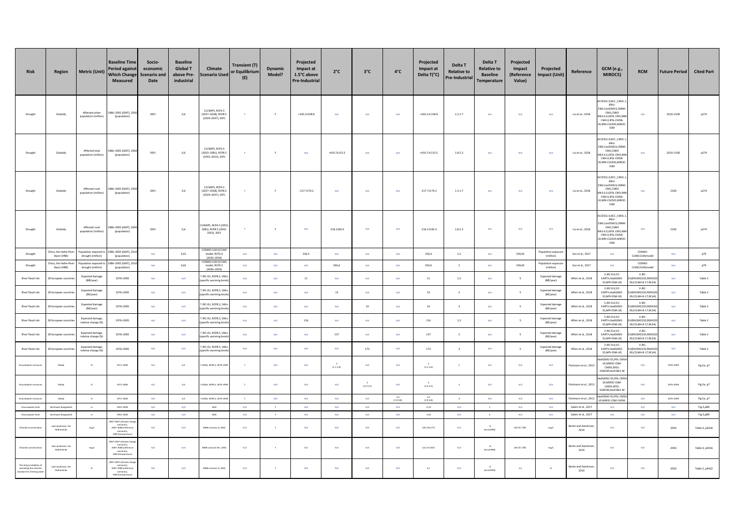| Risk | Region | Metric (Unit) | Baseline Time Period against Which Change Measured | Socio-economic Scenario and Date | Baseline Global T above Pre-industrial | Climate Scenario Used | Transient (T) or Equilibrium (E) | Dynamic Model? | Projected Impact at 1.5°C above Pre-Industrial | 2°C | 3°C | 4°C | Projected Impact at Delta T(°C) | Delta T Relative to Pre-Industrial | Delta T Relative to Baseline Temperature | Projected Impact (Reference Value) | Projected Impact (Unit) | Reference | GCM (e.g., MIROC5) | RCM | Future Period | Cited Part |
|---|---|---|---|---|---|---|---|---|---|---|---|---|---|---|---|---|---|---|---|---|---|---|
| Drought | Globally | Affected urban population (million) | 1986–2005 (GMT), 2000 (population) | SSP1 | 0,6 | 11CMIP5, RCP4.5 (2027–2038), RCP8.5 (2029–2047), SSP1 | T | Y | +350.2±158.8 | N/A | N/A | N/A | +350.2±158.8 | 1.3-1.7 | N/A | N/A | N/A | Liu et al., 2018 | ACCESS1.0,BCC_CSM1.1, BNU-ESM,CanESM2,CNRM-CM5,CSIRO Mk3.6.0,GFDL CM3,INM-CM4.0,IPSL-CM5B-LR,MRI-CGCM3,MIROC-ESM | N/A | 2010–2100 | p274 |
| Drought | Globally | Affected total population (million) | 1986–2005 (GMT), 2000 (population) | SSP1 | 0,6 | 11CMIP5, RCP4.5 (2053–2081), RCP8.5 (2042–2053), SSP1 | T | Y | N/A | +410.7±213.5 | N/A | N/A | +410.7±213.5 | 1.8-2.2 | N/A | N/A | N/A | Liu et al., 2018 | ACCESS1.0,BCC_CSM1.1, BNU-ESM,CanESM2,CNRM-CM5,CSIRO Mk3.6.0,GFDL CM3,INM-CM4.0,IPSL-CM5B-LR,MRI-CGCM3,MIROC-ESM | N/A | 2010–2100 | p274 |
| Drought | Globally | Affected rural population (million) | 1986–2005 (GMT), 2000 (population) | SSP1 | 0,6 | 11CMIP5, RCP4.5 (2027–2038), RCP8.5 (2029–2047), SSP1 | T | Y | -217.7±79.2 | N/A | N/A | N/A | -217.7±79.2 | 1.3-1.7 | N/A | N/A | N/A | Liu et al., 2018 | ACCESS1.0,BCC_CSM1.1, BNU-ESM,CanESM2,CNRM-CM5,CSIRO Mk3.6.0,GFDL CM3,INM-CM4.0,IPSL-CM5B-LR,MRI-CGCM3,MIROC-ESM | N/A | 2100 | p274 |
| Drought | Globally | Affected rural population (million) | 1986–2005 (GMT), 2000 (population) | SSP1 | 0,6 | 11CMIP5, RCP4.5 (2053-2081), RCP8.5 (2042-2053), SSP1 | T | Y | N/A | -216.2±82.4 | N/A | N/A | -216.2±82.4 | 1.8-2.2 | N/A | N/A | N/A | Liu et al., 2018 | ACCESS1.0,BCC_CSM1.1, BNU-ESM,CanESM2,CNRM-CM5,CSIRO Mk3.6.0,GFDL CM3,INM-CM4.0,IPSL-CM5B-LR,MRI-CGCM3,MIROC-ESM | N/A | 2100 | p274 |
| Drought | China, the Haihe River Basin (HRB) | Population exposed to drought (million) | 1986–2005 (GMT), 2010 (population) | N/A | 0,61 | COSMO-CLM (CCLM) model, RCP2.6 (2020–2039) | N/A | N/A | 236,4 | N/A | N/A | N/A | 236,4 | 1,5 | N/A | 339,65 | Population exposure (million) | Sun et al., 2017 | N/A | COSMO-CLM(CCLM)model | N/A | p79 |
| Drought | China, the Haihe River Basin (HRB) | Population exposed to drought (million) | 1986–2005 (GMT), 2010 (population) | N/A | 0,61 | COSMO-CLM (CCLM) model, RCP4.5 (2040–2059) | N/A | N/A | N/A | 593,6 | N/A | N/A | 593,6 | 2 | N/A | 339,65 | Population exposure (million) | Sun et al., 2017 | N/A | COSMO-CLM(CCLM)model | N/A | p79 |
| River flood risk | 28 European countries | Expected damage (B€/year) | 1976–2005 | N/A | N/A | 7 JRC-EU, RCP8.5, SWLs (specific warming levels) | N/A | N/A | 11 | N/A | N/A | N/A | 11 | 1,5 | N/A | 5 | Expected damage (B€/year) | Alfieri et al., 2018 | 3 JRC-EU(EC-EARTH,HadGEM2-ES,MPI-ESM-LR) | 4 JRC-EU(RACMO22E,REMO2009,CCLM4-8-17,RCA4) | N/A | Table 2 |
| River flood risk | 28 European countries | Expected damage (B€/year) | 1976–2005 | N/A | N/A | 7 JRC-EU, RCP8.5, SWLs (specific warming levels) | N/A | N/A | N/A | 13 | N/A | N/A | 13 | 2 | N/A | 5 | Expected damage (B€/year) | Alfieri et al., 2018 | 3 JRC-EU(EC-EARTH,HadGEM2-ES,MPI-ESM-LR) | 4 JRC-EU(RACMO22E,REMO2009,CCLM4-8-17,RCA4) | N/A | Table 2 |
| River flood risk | 28 European countries | Expected damage (B€/year) | 1976–2005 | N/A | N/A | 7 JRC-EU, RCP8.5, SWLs (specific warming levels) | N/A | N/A | N/A | N/A | 14 | N/A | 14 | 3 | N/A | 5 | Expected damage (B€/year) | Alfieri et al., 2018 | 3 JRC-EU(EC-EARTH,HadGEM2-ES,MPI-ESM-LR) | 4 JRC-EU(RACMO22E,REMO2009,CCLM4-8-17,RCA4) | N/A | Table 2 |
| River flood risk | 28 European countries | Expected damage, relative change (%) | 1976–2005 | N/A | N/A | 7 JRC-EU, RCP8.5, SWLs (specific warming levels) | N/A | N/A | 116 | N/A | N/A | N/A | 116 | 1,5 | N/A | 5 | Expected damage (B€/year) | Alfieri et al., 2018 | 3 JRC-EU(EC-EARTH,HadGEM2-ES,MPI-ESM-LR) | 4 JRC-EU(RACMO22E,REMO2009,CCLM4-8-17,RCA4) | N/A | Table 2 |
| River flood risk | 28 European countries | Expected damage, relative change (%) | 1976–2005 | N/A | N/A | 7 JRC-EU, RCP8.5, SWLs (specific warming levels) | N/A | N/A | N/A | 137 | N/A | N/A | 137 | 2 | N/A | 5 | Expected damage (B€/year) | Alfieri et al., 2018 | 3 JRC-EU(EC-EARTH,HadGEM2-ES,MPI-ESM-LR) | 4 JRC-EU(RACMO22E,REMO2009,CCLM4-8-17,RCA4) | N/A | Table 2 |
| River flood risk | 28 European countries | Expected damage, relative change (%) | 1976–2005 | N/A | N/A | 7 JRC-EU, RCP8.5, SWLs (specific warming levels) | N/A | N/A | N/A | N/A | 173 | N/A | 173 | 3 | N/A | 5 | Expected damage (B€/year) | Alfieri et al., 2018 | 3 JRC-EU(EC-EARTH,HadGEM2-ES,MPI-ESM-LR) | 4 JRC-EU(RACMO22E,REMO2009,CCLM4-8-17,RCA4) | N/A | Table 2 |
| Groundwater resources | Global | % | 1971–2000 | N/A | 0,4 | 5 GCMs, RCP8.5, 2070–2099 | T | N/A | N/A | 2 (1.1-2.6) | N/A | N/A | 2 (1.1-2.6) | 2 | N/A | N/A | N/A | Portmann et al., 2013 | HadGEM2-ES,IPSL-CM5A-LR,MIROC-ESM-CHEM,GFDL-ESM2M,NorESM1-M | N/A | 2070–2099 | Fig.5a, p7 |
| Groundwater resources | Global | % | 1971–2000 | N/A | 0,4 | 5 GCMs, RCP8.5, 2070–2099 | T | N/A | N/A | N/A | 3 (1.5-5.3) | N/A | 3 (1.5-5.3) | 3 | N/A | N/A | N/A | Portmann et al., 2013 | HadGEM2-ES,IPSL-CM5A-LR,MIROC-ESM-CHEM,GFDL-ESM2M,NorESM1-M | N/A | 2070–2099 | Fig.5a, p7 |
| Groundwater resources | Global | % | 1971–2000 | N/A | 0,4 | 3 GCMs, RCP8.5, 2070–2099 | T | N/A | N/A | N/A | N/A | 3.3 (1.9-6.8) | 3.3 (1.9-6.8) | 4 | N/A | N/A | N/A | Portmann et al., 2013 | HadGEM2-ES,IPSL-CM5A-LR,MIROC-ESM-CHEM | N/A | 2070–2099 | Fig.5a, p7 |
| Groundwater level | Northwest Bangladesh | m | 1991–2009 | N/A | N/A | MLR | N/A | Y | N/A | N/A | N/A | N/A | -0,15 | N/A | 1 | N/A | N/A | Salem et al., 2017 | N/A | N/A | N/A | Fig.5,p89 |
| Groundwater level | Northwest Bangladesh | m | 1991–2009 | N/A | N/A | MLR | N/A | Y | N/A | N/A | N/A | N/A | -2,01 | N/A | 5 | N/A | N/A | Salem et al., 2017 | N/A | N/A | N/A | Fig.5,p89 |
| Chloride concentration | Lake IJsselmeer, the Netherlands | mg/L | 1997–2007 (climate change scenarios), 2007–2006 (reference scenarios), 1990 (temperature) | N/A | N/A | KNMI scenario G, 2050 | N/A | Y | N/A | N/A | N/A | N/A | 105 (78,177) | N/A | +1 (since1990) | 105 (37, 158) | mg/L | Bonte and Zwolsman, 2010 | N/A | N/A | 2050 | Table 4, p4416 |
| Chloride concentration | Lake IJsselmeer, the Netherlands | mg/L | 1997–2007 (climate change scenarios), 2007–2006 (reference scenarios), 1990 (temperature) | N/A | N/A | KNMI scenario W+, 2050 | N/A | Y | N/A | N/A | N/A | N/A | 121 (77,267) | N/A | +2 (since1990) | 105 (37, 158) | mg/L | Bonte and Zwolsman, 2010 | N/A | N/A | 2050 | Table 4, p4416 |
| The daily probability of exceeding the chloride standard for drinking water | Lake IJsselmeer, the Netherlands | % | 1997–2007 (climate change scenarios), 2007–2006 (reference scenarios), 1990 (temperature) | N/A | N/A | KNMI scenario G, 2050 | N/A | Y | N/A | N/A | N/A | N/A | 3,1 | N/A | +1 (since1990) | 2,5 | % | Bonte and Zwolsman, 2010 | N/A | N/A | 2050 | Table 5, p4422 |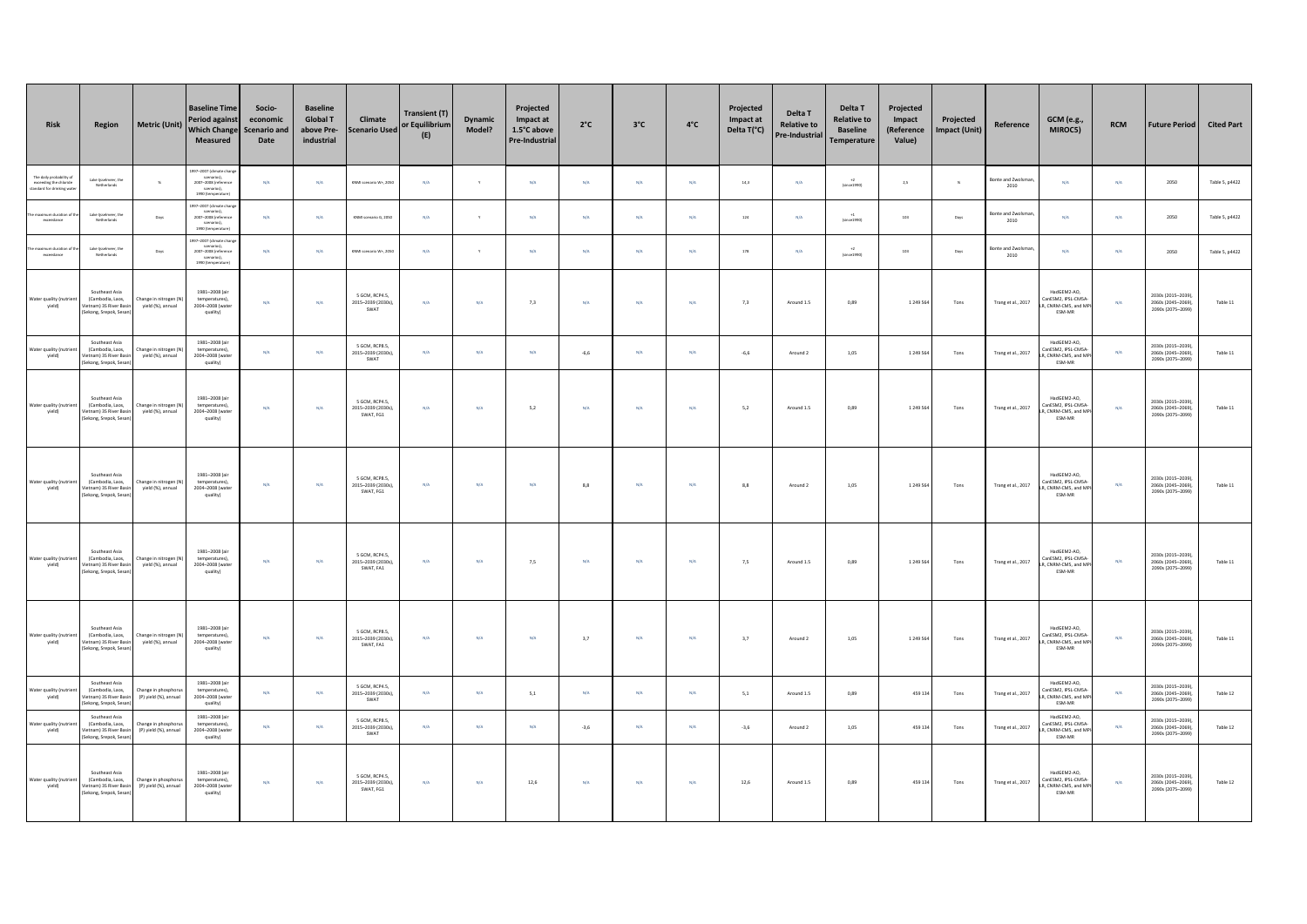| Risk | Region | Metric (Unit) | Baseline Time Period against Which Change Measured | Socio-economic Scenario and Date | Baseline Global T above Pre-industrial | Climate Scenario Used | Transient (T) or Equilibrium (E) | Dynamic Model? | Projected Impact at 1.5°C above Pre-Industrial | 2°C | 3°C | 4°C | Projected Impact at Delta T(°C) | Delta T Relative to Pre-Industrial | Delta T Relative to Baseline Temperature | Projected Impact (Reference Value) | Projected Impact (Unit) | Reference | GCM (e.g., MIROC5) | RCM | Future Period | Cited Part |
|---|---|---|---|---|---|---|---|---|---|---|---|---|---|---|---|---|---|---|---|---|---|---|
| The daily probability of exceeding the chloride standard for drinking water | Lake Ijsselmeer, the Netherlands | % | 1997–2007 (climate change scenarios), 2007–2008 (reference scenarios), 1990 (temperature) | N/A | N/A | KNMI scenario W+, 2050 | N/A | Y | N/A | N/A | N/A | N/A | 14.3 | N/A | +2 (since1990) | 2.5 | % | Bonte and Zwolsman, 2010 | N/A | N/A | 2050 | Table 5, p4422 |
| The maximum duration of the exceedance | Lake Ijsselmeer, the Netherlands | Days | 1997–2007 (climate change scenarios), 2007–2008 (reference scenarios), 1990 (temperature) | N/A | N/A | KNMI scenario G, 2050 | N/A | Y | N/A | N/A | N/A | N/A | 124 | N/A | +1 (since1990) | 103 | Days | Bonte and Zwolsman, 2010 | N/A | N/A | 2050 | Table 5, p4422 |
| The maximum duration of the exceedance | Lake Ijsselmeer, the Netherlands | Days | 1997–2007 (climate change scenarios), 2007–2008 (reference scenarios), 1990 (temperature) | N/A | N/A | KNMI scenario W+, 2050 | N/A | Y | N/A | N/A | N/A | N/A | 178 | N/A | +2 (since1990) | 103 | Days | Bonte and Zwolsman, 2010 | N/A | N/A | 2050 | Table 5, p4422 |
| Water quality (nutrient yield) | Southeast Asia (Cambodia, Laos, Vietnam) 3S River Basin (Sekong, Srepok, Sesan) | Change in nitrogen (N) yield (%), annual | 1981–2008 (air temperatures), 2004–2008 (water quality) | N/A | N/A | 5 GCM, RCP4.5, 2015–2039 (2030s), SWAT | N/A | N/A | 7,3 | N/A | N/A | N/A | 7,3 | Around 1.5 | 0,89 | 1 249 564 | Tons | Trang et al., 2017 | HadGEM2-AO, CanESM2, IPSL-CM5A-LR, CNRM-CM5, and MPI-ESM-MR | N/A | 2030s (2015–2039), 2060s (2045–2069), 2090s (2075–2099) | Table 11 |
| Water quality (nutrient yield) | Southeast Asia (Cambodia, Laos, Vietnam) 3S River Basin (Sekong, Srepok, Sesan) | Change in nitrogen (N) yield (%), annual | 1981–2008 (air temperatures), 2004–2008 (water quality) | N/A | N/A | 5 GCM, RCP8.5, 2015–2039 (2030s), SWAT | N/A | N/A | N/A | -6,6 | N/A | N/A | -6,6 | Around 2 | 1,05 | 1 249 564 | Tons | Trang et al., 2017 | HadGEM2-AO, CanESM2, IPSL-CM5A-LR, CNRM-CM5, and MPI-ESM-MR | N/A | 2030s (2015–2039), 2060s (2045–2069), 2090s (2075–2099) | Table 11 |
| Water quality (nutrient yield) | Southeast Asia (Cambodia, Laos, Vietnam) 3S River Basin (Sekong, Srepok, Sesan) | Change in nitrogen (N) yield (%), annual | 1981–2008 (air temperatures), 2004–2008 (water quality) | N/A | N/A | 5 GCM, RCP4.5, 2015–2039 (2030s), SWAT, FG1 | N/A | N/A | 5,2 | N/A | N/A | N/A | 5,2 | Around 1.5 | 0,89 | 1 249 564 | Tons | Trang et al., 2017 | HadGEM2-AO, CanESM2, IPSL-CM5A-LR, CNRM-CM5, and MPI-ESM-MR | N/A | 2030s (2015–2039), 2060s (2045–2069), 2090s (2075–2099) | Table 11 |
| Water quality (nutrient yield) | Southeast Asia (Cambodia, Laos, Vietnam) 3S River Basin (Sekong, Srepok, Sesan) | Change in nitrogen (N) yield (%), annual | 1981–2008 (air temperatures), 2004–2008 (water quality) | N/A | N/A | 5 GCM, RCP8.5, 2015–2039 (2030s), SWAT, FG1 | N/A | N/A | N/A | 8,8 | N/A | N/A | 8,8 | Around 2 | 1,05 | 1 249 564 | Tons | Trang et al., 2017 | HadGEM2-AO, CanESM2, IPSL-CM5A-LR, CNRM-CM5, and MPI-ESM-MR | N/A | 2030s (2015–2039), 2060s (2045–2069), 2090s (2075–2099) | Table 11 |
| Water quality (nutrient yield) | Southeast Asia (Cambodia, Laos, Vietnam) 3S River Basin (Sekong, Srepok, Sesan) | Change in nitrogen (N) yield (%), annual | 1981–2008 (air temperatures), 2004–2008 (water quality) | N/A | N/A | 5 GCM, RCP4.5, 2015–2039 (2030s), SWAT, FA1 | N/A | N/A | 7,5 | N/A | N/A | N/A | 7,5 | Around 1.5 | 0,89 | 1 249 564 | Tons | Trang et al., 2017 | HadGEM2-AO, CanESM2, IPSL-CM5A-LR, CNRM-CM5, and MPI-ESM-MR | N/A | 2030s (2015–2039), 2060s (2045–2069), 2090s (2075–2099) | Table 11 |
| Water quality (nutrient yield) | Southeast Asia (Cambodia, Laos, Vietnam) 3S River Basin (Sekong, Srepok, Sesan) | Change in nitrogen (N) yield (%), annual | 1981–2008 (air temperatures), 2004–2008 (water quality) | N/A | N/A | 5 GCM, RCP8.5, 2015–2039 (2030s), SWAT, FA1 | N/A | N/A | N/A | 3,7 | N/A | N/A | 3,7 | Around 2 | 1,05 | 1 249 564 | Tons | Trang et al., 2017 | HadGEM2-AO, CanESM2, IPSL-CM5A-LR, CNRM-CM5, and MPI-ESM-MR | N/A | 2030s (2015–2039), 2060s (2045–2069), 2090s (2075–2099) | Table 11 |
| Water quality (nutrient yield) | Southeast Asia (Cambodia, Laos, Vietnam) 3S River Basin (Sekong, Srepok, Sesan) | Change in phosphorus (P) yield (%), annual | 1981–2008 (air temperatures), 2004–2008 (water quality) | N/A | N/A | 5 GCM, RCP4.5, 2015–2039 (2030s), SWAT | N/A | N/A | 5,1 | N/A | N/A | N/A | 5,1 | Around 1.5 | 0,89 | 459 134 | Tons | Trang et al., 2017 | HadGEM2-AO, CanESM2, IPSL-CM5A-LR, CNRM-CM5, and MPI-ESM-MR | N/A | 2030s (2015–2039), 2060s (2045–2069), 2090s (2075–2099) | Table 12 |
| Water quality (nutrient yield) | Southeast Asia (Cambodia, Laos, Vietnam) 3S River Basin (Sekong, Srepok, Sesan) | Change in phosphorus (P) yield (%), annual | 1981–2008 (air temperatures), 2004–2008 (water quality) | N/A | N/A | 5 GCM, RCP8.5, 2015–2039 (2030s), SWAT | N/A | N/A | N/A | -3,6 | N/A | N/A | -3,6 | Around 2 | 1,05 | 459 134 | Tons | Trang et al., 2017 | HadGEM2-AO, CanESM2, IPSL-CM5A-LR, CNRM-CM5, and MPI-ESM-MR | N/A | 2030s (2015–2039), 2060s (2045–2069), 2090s (2075–2099) | Table 12 |
| Water quality (nutrient yield) | Southeast Asia (Cambodia, Laos, Vietnam) 3S River Basin (Sekong, Srepok, Sesan) | Change in phosphorus (P) yield (%), annual | 1981–2008 (air temperatures), 2004–2008 (water quality) | N/A | N/A | 5 GCM, RCP4.5, 2015–2039 (2030s), SWAT, FG1 | N/A | N/A | 12,6 | N/A | N/A | N/A | 12,6 | Around 1.5 | 0,89 | 459 134 | Tons | Trang et al., 2017 | HadGEM2-AO, CanESM2, IPSL-CM5A-LR, CNRM-CM5, and MPI-ESM-MR | N/A | 2030s (2015–2039), 2060s (2045–2069), 2090s (2075–2099) | Table 12 |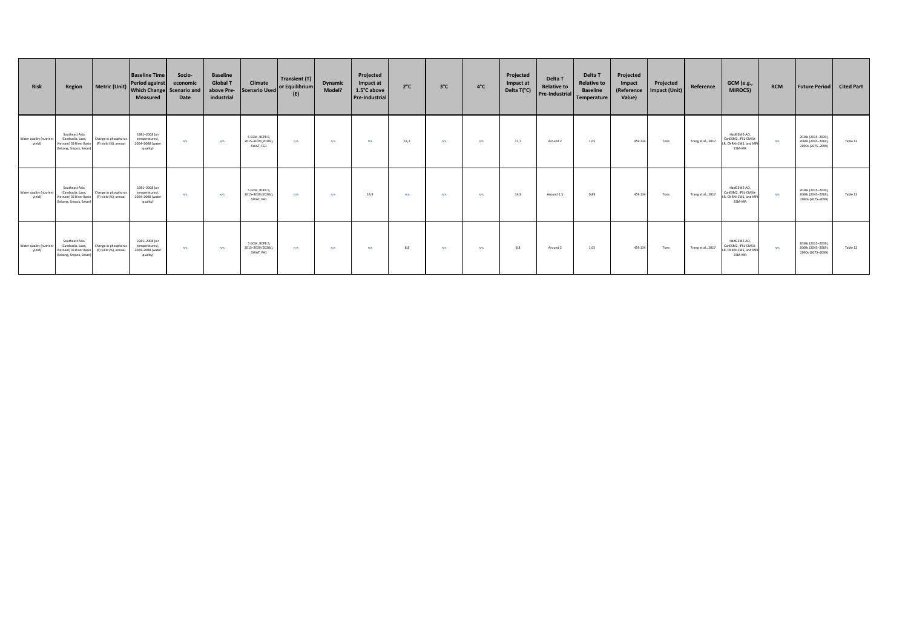| Risk | Region | Metric (Unit) | Baseline Time Period against Which Change Measured | Socio-economic Scenario and Date | Baseline Global T above Pre-industrial | Climate Scenario Used | Transient (T) or Equilibrium (E) | Dynamic Model? | Projected Impact at 1.5°C above Pre-Industrial | 2°C | 3°C | 4°C | Projected Impact at Delta T(°C) | Delta T Relative to Pre-Industrial | Delta T Relative to Baseline Temperature | Projected Impact (Reference Value) | Projected Impact (Unit) | Reference | GCM (e.g., MIROC5) | RCM | Future Period | Cited Part |
|---|---|---|---|---|---|---|---|---|---|---|---|---|---|---|---|---|---|---|---|---|---|---|
| Water quality (nutrient yield) | Southeast Asia (Cambodia, Laos, Vietnam) 3S River Basin (Sekong, Srepok, Sesan) | Change in phosphorus (P) yield (%), annual | 1981–2008 (air temperatures), 2004–2008 (water quality) | N/A | N/A | 5 GCM, RCP8.5, 2015–2039 (2030s), SWAT, FG1 | N/A | N/A | N/A | 11,7 | N/A | N/A | 11,7 | Around 2 | 1,05 | 459 134 | Tons | Trang et al., 2017 | HadGEM2-AO, CanESM2, IPSL-CM5A-LR, CNRM-CM5, and MPI-ESM-MR | N/A | 2030s (2015–2039), 2060s (2045–2069), 2090s (2075–2099) | Table 12 |
| Water quality (nutrient yield) | Southeast Asia (Cambodia, Laos, Vietnam) 3S River Basin (Sekong, Srepok, Sesan) | Change in phosphorus (P) yield (%), annual | 1981–2008 (air temperatures), 2004–2008 (water quality) | N/A | N/A | 5 GCM, RCP4.5, 2015–2039 (2030s), SWAT, FA1 | N/A | N/A | 14,9 | N/A | N/A | N/A | 14,9 | Around 1.5 | 0,89 | 459 134 | Tons | Trang et al., 2017 | HadGEM2-AO, CanESM2, IPSL-CM5A-LR, CNRM-CM5, and MPI-ESM-MR | N/A | 2030s (2015–2039), 2060s (2045–2069), 2090s (2075–2099) | Table 12 |
| Water quality (nutrient yield) | Southeast Asia (Cambodia, Laos, Vietnam) 3S River Basin (Sekong, Srepok, Sesan) | Change in phosphorus (P) yield (%), annual | 1981–2008 (air temperatures), 2004–2008 (water quality) | N/A | N/A | 5 GCM, RCP8.5, 2015–2039 (2030s), SWAT, FA1 | N/A | N/A | N/A | 8,8 | N/A | N/A | 8,8 | Around 2 | 1,05 | 459 134 | Tons | Trang et al., 2017 | HadGEM2-AO, CanESM2, IPSL-CM5A-LR, CNRM-CM5, and MPI-ESM-MR | N/A | 2030s (2015–2039), 2060s (2045–2069), 2090s (2075–2099) | Table 12 |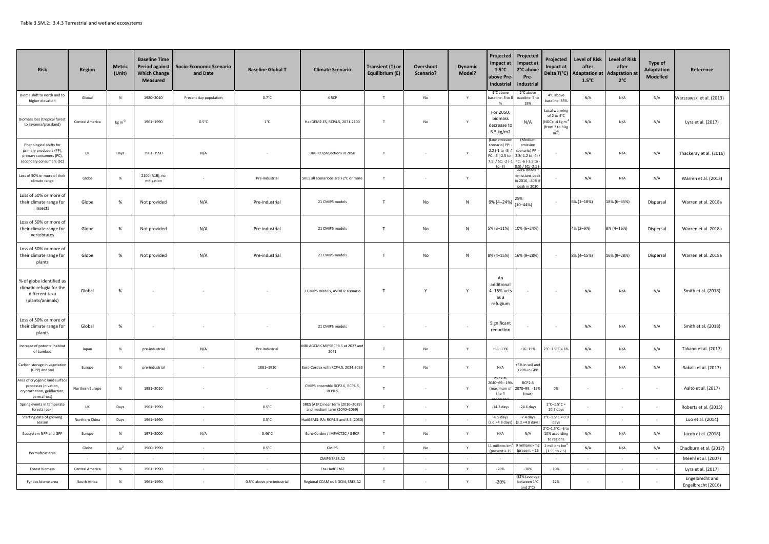Table 3.SM.2: 3.4.3 Terrestrial and wetland ecosystems

| Risk | Region | Metric (Unit) | Baseline Time Period against Which Change Measured | Socio-Economic Scenario and Date | Baseline Global T | Climate Scenario | Transient (T) or Equilibrium (E) | Overshoot Scenario? | Dynamic Model? | Projected Impact at 1.5°C above Pre-Industrial | Projected Impact at 2°C above Pre-Industrial | Projected Impact at Delta T(°C) | Level of Risk after Adaptation at 1.5°C | Level of Risk after Adaptation at 2°C | Type of Adaptation Modelled | Reference |
|---|---|---|---|---|---|---|---|---|---|---|---|---|---|---|---|---|
| Biome shift to north and to higher elevation | Global | % | 1980–2010 | Present day population | 0.7°C | 4 RCP | T | No | Y | 1°C above baseline: 3 to 8 % | 2°C above baseline: 5 to 19% | 4°C above baseline: 35% | N/A | N/A | N/A | Warszawski et al. (2013) |
| Biomass loss (tropical forest to savanna/grassland) | Central America | $kg\ m^{-2}$ | 1961–1990 | 0.5°C | 1°C | HadGEM2-ES, RCP4.5, 2071-2100 | T | No | Y | For 2050, biomass decrease to 6.5 kg/m2 | N/A | Local warming of 2 to 4°C (NDC): -4 $kg\ m^{-2}$ (from 7 to 3 $kg\ m^{-2}$) | N/A | N/A | N/A | Lyra et al. (2017) |
| Phenological shifts for primary producers (PP), primary consumers (PC), secondary consumers (SC) | UK | Days | 1961–1990 | N/A | - | UKCP09 projections in 2050 | T | - | Y | (Low emission scenario) PP: -2.2 (-1 to -3) / PC: -5 (-2.5 to -7.5) / SC: -2 (-1 to -3) | (Medium emission scenario) PP: -2.3(-1.2 to -4) / PC: -6 (-3.5 to -8.5) / SC: -2.1 (- | - | N/A | N/A | N/A | Thackeray et al. (2016) |
| Loss of 50% or more of their climate range | Globe | % | 2100 (A1B), no mitigation | - | Pre-industrial | SRES all scenarioos are +2°C or more | T | - | Y | | -60% losses if emissions peak in 2016, -40% if peak in 2030 | - | N/A | N/A | N/A | Warren et al. (2013) |
| Loss of 50% or more of their climate range for insects | Globe | % | Not provided | N/A | Pre-industrial | 21 CMIP5 models | T | No | N | 9% (4–24%) | 25% (10–44%) | - | 6% (1–18%) | 18% (6–35%) | Dispersal | Warren et al. 2018a |
| Loss of 50% or more of their climate range for vertebrates | Globe | % | Not provided | N/A | Pre-industrial | 21 CMIP5 models | T | No | N | 5% (3–11%) | 10% (6–24%) | | 4% (2–9%) | 8% (4–16%) | Dispersal | Warren et al. 2018a |
| Loss of 50% or more of their climate range for plants | Globe | % | Not provided | N/A | Pre-industrial | 21 CMIP5 models | T | No | N | 8% (4–15%) | 16% (9–28%) | - | 8% (4–15%) | 16% (9–28%) | Dispersal | Warren et al. 2018a |
| % of globe identified as climatic refugia for the different taxa (plants/animals) | Global | % | - | - | - | 7 CMIP5 models, AVOID2 scenario | T | Y | Y | An additional 4–15% acts as a refugium | - | - | N/A | N/A | N/A | Smith et al. (2018) |
| Loss of 50% or more of their climate range for plants | Global | % | - | - | - | 21 CMIP5 models | - | - | - | Significant reduction | - | - | N/A | N/A | N/A | Smith et al. (2018) |
| Increase of potental habitat of bamboo | Japan | % | pre-industrial | N/A | Pre-industrial | MRI AGCM CMIP5RCP8.5 at 2027 and 2041 | T | No | Y | +11–13% | +16–19% | 2°C–1.5°C = 6% | N/A | N/A | N/A | Takano et al. (2017) |
| Carbon storage in vegetation (GPP) and soil | Europe | % | pre-industrial | - | 1881–1910 | Euro-Cordex with RCP4.5, 2034-2063 | T | No | Y | N/A | +5% in soil and +20% in GPP | | N/A | N/A | N/A | Sakalli et al. (2017) |
| Area of cryogenic land surface processes (nivation, cryoturbation, gelifluction, permafrost) | Northern Europe | % | 1981–2010 | - | - | CMIP5 ensemble RCP2.6, RCP4.5, RCP8.5 | T | - | Y | RCP2.6, 2040–69: -19% (maximum of the 4 processes) | RCP2.6 2070–99: -19% (max) | 0% | - | - | - | Aalto et al. (2017) |
| Spring events in temperate forests (oak) | UK | Days | 1961–1990 | - | 0.5°C | SRES (A1F1) near term (2010–2039) and medium term (2040–2069) | T | - | Y | -14.3 days | -24.6 days | 2°C–1.5°C = 10.3 days | - | - | - | Roberts et al. (2015) |
| Starting date of growing season | Northern China | Days | 1961–1990 | - | 0.5°C | HadGEM3- RA: RCP4.5 and 8.5 (2050) | | - | - | -6.5 days (s.d.=4.8 days) | -7.4 days (s.d.=4.8 days) | 2°C–1.5°C = 0.9 days | - | - | - | Luo et al. (2014) |
| Ecosystem NPP and GPP | Europe | % | 1971–2000 | N/A | 0.46°C | Euro-Cordex / IMPACT2C / 3 RCP | T | No | Y | N/A | N/A | 2°C–1.5°C: -6 to 10% according to regions | N/A | N/A | N/A | Jacob et al. (2018) |
| Permafrost area | Globe | $km^2$ | 1960–1990 | - | 0.5°C | CMIP5 | T | No | Y | 11 millions $km^2$ (present = 15 | 9 millions km2 (present = 15 | 2 millions $km^2$ (1.55 to 2.5) | N/A | N/A | N/A | Chadburn et al. (2017) |
| | - | - | - | - | - | CMIP3 SRES A2 | - | - | - | - | - | - | - | - | - | Meehl et al. (2007) |
| Forest biomass | Central America | % | 1961–1990 | - | - | Eta-HadGEM2 | T | - | Y | -20% | -30% | 10% | - | - | - | Lyra et al. (2017) |
| Fynbos biome area | South Africa | % | 1961–1990 | - | 0.5°C above pre-industrial | Regional CCAM os 6 GCM, SRES A2 | T | - | Y | -20% | -32% (average between 1°C and 2°C) | 12% | - | - | - | Engelbrecht and Engelbrecht (2016) |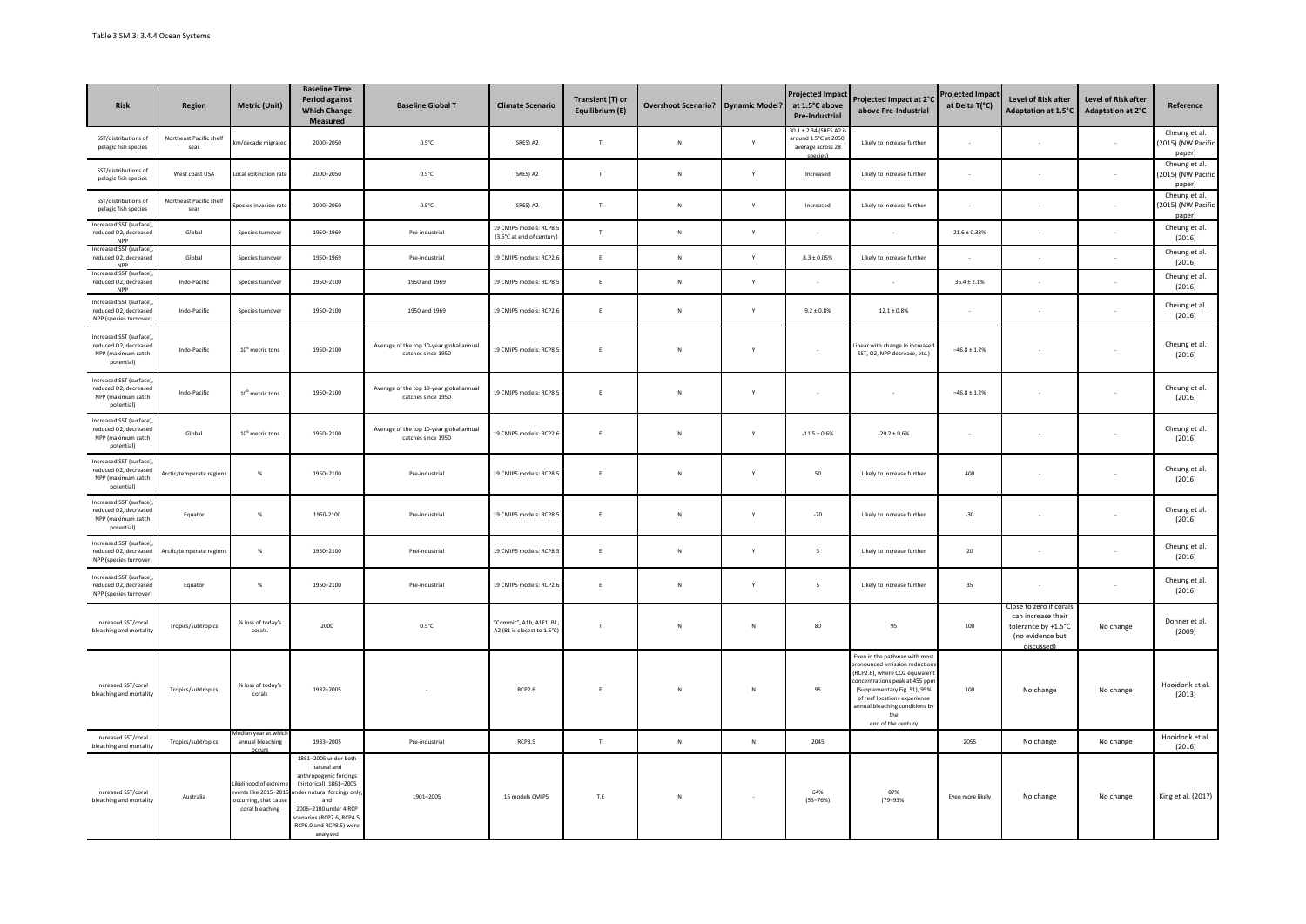Table 3.SM.3: 3.4.4 Ocean Systems

| Risk | Region | Metric (Unit) | Baseline Time Period against Which Change Measured | Baseline Global T | Climate Scenario | Transient (T) or Equilibrium (E) | Overshoot Scenario? | Dynamic Model? | Projected Impact at 1.5°C above Pre-Industrial | Projected Impact at 2°C above Pre-Industrial | Projected Impact at Delta T(°C) | Level of Risk after Adaptation at 1.5°C | Level of Risk after Adaptation at 2°C | Reference |
|---|---|---|---|---|---|---|---|---|---|---|---|---|---|---|
| SST/distributions of pelagic fish species | Northeast Pacific shelf seas | km/decade migrated | 2000–2050 | 0.5°C | (SRES) A2 | T | N | Y | 30.1 ± 2.34 (SRES A2 is around 1.5°C at 2050, average across 28 species) | Likely to increase further | - | - | - | Cheung et al. (2015) (NW Pacific paper) |
| SST/distributions of pelagic fish species | West coast USA | Local exitinction rate | 2000–2050 | 0.5°C | (SRES) A2 | T | N | Y | Increased | Likely to increase further | - | - | - | Cheung et al. (2015) (NW Pacific paper) |
| SST/distributions of pelagic fish species | Northeast Pacific shelf seas | Species invasion rate | 2000–2050 | 0.5°C | (SRES) A2 | T | N | Y | Increased | Likely to increase further | - | - | - | Cheung et al. (2015) (NW Pacific paper) |
| Increased SST (surface), reduced O2, decreased NPP | Global | Species turnover | 1950–1969 | Pre-industrial | 19 CMIP5 models: RCP8.5 (3.5°C at end of century) | T | N | Y | - | - | 21.6 ± 0.33% | - | - | Cheung et al. (2016) |
| Increased SST (surface), reduced O2, decreased NPP | Global | Species turnover | 1950–1969 | Pre-industrial | 19 CMIP5 models: RCP2.6 | E | N | Y | 8.3 ± 0.05% | Likely to increase further | - | - | - | Cheung et al. (2016) |
| Increased SST (surface), reduced O2, decreased NPP | Indo-Pacific | Species turnover | 1950–2100 | 1950 and 1969 | 19 CMIP5 models: RCP8.5 | E | N | Y | - | - | 36.4 ± 2.1% | - | - | Cheung et al. (2016) |
| Increased SST (surface), reduced O2, decreased NPP (species turnover) | Indo-Pacific | Species turnover | 1950–2100 | 1950 and 1969 | 19 CMIP5 models: RCP2.6 | E | N | Y | 9.2 ± 0.8% | 12.1 ± 0.8% | - | - | - | Cheung et al. (2016) |
| Increased SST (surface), reduced O2, decreased NPP (maximum catch potential) | Indo-Pacific | $10^6$ metric tons | 1950–2100 | Average of the top 10-year global annual catches since 1950 | 19 CMIP5 models: RCP8.5 | E | N | Y | - | Linear with change in increased SST, O2, NPP decrease, etc.) | −46.8 ± 1.2% | - | - | Cheung et al. (2016) |
| Increased SST (surface), reduced O2, decreased NPP (maximum catch potential) | Indo-Pacific | $10^6$ metric tons | 1950–2100 | Average of the top 10-year global annual catches since 1950 | 19 CMIP5 models: RCP8.5 | E | N | Y | - | - | −46.8 ± 1.2% | - | - | Cheung et al. (2016) |
| Increased SST (surface), reduced O2, decreased NPP (maximum catch potential) | Global | $10^6$ metric tons | 1950–2100 | Average of the top 10-year global annual catches since 1950 | 19 CMIP5 models: RCP2.6 | E | N | Y | -11.5 ± 0.6% | -20.2 ± 0.6% | - | - | - | Cheung et al. (2016) |
| Increased SST (surface), reduced O2, decreased NPP (maximum catch potential) | Arctic/temperate regions | % | 1950–2100 | Pre-industrial | 19 CMIP5 models: RCP8.5 | E | N | Y | 50 | Likely to increase further | 400 | - | - | Cheung et al. (2016) |
| Increased SST (surface), reduced O2, decreased NPP (maximum catch potential) | Equator | % | 1950-2100 | Pre-industrial | 19 CMIP5 models: RCP8.5 | E | N | Y | -70 | Likely to increase further | -30 | - | - | Cheung et al. (2016) |
| Increased SST (surface), reduced O2, decreased NPP (species turnover) | Arctic/temperate regions | % | 1950–2100 | Prei-ndustrial | 19 CMIP5 models: RCP8.5 | E | N | Y | 3 | Likely to increase further | 20 | - | - | Cheung et al. (2016) |
| Increased SST (surface), reduced O2, decreased NPP (species turnover) | Equator | % | 1950–2100 | Pre-industrial | 19 CMIP5 models: RCP2.6 | E | N | Y | 5 | Likely to increase further | 35 | - | - | Cheung et al. (2016) |
| Increased SST/coral bleaching and mortality | Tropics/subtropics | % loss of today's corals. | 2000 | 0.5°C | "Commit", A1b, A1F1, B1, A2 (B1 is closest to 1.5°C) | T | N | N | 80 | 95 | 100 | Close to zero if corals can increase their tolerance by +1.5°C (no evidence but discussed) | No change | Donner et al. (2009) |
| Increased SST/coral bleaching and mortality | Tropics/subtropics | % loss of today's corals | 1982–2005 | - | RCP2.6 | E | N | N | 95 | Even in the pathway with most pronounced emission reductions (RCP2.6), where CO2 equivalent concentrations peak at 455 ppm (Supplementary Fig. S1), 95% of reef locations experience annual bleaching conditions by the end of the century | 100 | No change | No change | Hooidonk et al. (2013) |
| Increased SST/coral bleaching and mortality | Tropics/subtropics | Median year at which annual bleaching occurs | 1983–2005 | Pre-industrial | RCP8.5 | T | N | N | 2045 | | 2055 | No change | No change | Hooidonk et al. (2016) |
| Increased SST/coral bleaching and mortality | Australia | Likelihood of extreme events like 2015–2016 occurring, that cause coral bleaching | 1861–2005 under both natural and anthropogenic forcings (historical), 1861–2005 under natural forcings only, and 2006–2100 under 4 RCP scenarios (RCP2.6, RCP4.5, RCP6.0 and RCP8.5) were analysed | 1901–2005 | 16 models CMIP5 | T,E | N | - | 64% (53–76%) | 87% (79–93%) | Even more likely | No change | No change | King et al. (2017) |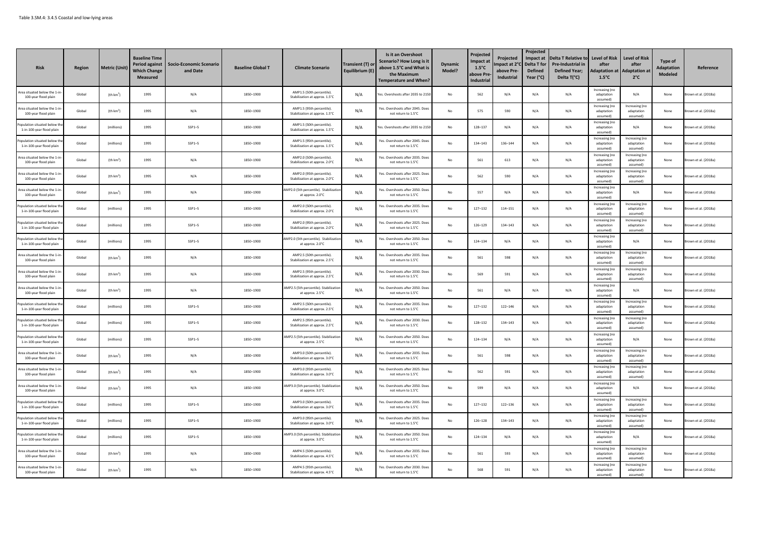Table 3.SM.4: 3.4.5 Coastal and low-lying areas

| Risk | Region | Metric (Unit) | Baseline Time Period against Which Change Measured | Socio-Economic Scenario and Date | Baseline Global T | Climate Scenario | Transient (T) or Equilibrium (E) | Is it an Overshoot Scenario? How Long is it above 1.5°C and What is the Maximum Temperature and When? | Dynamic Model? | Projected Impact at 1.5°C above Pre-Industrial | Projected Impact at 2°C above Pre-Industrial | Projected Impact at Delta T for Defined Year (°C) | Delta T Relative to Pre-Industrial in Defined Year; Delta T(°C) | Level of Risk after Adaptation at 1.5°C | Level of Risk after Adaptation at 2°C | Type of Adaptation Modeled | Reference |
|---|---|---|---|---|---|---|---|---|---|---|---|---|---|---|---|---|---|
| Area situated below the 1-in-100-year flood plain | Global | (th $km^2$) | 1995 | N/A | 1850–1900 | AMP1.5 (50th percentile). Stabilization at approx. 1.5°C | N/A | Yes. Overshoots after 2035 to 2150 | No | 562 | N/A | N/A | N/A | Increasing (no adaptation assumed) | N/A | None | Brown et al. (2018a) |
| Area situated below the 1-in-100-year flood plain | Global | (th $km^2$) | 1995 | N/A | 1850–1900 | AMP1.5 (95th percentile). Stabilization at approx. 1.5°C | N/A | Yes. Overshoots after 2045. Does not return to 1.5°C | No | 575 | 590 | N/A | N/A | Increasing (no adaptation assumed) | Increasing (no adaptation assumed) | None | Brown et al. (2018a) |
| Population situated below the 1-in-100-year flood plain | Global | (millions) | 1995 | SSP1–5 | 1850–1900 | AMP1.5 (50th percentile). Stabilization at approx. 1.5°C | N/A | Yes. Overshoots after 2035 to 2150 | No | 128–137 | N/A | N/A | N/A | Increasing (no adaptation assumed) | N/A | None | Brown et al. (2018a) |
| Population situated below the 1-in-100-year flood plain | Global | (millions) | 1995 | SSP1–5 | 1850–1900 | AMP1.5 (95th percentile). Stabilization at approx. 1.5°C | N/A | Yes. Overshoots after 2045. Does not return to 1.5°C | No | 134–143 | 136–144 | N/A | N/A | Increasing (no adaptation assumed) | Increasing (no adaptation assumed) | None | Brown et al. (2018a) |
| Area situated below the 1-in-100-year flood plain | Global | (th $km^2$) | 1995 | N/A | 1850–1900 | AMP2.0 (50th percentile). Stabilization at approx. 2.0°C | N/A | Yes. Overshoots after 2035. Does not return to 1.5°C | No | 561 | 613 | N/A | N/A | Increasing (no adaptation assumed) | Increasing (no adaptation assumed) | None | Brown et al. (2018a) |
| Area situated below the 1-in-100-year flood plain | Global | (th $km^2$) | 1995 | N/A | 1850–1900 | AMP2.0 (95th percentile). Stabilization at approx. 2.0°C | N/A | Yes. Overshoots after 2025. Does not return to 1.5°C | No | 562 | 590 | N/A | N/A | Increasing (no adaptation assumed) | Increasing (no adaptation assumed) | None | Brown et al. (2018a) |
| Area situated below the 1-in-100-year flood plain | Global | (th $km^2$) | 1995 | N/A | 1850–1900 | AMP2.0 (5th percentile). Stabilization at approx. 2.0°C | N/A | Yes. Overshoots after 2050. Does not return to 1.5°C | No | 557 | N/A | N/A | N/A | Increasing (no adaptation assumed) | N/A | None | Brown et al. (2018a) |
| Population situated below the 1-in-100-year flood plain | Global | (millions) | 1995 | SSP1–5 | 1850–1900 | AMP2.0 (50th percentile). Stabilization at approx. 2.0°C | N/A | Yes. Overshoots after 2035. Does not return to 1.5°C | No | 127–132 | 114–151 | N/A | N/A | Increasing (no adaptation assumed) | Increasing (no adaptation assumed) | None | Brown et al. (2018a) |
| Population situated below the 1-in-100-year flood plain | Global | (millions) | 1995 | SSP1–5 | 1850–1900 | AMP2.0 (95th percentile). Stabilization at approx. 2.0°C | N/A | Yes. Overshoots after 2025. Does not return to 1.5°C | No | 126–129 | 134–143 | N/A | N/A | Increasing (no adaptation assumed) | Increasing (no adaptation assumed) | None | Brown et al. (2018a) |
| Population situated below the 1-in-100-year flood plain | Global | (millions) | 1995 | SSP1–5 | 1850–1900 | AMP2.0 (5th percentile). Stabilization at approx. 2.0°C | N/A | Yes. Overshoots after 2050. Does not return to 1.5°C | No | 124–134 | N/A | N/A | N/A | Increasing (no adaptation assumed) | N/A | None | Brown et al. (2018a) |
| Area situated below the 1-in-100-year flood plain | Global | (th $km^2$) | 1995 | N/A | 1850–1900 | AMP2.5 (50th percentile). Stabilization at approx. 2.5°C | N/A | Yes. Overshoots after 2035. Does not return to 1.5°C | No | 561 | 598 | N/A | N/A | Increasing (no adaptation assumed) | Increasing (no adaptation assumed) | None | Brown et al. (2018a) |
| Area situated below the 1-in-100-year flood plain | Global | (th $km^2$) | 1995 | N/A | 1850–1900 | AMP2.5 (95th percentile). Stabilization at approx. 2.5°C | N/A | Yes. Overshoots after 2030. Does not return to 1.5°C | No | 569 | 591 | N/A | N/A | Increasing (no adaptation assumed) | Increasing (no adaptation assumed) | None | Brown et al. (2018a) |
| Area situated below the 1-in-100-year flood plain | Global | (th $km^2$) | 1995 | N/A | 1850–1900 | AMP2.5 (5th percentile). Stabilization at approx. 2.5°C | N/A | Yes. Overshoots after 2050. Does not return to 1.5°C | No | 561 | N/A | N/A | N/A | Increasing (no adaptation assumed) | N/A | None | Brown et al. (2018a) |
| Population situated below the 1-in-100-year flood plain | Global | (millions) | 1995 | SSP1–5 | 1850–1900 | AMP2.5 (50th percentile). Stabilization at approx. 2.5°C | N/A | Yes. Overshoots after 2035. Does not return to 1.5°C | No | 127–132 | 122–146 | N/A | N/A | Increasing (no adaptation assumed) | Increasing (no adaptation assumed) | None | Brown et al. (2018a) |
| Population situated below the 1-in-100-year flood plain | Global | (millions) | 1995 | SSP1–5 | 1850–1900 | AMP2.5 (95th percentile). Stabilization at approx. 2.5°C | N/A | Yes. Overshoots after 2030. Does not return to 1.5°C | No | 128–132 | 134–143 | N/A | N/A | Increasing (no adaptation assumed) | Increasing (no adaptation assumed) | None | Brown et al. (2018a) |
| Population situated below the 1-in-100-year flood plain | Global | (millions) | 1995 | SSP1–5 | 1850–1900 | AMP2.5 (5th percentile). Stabilization at approx. 2.5°C | N/A | Yes. Overshoots after 2050. Does not return to 1.5°C | No | 124–134 | N/A | N/A | N/A | Increasing (no adaptation assumed) | N/A | None | Brown et al. (2018a) |
| Area situated below the 1-in-100-year flood plain | Global | (th $km^2$) | 1995 | N/A | 1850–1900 | AMP3.0 (50th percentile). Stabilization at approx. 3.0°C | N/A | Yes. Overshoots after 2035. Does not return to 1.5°C | No | 561 | 598 | N/A | N/A | Increasing (no adaptation assumed) | Increasing (no adaptation assumed) | None | Brown et al. (2018a) |
| Area situated below the 1-in-100-year flood plain | Global | (th $km^2$) | 1995 | N/A | 1850–1900 | AMP3.0 (95th percentile). Stabilization at approx. 3.0°C | N/A | Yes. Overshoots after 2025. Does not return to 1.5°C | No | 562 | 591 | N/A | N/A | Increasing (no adaptation assumed) | Increasing (no adaptation assumed) | None | Brown et al. (2018a) |
| Area situated below the 1-in-100-year flood plain | Global | (th $km^2$) | 1995 | N/A | 1850–1900 | AMP3.0 (5th percentile). Stabilization at approx. 3.0°C | N/A | Yes. Overshoots after 2050. Does not return to 1.5°C | No | 599 | N/A | N/A | N/A | Increasing (no adaptation assumed) | N/A | None | Brown et al. (2018a) |
| Population situated below the 1-in-100-year flood plain | Global | (millions) | 1995 | SSP1–5 | 1850–1900 | AMP3.0 (50th percentile). Stabilization at approx. 3.0°C | N/A | Yes. Overshoots after 2035. Does not return to 1.5°C | No | 127–132 | 122–136 | N/A | N/A | Increasing (no adaptation assumed) | Increasing (no adaptation assumed) | None | Brown et al. (2018a) |
| Population situated below the 1-in-100-year flood plain | Global | (millions) | 1995 | SSP1–5 | 1850–1900 | AMP3.0 (95th percentile). Stabilization at approx. 3.0°C | N/A | Yes. Overshoots after 2025. Does not return to 1.5°C | No | 126–128 | 134–143 | N/A | N/A | Increasing (no adaptation assumed) | Increasing (no adaptation assumed) | None | Brown et al. (2018a) |
| Population situated below the 1-in-100-year flood plain | Global | (millions) | 1995 | SSP1–5 | 1850–1900 | AMP3.0 (5th percentile). Stabilization at approx. 3.0°C | N/A | Yes. Overshoots after 2050. Does not return to 1.5°C | No | 124–134 | N/A | N/A | N/A | Increasing (no adaptation assumed) | N/A | None | Brown et al. (2018a) |
| Area situated below the 1-in-100-year flood plain | Global | (th $km^2$) | 1995 | N/A | 1850–1900 | AMP4.5 (50th percentile). Stabilization at approx. 4.5°C | N/A | Yes. Overshoots after 2035. Does not return to 1.5°C | No | 561 | 593 | N/A | N/A | Increasing (no adaptation assumed) | Increasing (no adaptation assumed) | None | Brown et al. (2018a) |
| Area situated below the 1-in-100-year flood plain | Global | (th $km^2$) | 1995 | N/A | 1850–1900 | AMP4.5 (95th percentile). Stabilization at approx. 4.5°C | N/A | Yes. Overshoots after 2030. Does not return to 1.5°C | No | 568 | 591 | N/A | N/A | Increasing (no adaptation assumed) | Increasing (no adaptation assumed) | None | Brown et al. (2018a) |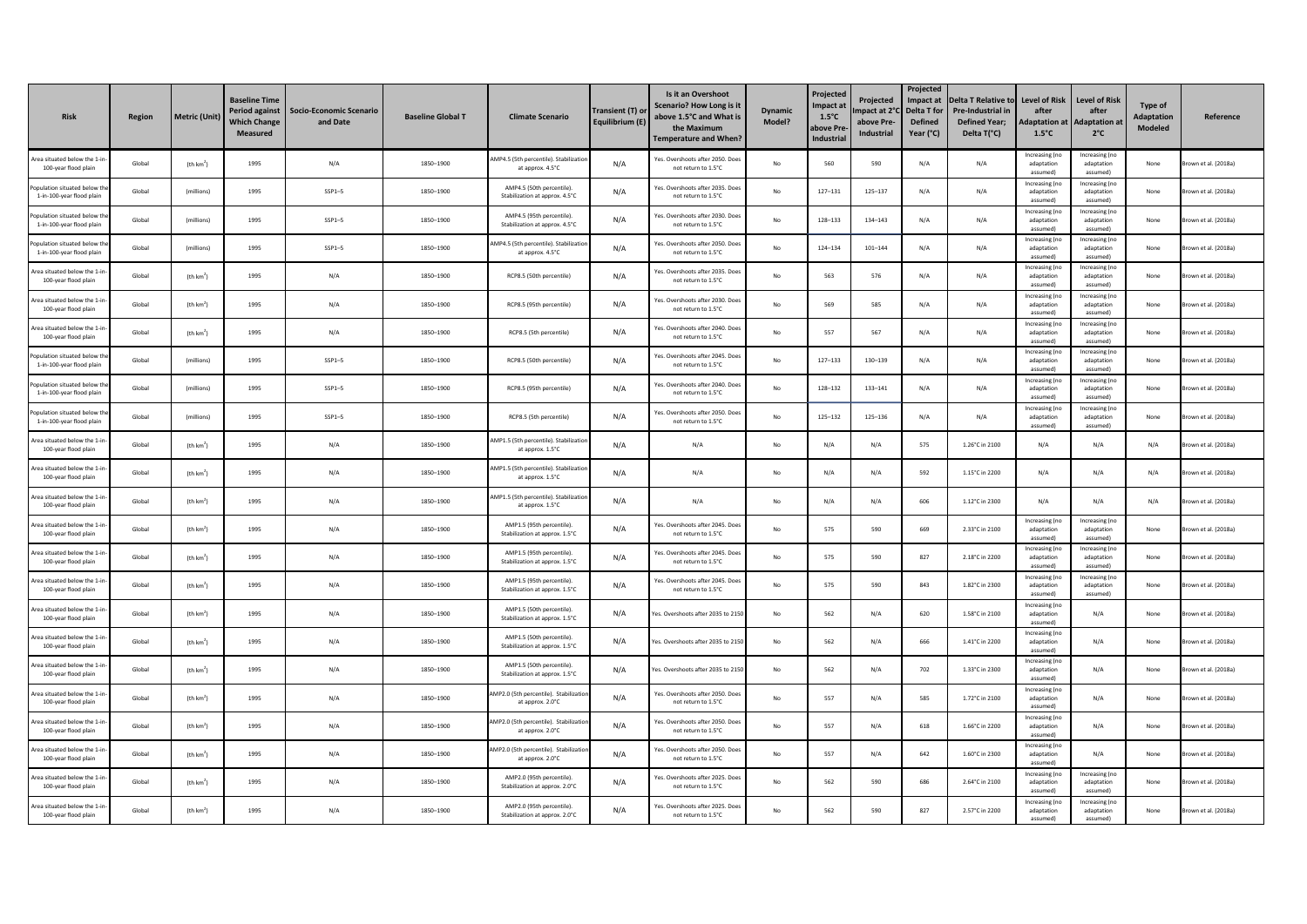| Risk | Region | Metric (Unit) | Baseline Time Period against Which Change Measured | Socio-Economic Scenario and Date | Baseline Global T | Climate Scenario | Transient (T) or Equilibrium (E) | Is it an Overshoot Scenario? How Long is it above 1.5°C and What is the Maximum Temperature and When? | Dynamic Model? | Projected Impact at 1.5°C above Pre-Industrial | Projected Impact at 2°C above Pre-Industrial | Projected Impact at Delta T for Defined Year (°C) | Delta T Relative to Pre-Industrial in Defined Year; Delta T(°C) | Level of Risk after Adaptation at 1.5°C | Level of Risk after Adaptation at 2°C | Type of Adaptation Modeled | Reference |
|---|---|---|---|---|---|---|---|---|---|---|---|---|---|---|---|---|---|
| Area situated below the 1-in-100-year flood plain | Global | (th km$^2$) | 1995 | N/A | 1850–1900 | AMP4.5 (5th percentile). Stabilization at approx. 4.5°C | N/A | Yes. Overshoots after 2050. Does not return to 1.5°C | No | 560 | 590 | N/A | N/A | Increasing (no adaptation assumed) | Increasing (no adaptation assumed) | None | Brown et al. (2018a) |
| Population situated below the 1-in-100-year flood plain | Global | (millions) | 1995 | SSP1–5 | 1850–1900 | AMP4.5 (50th percentile). Stabilization at approx. 4.5°C | N/A | Yes. Overshoots after 2035. Does not return to 1.5°C | No | 127–131 | 125–137 | N/A | N/A | Increasing (no adaptation assumed) | Increasing (no adaptation assumed) | None | Brown et al. (2018a) |
| Population situated below the 1-in-100-year flood plain | Global | (millions) | 1995 | SSP1–5 | 1850–1900 | AMP4.5 (95th percentile). Stabilization at approx. 4.5°C | N/A | Yes. Overshoots after 2030. Does not return to 1.5°C | No | 128–133 | 134–143 | N/A | N/A | Increasing (no adaptation assumed) | Increasing (no adaptation assumed) | None | Brown et al. (2018a) |
| Population situated below the 1-in-100-year flood plain | Global | (millions) | 1995 | SSP1–5 | 1850–1900 | AMP4.5 (5th percentile). Stabilization at approx. 4.5°C | N/A | Yes. Overshoots after 2050. Does not return to 1.5°C | No | 124–134 | 101–144 | N/A | N/A | Increasing (no adaptation assumed) | Increasing (no adaptation assumed) | None | Brown et al. (2018a) |
| Area situated below the 1-in-100-year flood plain | Global | (th km$^2$) | 1995 | N/A | 1850–1900 | RCP8.5 (50th percentile) | N/A | Yes. Overshoots after 2035. Does not return to 1.5°C | No | 563 | 576 | N/A | N/A | Increasing (no adaptation assumed) | Increasing (no adaptation assumed) | None | Brown et al. (2018a) |
| Area situated below the 1-in-100-year flood plain | Global | (th km$^2$) | 1995 | N/A | 1850–1900 | RCP8.5 (95th percentile) | N/A | Yes. Overshoots after 2030. Does not return to 1.5°C | No | 569 | 585 | N/A | N/A | Increasing (no adaptation assumed) | Increasing (no adaptation assumed) | None | Brown et al. (2018a) |
| Area situated below the 1-in-100-year flood plain | Global | (th km$^2$) | 1995 | N/A | 1850–1900 | RCP8.5 (5th percentile) | N/A | Yes. Overshoots after 2040. Does not return to 1.5°C | No | 557 | 567 | N/A | N/A | Increasing (no adaptation assumed) | Increasing (no adaptation assumed) | None | Brown et al. (2018a) |
| Population situated below the 1-in-100-year flood plain | Global | (millions) | 1995 | SSP1–5 | 1850–1900 | RCP8.5 (50th percentile) | N/A | Yes. Overshoots after 2045. Does not return to 1.5°C | No | 127–133 | 130–139 | N/A | N/A | Increasing (no adaptation assumed) | Increasing (no adaptation assumed) | None | Brown et al. (2018a) |
| Population situated below the 1-in-100-year flood plain | Global | (millions) | 1995 | SSP1–5 | 1850–1900 | RCP8.5 (95th percentile) | N/A | Yes. Overshoots after 2040. Does not return to 1.5°C | No | 128–132 | 133–141 | N/A | N/A | Increasing (no adaptation assumed) | Increasing (no adaptation assumed) | None | Brown et al. (2018a) |
| Population situated below the 1-in-100-year flood plain | Global | (millions) | 1995 | SSP1–5 | 1850–1900 | RCP8.5 (5th percentile) | N/A | Yes. Overshoots after 2050. Does not return to 1.5°C | No | 125–132 | 125–136 | N/A | N/A | Increasing (no adaptation assumed) | Increasing (no adaptation assumed) | None | Brown et al. (2018a) |
| Area situated below the 1-in-100-year flood plain | Global | (th km$^2$) | 1995 | N/A | 1850–1900 | AMP1.5 (5th percentile). Stabilization at approx. 1.5°C | N/A | N/A | No | N/A | N/A | 575 | 1.26°C in 2100 | N/A | N/A | N/A | Brown et al. (2018a) |
| Area situated below the 1-in-100-year flood plain | Global | (th km$^2$) | 1995 | N/A | 1850–1900 | AMP1.5 (5th percentile). Stabilization at approx. 1.5°C | N/A | N/A | No | N/A | N/A | 592 | 1.15°C in 2200 | N/A | N/A | N/A | Brown et al. (2018a) |
| Area situated below the 1-in-100-year flood plain | Global | (th km$^2$) | 1995 | N/A | 1850–1900 | AMP1.5 (5th percentile). Stabilization at approx. 1.5°C | N/A | N/A | No | N/A | N/A | 606 | 1.12°C in 2300 | N/A | N/A | N/A | Brown et al. (2018a) |
| Area situated below the 1-in-100-year flood plain | Global | (th km$^2$) | 1995 | N/A | 1850–1900 | AMP1.5 (95th percentile). Stabilization at approx. 1.5°C | N/A | Yes. Overshoots after 2045. Does not return to 1.5°C | No | 575 | 590 | 669 | 2.33°C in 2100 | Increasing (no adaptation assumed) | Increasing (no adaptation assumed) | None | Brown et al. (2018a) |
| Area situated below the 1-in-100-year flood plain | Global | (th km$^2$) | 1995 | N/A | 1850–1900 | AMP1.5 (95th percentile). Stabilization at approx. 1.5°C | N/A | Yes. Overshoots after 2045. Does not return to 1.5°C | No | 575 | 590 | 827 | 2.18°C in 2200 | Increasing (no adaptation assumed) | Increasing (no adaptation assumed) | None | Brown et al. (2018a) |
| Area situated below the 1-in-100-year flood plain | Global | (th km$^2$) | 1995 | N/A | 1850–1900 | AMP1.5 (95th percentile). Stabilization at approx. 1.5°C | N/A | Yes. Overshoots after 2045. Does not return to 1.5°C | No | 575 | 590 | 843 | 1.82°C in 2300 | Increasing (no adaptation assumed) | Increasing (no adaptation assumed) | None | Brown et al. (2018a) |
| Area situated below the 1-in-100-year flood plain | Global | (th km$^2$) | 1995 | N/A | 1850–1900 | AMP1.5 (50th percentile). Stabilization at approx. 1.5°C | N/A | Yes. Overshoots after 2035 to 2150 | No | 562 | N/A | 620 | 1.58°C in 2100 | Increasing (no adaptation assumed) | N/A | None | Brown et al. (2018a) |
| Area situated below the 1-in-100-year flood plain | Global | (th km$^2$) | 1995 | N/A | 1850–1900 | AMP1.5 (50th percentile). Stabilization at approx. 1.5°C | N/A | Yes. Overshoots after 2035 to 2150 | No | 562 | N/A | 666 | 1.41°C in 2200 | Increasing (no adaptation assumed) | N/A | None | Brown et al. (2018a) |
| Area situated below the 1-in-100-year flood plain | Global | (th km$^2$) | 1995 | N/A | 1850–1900 | AMP1.5 (50th percentile). Stabilization at approx. 1.5°C | N/A | Yes. Overshoots after 2035 to 2150 | No | 562 | N/A | 702 | 1.33°C in 2300 | Increasing (no adaptation assumed) | N/A | None | Brown et al. (2018a) |
| Area situated below the 1-in-100-year flood plain | Global | (th km$^2$) | 1995 | N/A | 1850–1900 | AMP2.0 (5th percentile). Stabilization at approx. 2.0°C | N/A | Yes. Overshoots after 2050. Does not return to 1.5°C | No | 557 | N/A | 585 | 1.72°C in 2100 | Increasing (no adaptation assumed) | N/A | None | Brown et al. (2018a) |
| Area situated below the 1-in-100-year flood plain | Global | (th km$^2$) | 1995 | N/A | 1850–1900 | AMP2.0 (5th percentile). Stabilization at approx. 2.0°C | N/A | Yes. Overshoots after 2050. Does not return to 1.5°C | No | 557 | N/A | 618 | 1.66°C in 2200 | Increasing (no adaptation assumed) | N/A | None | Brown et al. (2018a) |
| Area situated below the 1-in-100-year flood plain | Global | (th km$^2$) | 1995 | N/A | 1850–1900 | AMP2.0 (5th percentile). Stabilization at approx. 2.0°C | N/A | Yes. Overshoots after 2050. Does not return to 1.5°C | No | 557 | N/A | 642 | 1.60°C in 2300 | Increasing (no adaptation assumed) | N/A | None | Brown et al. (2018a) |
| Area situated below the 1-in-100-year flood plain | Global | (th km$^2$) | 1995 | N/A | 1850–1900 | AMP2.0 (95th percentile). Stabilization at approx. 2.0°C | N/A | Yes. Overshoots after 2025. Does not return to 1.5°C | No | 562 | 590 | 686 | 2.64°C in 2100 | Increasing (no adaptation assumed) | Increasing (no adaptation assumed) | None | Brown et al. (2018a) |
| Area situated below the 1-in-100-year flood plain | Global | (th km$^2$) | 1995 | N/A | 1850–1900 | AMP2.0 (95th percentile). Stabilization at approx. 2.0°C | N/A | Yes. Overshoots after 2025. Does not return to 1.5°C | No | 562 | 590 | 827 | 2.57°C in 2200 | Increasing (no adaptation assumed) | Increasing (no adaptation assumed) | None | Brown et al. (2018a) |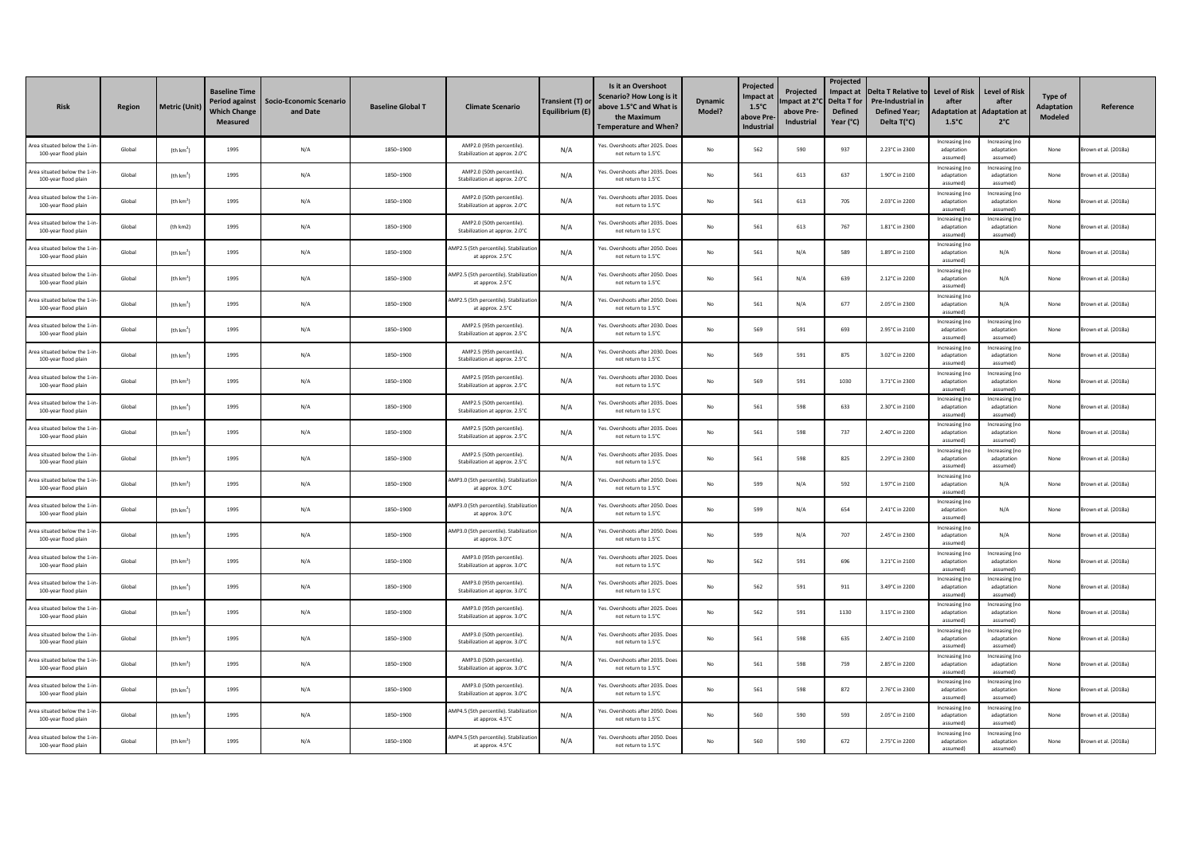| Risk | Region | Metric (Unit) | Baseline Time Period against Which Change Measured | Socio-Economic Scenario and Date | Baseline Global T | Climate Scenario | Transient (T) or Equilibrium (E) | Is it an Overshoot Scenario? How Long is it above 1.5°C and What is the Maximum Temperature and When? | Dynamic Model? | Projected Impact at 1.5°C above Pre-Industrial | Projected Impact at 2°C above Pre-Industrial | Projected Impact at Delta T for Defined Year (°C) | Delta T Relative to Pre-Industrial in Defined Year; Delta T(°C) | Level of Risk after Adaptation at 1.5°C | Level of Risk after Adaptation at 2°C | Type of Adaptation Modeled | Reference |
|---|---|---|---|---|---|---|---|---|---|---|---|---|---|---|---|---|---|
| Area situated below the 1-in-100-year flood plain | Global | (th km$^2$) | 1995 | N/A | 1850–1900 | AMP2.0 (95th percentile). Stabilization at approx. 2.0°C | N/A | Yes. Overshoots after 2025. Does not return to 1.5°C | No | 562 | 590 | 937 | 2.23°C in 2300 | Increasing (no adaptation assumed) | Increasing (no adaptation assumed) | None | Brown et al. (2018a) |
| Area situated below the 1-in-100-year flood plain | Global | (th km$^2$) | 1995 | N/A | 1850–1900 | AMP2.0 (50th percentile). Stabilization at approx. 2.0°C | N/A | Yes. Overshoots after 2035. Does not return to 1.5°C | No | 561 | 613 | 637 | 1.90°C in 2100 | Increasing (no adaptation assumed) | Increasing (no adaptation assumed) | None | Brown et al. (2018a) |
| Area situated below the 1-in-100-year flood plain | Global | (th km$^2$) | 1995 | N/A | 1850–1900 | AMP2.0 (50th percentile). Stabilization at approx. 2.0°C | N/A | Yes. Overshoots after 2035. Does not return to 1.5°C | No | 561 | 613 | 705 | 2.03°C in 2200 | Increasing (no adaptation assumed) | Increasing (no adaptation assumed) | None | Brown et al. (2018a) |
| Area situated below the 1-in-100-year flood plain | Global | (th km2) | 1995 | N/A | 1850–1900 | AMP2.0 (50th percentile). Stabilization at approx. 2.0°C | N/A | Yes. Overshoots after 2035. Does not return to 1.5°C | No | 561 | 613 | 767 | 1.81°C in 2300 | Increasing (no adaptation assumed) | Increasing (no adaptation assumed) | None | Brown et al. (2018a) |
| Area situated below the 1-in-100-year flood plain | Global | (th km$^2$) | 1995 | N/A | 1850–1900 | AMP2.5 (5th percentile). Stabilization at approx. 2.5°C | N/A | Yes. Overshoots after 2050. Does not return to 1.5°C | No | 561 | N/A | 589 | 1.89°C in 2100 | Increasing (no adaptation assumed) | N/A | None | Brown et al. (2018a) |
| Area situated below the 1-in-100-year flood plain | Global | (th km$^2$) | 1995 | N/A | 1850–1900 | AMP2.5 (5th percentile). Stabilization at approx. 2.5°C | N/A | Yes. Overshoots after 2050. Does not return to 1.5°C | No | 561 | N/A | 639 | 2.12°C in 2200 | Increasing (no adaptation assumed) | N/A | None | Brown et al. (2018a) |
| Area situated below the 1-in-100-year flood plain | Global | (th km$^2$) | 1995 | N/A | 1850–1900 | AMP2.5 (5th percentile). Stabilization at approx. 2.5°C | N/A | Yes. Overshoots after 2050. Does not return to 1.5°C | No | 561 | N/A | 677 | 2.05°C in 2300 | Increasing (no adaptation assumed) | N/A | None | Brown et al. (2018a) |
| Area situated below the 1-in-100-year flood plain | Global | (th km$^2$) | 1995 | N/A | 1850–1900 | AMP2.5 (95th percentile). Stabilization at approx. 2.5°C | N/A | Yes. Overshoots after 2030. Does not return to 1.5°C | No | 569 | 591 | 693 | 2.95°C in 2100 | Increasing (no adaptation assumed) | Increasing (no adaptation assumed) | None | Brown et al. (2018a) |
| Area situated below the 1-in-100-year flood plain | Global | (th km$^2$) | 1995 | N/A | 1850–1900 | AMP2.5 (95th percentile). Stabilization at approx. 2.5°C | N/A | Yes. Overshoots after 2030. Does not return to 1.5°C | No | 569 | 591 | 875 | 3.02°C in 2200 | Increasing (no adaptation assumed) | Increasing (no adaptation assumed) | None | Brown et al. (2018a) |
| Area situated below the 1-in-100-year flood plain | Global | (th km$^2$) | 1995 | N/A | 1850–1900 | AMP2.5 (95th percentile). Stabilization at approx. 2.5°C | N/A | Yes. Overshoots after 2030. Does not return to 1.5°C | No | 569 | 591 | 1030 | 3.71°C in 2300 | Increasing (no adaptation assumed) | Increasing (no adaptation assumed) | None | Brown et al. (2018a) |
| Area situated below the 1-in-100-year flood plain | Global | (th km$^2$) | 1995 | N/A | 1850–1900 | AMP2.5 (50th percentile). Stabilization at approx. 2.5°C | N/A | Yes. Overshoots after 2035. Does not return to 1.5°C | No | 561 | 598 | 633 | 2.30°C in 2100 | Increasing (no adaptation assumed) | Increasing (no adaptation assumed) | None | Brown et al. (2018a) |
| Area situated below the 1-in-100-year flood plain | Global | (th km$^2$) | 1995 | N/A | 1850–1900 | AMP2.5 (50th percentile). Stabilization at approx. 2.5°C | N/A | Yes. Overshoots after 2035. Does not return to 1.5°C | No | 561 | 598 | 737 | 2.40°C in 2200 | Increasing (no adaptation assumed) | Increasing (no adaptation assumed) | None | Brown et al. (2018a) |
| Area situated below the 1-in-100-year flood plain | Global | (th km$^2$) | 1995 | N/A | 1850–1900 | AMP2.5 (50th percentile). Stabilization at approx. 2.5°C | N/A | Yes. Overshoots after 2035. Does not return to 1.5°C | No | 561 | 598 | 825 | 2.29°C in 2300 | Increasing (no adaptation assumed) | Increasing (no adaptation assumed) | None | Brown et al. (2018a) |
| Area situated below the 1-in-100-year flood plain | Global | (th km$^2$) | 1995 | N/A | 1850–1900 | AMP3.0 (5th percentile). Stabilization at approx. 3.0°C | N/A | Yes. Overshoots after 2050. Does not return to 1.5°C | No | 599 | N/A | 592 | 1.97°C in 2100 | Increasing (no adaptation assumed) | N/A | None | Brown et al. (2018a) |
| Area situated below the 1-in-100-year flood plain | Global | (th km$^2$) | 1995 | N/A | 1850–1900 | AMP3.0 (5th percentile). Stabilization at approx. 3.0°C | N/A | Yes. Overshoots after 2050. Does not return to 1.5°C | No | 599 | N/A | 654 | 2.41°C in 2200 | Increasing (no adaptation assumed) | N/A | None | Brown et al. (2018a) |
| Area situated below the 1-in-100-year flood plain | Global | (th km$^2$) | 1995 | N/A | 1850–1900 | AMP3.0 (5th percentile). Stabilization at approx. 3.0°C | N/A | Yes. Overshoots after 2050. Does not return to 1.5°C | No | 599 | N/A | 707 | 2.45°C in 2300 | Increasing (no adaptation assumed) | N/A | None | Brown et al. (2018a) |
| Area situated below the 1-in-100-year flood plain | Global | (th km$^2$) | 1995 | N/A | 1850–1900 | AMP3.0 (95th percentile). Stabilization at approx. 3.0°C | N/A | Yes. Overshoots after 2025. Does not return to 1.5°C | No | 562 | 591 | 696 | 3.21°C in 2100 | Increasing (no adaptation assumed) | Increasing (no adaptation assumed) | None | Brown et al. (2018a) |
| Area situated below the 1-in-100-year flood plain | Global | (th km$^2$) | 1995 | N/A | 1850–1900 | AMP3.0 (95th percentile). Stabilization at approx. 3.0°C | N/A | Yes. Overshoots after 2025. Does not return to 1.5°C | No | 562 | 591 | 911 | 3.49°C in 2200 | Increasing (no adaptation assumed) | Increasing (no adaptation assumed) | None | Brown et al. (2018a) |
| Area situated below the 1-in-100-year flood plain | Global | (th km$^2$) | 1995 | N/A | 1850–1900 | AMP3.0 (95th percentile). Stabilization at approx. 3.0°C | N/A | Yes. Overshoots after 2025. Does not return to 1.5°C | No | 562 | 591 | 1130 | 3.15°C in 2300 | Increasing (no adaptation assumed) | Increasing (no adaptation assumed) | None | Brown et al. (2018a) |
| Area situated below the 1-in-100-year flood plain | Global | (th km$^2$) | 1995 | N/A | 1850–1900 | AMP3.0 (50th percentile). Stabilization at approx. 3.0°C | N/A | Yes. Overshoots after 2035. Does not return to 1.5°C | No | 561 | 598 | 635 | 2.40°C in 2100 | Increasing (no adaptation assumed) | Increasing (no adaptation assumed) | None | Brown et al. (2018a) |
| Area situated below the 1-in-100-year flood plain | Global | (th km$^2$) | 1995 | N/A | 1850–1900 | AMP3.0 (50th percentile). Stabilization at approx. 3.0°C | N/A | Yes. Overshoots after 2035. Does not return to 1.5°C | No | 561 | 598 | 759 | 2.85°C in 2200 | Increasing (no adaptation assumed) | Increasing (no adaptation assumed) | None | Brown et al. (2018a) |
| Area situated below the 1-in-100-year flood plain | Global | (th km$^2$) | 1995 | N/A | 1850–1900 | AMP3.0 (50th percentile). Stabilization at approx. 3.0°C | N/A | Yes. Overshoots after 2035. Does not return to 1.5°C | No | 561 | 598 | 872 | 2.76°C in 2300 | Increasing (no adaptation assumed) | Increasing (no adaptation assumed) | None | Brown et al. (2018a) |
| Area situated below the 1-in-100-year flood plain | Global | (th km$^2$) | 1995 | N/A | 1850–1900 | AMP4.5 (5th percentile). Stabilization at approx. 4.5°C | N/A | Yes. Overshoots after 2050. Does not return to 1.5°C | No | 560 | 590 | 593 | 2.05°C in 2100 | Increasing (no adaptation assumed) | Increasing (no adaptation assumed) | None | Brown et al. (2018a) |
| Area situated below the 1-in-100-year flood plain | Global | (th km$^2$) | 1995 | N/A | 1850–1900 | AMP4.5 (5th percentile). Stabilization at approx. 4.5°C | N/A | Yes. Overshoots after 2050. Does not return to 1.5°C | No | 560 | 590 | 672 | 2.75°C in 2200 | Increasing (no adaptation assumed) | Increasing (no adaptation assumed) | None | Brown et al. (2018a) |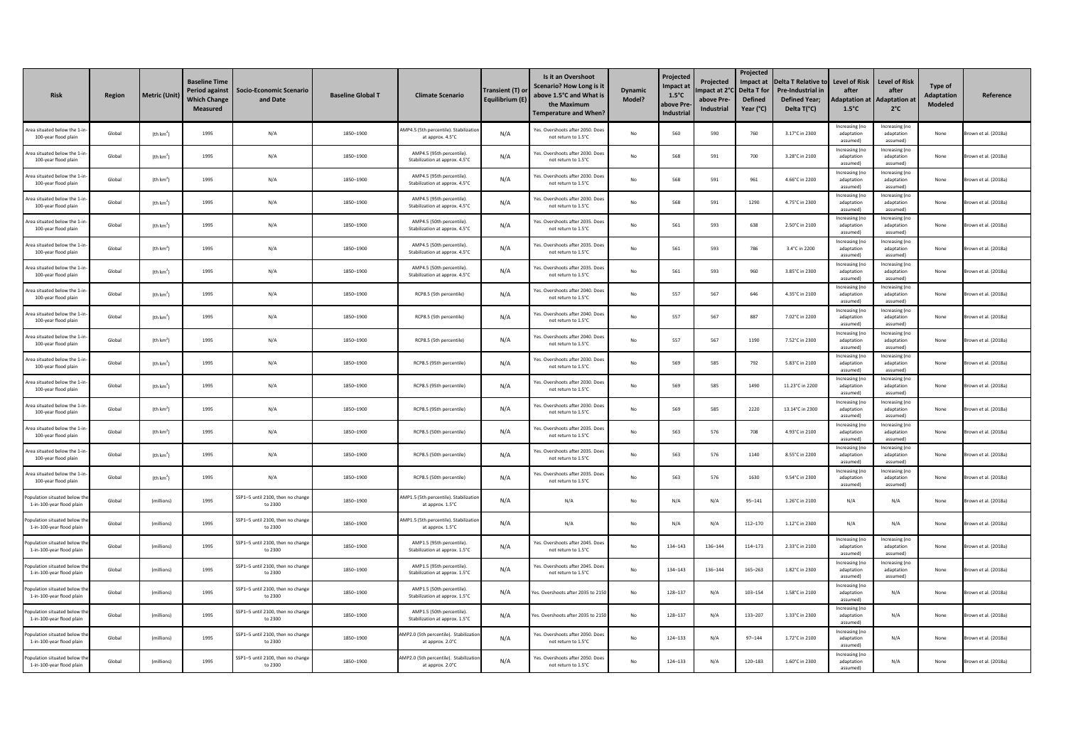| Risk | Region | Metric (Unit) | Baseline Time Period against Which Change Measured | Socio-Economic Scenario and Date | Baseline Global T | Climate Scenario | Transient (T) or Equilibrium (E) | Is it an Overshoot Scenario? How Long is it above 1.5°C and What is the Maximum Temperature and When? | Dynamic Model? | Projected Impact at 1.5°C above Pre-Industrial | Projected Impact at 2°C above Pre-Industrial | Projected Impact at Delta T for Defined Year (°C) | Delta T Relative to Pre-Industrial in Defined Year; Delta T(°C) | Level of Risk after Adaptation at 1.5°C | Level of Risk after Adaptation at 2°C | Type of Adaptation Modeled | Reference |
|---|---|---|---|---|---|---|---|---|---|---|---|---|---|---|---|---|---|
| Area situated below the 1-in-100-year flood plain | Global | (th km$^2$) | 1995 | N/A | 1850–1900 | AMP4.5 (5th percentile). Stabilization at approx. 4.5°C | N/A | Yes. Overshoots after 2050. Does not return to 1.5°C | No | 560 | 590 | 760 | 3.17°C in 2300 | Increasing (no adaptation assumed) | Increasing (no adaptation assumed) | None | Brown et al. (2018a) |
| Area situated below the 1-in-100-year flood plain | Global | (th km$^2$) | 1995 | N/A | 1850–1900 | AMP4.5 (95th percentile). Stabilization at approx. 4.5°C | N/A | Yes. Overshoots after 2030. Does not return to 1.5°C | No | 568 | 591 | 700 | 3.28°C in 2100 | Increasing (no adaptation assumed) | Increasing (no adaptation assumed) | None | Brown et al. (2018a) |
| Area situated below the 1-in-100-year flood plain | Global | (th km$^2$) | 1995 | N/A | 1850–1900 | AMP4.5 (95th percentile). Stabilization at approx. 4.5°C | N/A | Yes. Overshoots after 2030. Does not return to 1.5°C | No | 568 | 591 | 961 | 4.66°C in 2200 | Increasing (no adaptation assumed) | Increasing (no adaptation assumed) | None | Brown et al. (2018a) |
| Area situated below the 1-in-100-year flood plain | Global | (th km$^2$) | 1995 | N/A | 1850–1900 | AMP4.5 (95th percentile). Stabilization at approx. 4.5°C | N/A | Yes. Overshoots after 2030. Does not return to 1.5°C | No | 568 | 591 | 1290 | 4.75°C in 2300 | Increasing (no adaptation assumed) | Increasing (no adaptation assumed) | None | Brown et al. (2018a) |
| Area situated below the 1-in-100-year flood plain | Global | (th km$^2$) | 1995 | N/A | 1850–1900 | AMP4.5 (50th percentile). Stabilization at approx. 4.5°C | N/A | Yes. Overshoots after 2035. Does not return to 1.5°C | No | 561 | 593 | 638 | 2.50°C in 2100 | Increasing (no adaptation assumed) | Increasing (no adaptation assumed) | None | Brown et al. (2018a) |
| Area situated below the 1-in-100-year flood plain | Global | (th km$^2$) | 1995 | N/A | 1850–1900 | AMP4.5 (50th percentile). Stabilization at approx. 4.5°C | N/A | Yes. Overshoots after 2035. Does not return to 1.5°C | No | 561 | 593 | 786 | 3.4°C in 2200 | Increasing (no adaptation assumed) | Increasing (no adaptation assumed) | None | Brown et al. (2018a) |
| Area situated below the 1-in-100-year flood plain | Global | (th km$^2$) | 1995 | N/A | 1850–1900 | AMP4.5 (50th percentile). Stabilization at approx. 4.5°C | N/A | Yes. Overshoots after 2035. Does not return to 1.5°C | No | 561 | 593 | 960 | 3.85°C in 2300 | Increasing (no adaptation assumed) | Increasing (no adaptation assumed) | None | Brown et al. (2018a) |
| Area situated below the 1-in-100-year flood plain | Global | (th km$^2$) | 1995 | N/A | 1850–1900 | RCP8.5 (5th percentile) | N/A | Yes. Overshoots after 2040. Does not return to 1.5°C | No | 557 | 567 | 646 | 4.35°C in 2100 | Increasing (no adaptation assumed) | Increasing (no adaptation assumed) | None | Brown et al. (2018a) |
| Area situated below the 1-in-100-year flood plain | Global | (th km$^2$) | 1995 | N/A | 1850–1900 | RCP8.5 (5th percentile) | N/A | Yes. Overshoots after 2040. Does not return to 1.5°C | No | 557 | 567 | 887 | 7.02°C in 2200 | Increasing (no adaptation assumed) | Increasing (no adaptation assumed) | None | Brown et al. (2018a) |
| Area situated below the 1-in-100-year flood plain | Global | (th km$^2$) | 1995 | N/A | 1850–1900 | RCP8.5 (5th percentile) | N/A | Yes. Overshoots after 2040. Does not return to 1.5°C | No | 557 | 567 | 1190 | 7.52°C in 2300 | Increasing (no adaptation assumed) | Increasing (no adaptation assumed) | None | Brown et al. (2018a) |
| Area situated below the 1-in-100-year flood plain | Global | (th km$^2$) | 1995 | N/A | 1850–1900 | RCP8.5 (95th percentile) | N/A | Yes. Overshoots after 2030. Does not return to 1.5°C | No | 569 | 585 | 792 | 5.83°C in 2100 | Increasing (no adaptation assumed) | Increasing (no adaptation assumed) | None | Brown et al. (2018a) |
| Area situated below the 1-in-100-year flood plain | Global | (th km$^2$) | 1995 | N/A | 1850–1900 | RCP8.5 (95th percentile) | N/A | Yes. Overshoots after 2030. Does not return to 1.5°C | No | 569 | 585 | 1490 | 11.23°C in 2200 | Increasing (no adaptation assumed) | Increasing (no adaptation assumed) | None | Brown et al. (2018a) |
| Area situated below the 1-in-100-year flood plain | Global | (th km$^2$) | 1995 | N/A | 1850–1900 | RCP8.5 (95th percentile) | N/A | Yes. Overshoots after 2030. Does not return to 1.5°C | No | 569 | 585 | 2220 | 13.14°C in 2300 | Increasing (no adaptation assumed) | Increasing (no adaptation assumed) | None | Brown et al. (2018a) |
| Area situated below the 1-in-100-year flood plain | Global | (th km$^2$) | 1995 | N/A | 1850–1900 | RCP8.5 (50th percentile) | N/A | Yes. Overshoots after 2035. Does not return to 1.5°C | No | 563 | 576 | 708 | 4.93°C in 2100 | Increasing (no adaptation assumed) | Increasing (no adaptation assumed) | None | Brown et al. (2018a) |
| Area situated below the 1-in-100-year flood plain | Global | (th km$^2$) | 1995 | N/A | 1850–1900 | RCP8.5 (50th percentile) | N/A | Yes. Overshoots after 2035. Does not return to 1.5°C | No | 563 | 576 | 1140 | 8.55°C in 2200 | Increasing (no adaptation assumed) | Increasing (no adaptation assumed) | None | Brown et al. (2018a) |
| Area situated below the 1-in-100-year flood plain | Global | (th km$^2$) | 1995 | N/A | 1850–1900 | RCP8.5 (50th percentile) | N/A | Yes. Overshoots after 2035. Does not return to 1.5°C | No | 563 | 576 | 1630 | 9.54°C in 2300 | Increasing (no adaptation assumed) | Increasing (no adaptation assumed) | None | Brown et al. (2018a) |
| Population situated below the 1-in-100-year flood plain | Global | (millions) | 1995 | SSP1–5 until 2100, then no change to 2300 | 1850–1900 | AMP1.5 (5th percentile). Stabilization at approx. 1.5°C | N/A | N/A | No | N/A | N/A | 95–141 | 1.26°C in 2100 | N/A | N/A | None | Brown et al. (2018a) |
| Population situated below the 1-in-100-year flood plain | Global | (millions) | 1995 | SSP1–5 until 2100, then no change to 2300 | 1850–1900 | AMP1.5 (5th percentile). Stabilization at approx. 1.5°C | N/A | N/A | No | N/A | N/A | 112–170 | 1.12°C in 2300 | N/A | N/A | None | Brown et al. (2018a) |
| Population situated below the 1-in-100-year flood plain | Global | (millions) | 1995 | SSP1–5 until 2100, then no change to 2300 | 1850–1900 | AMP1.5 (95th percentile). Stabilization at approx. 1.5°C | N/A | Yes. Overshoots after 2045. Does not return to 1.5°C | No | 134–143 | 136–144 | 114–173 | 2.33°C in 2100 | Increasing (no adaptation assumed) | Increasing (no adaptation assumed) | None | Brown et al. (2018a) |
| Population situated below the 1-in-100-year flood plain | Global | (millions) | 1995 | SSP1–5 until 2100, then no change to 2300 | 1850–1900 | AMP1.5 (95th percentile). Stabilization at approx. 1.5°C | N/A | Yes. Overshoots after 2045. Does not return to 1.5°C | No | 134–143 | 136–144 | 165–263 | 1.82°C in 2300 | Increasing (no adaptation assumed) | Increasing (no adaptation assumed) | None | Brown et al. (2018a) |
| Population situated below the 1-in-100-year flood plain | Global | (millions) | 1995 | SSP1–5 until 2100, then no change to 2300 | 1850–1900 | AMP1.5 (50th percentile). Stabilization at approx. 1.5°C | N/A | Yes. Overshoots after 2035 to 2150 | No | 128–137 | N/A | 103–154 | 1.58°C in 2100 | Increasing (no adaptation assumed) | N/A | None | Brown et al. (2018a) |
| Population situated below the 1-in-100-year flood plain | Global | (millions) | 1995 | SSP1–5 until 2100, then no change to 2300 | 1850–1900 | AMP1.5 (50th percentile). Stabilization at approx. 1.5°C | N/A | Yes. Overshoots after 2035 to 2150 | No | 128–137 | N/A | 133–207 | 1.33°C in 2300 | Increasing (no adaptation assumed) | N/A | None | Brown et al. (2018a) |
| Population situated below the 1-in-100-year flood plain | Global | (millions) | 1995 | SSP1–5 until 2100, then no change to 2300 | 1850–1900 | AMP2.0 (5th percentile). Stabilization at approx. 2.0°C | N/A | Yes. Overshoots after 2050. Does not return to 1.5°C | No | 124–133 | N/A | 97–144 | 1.72°C in 2100 | Increasing (no adaptation assumed) | N/A | None | Brown et al. (2018a) |
| Population situated below the 1-in-100-year flood plain | Global | (millions) | 1995 | SSP1–5 until 2100, then no change to 2300 | 1850–1900 | AMP2.0 (5th percentile). Stabilization at approx. 2.0°C | N/A | Yes. Overshoots after 2050. Does not return to 1.5°C | No | 124–133 | N/A | 120–183 | 1.60°C in 2300 | Increasing (no adaptation assumed) | N/A | None | Brown et al. (2018a) |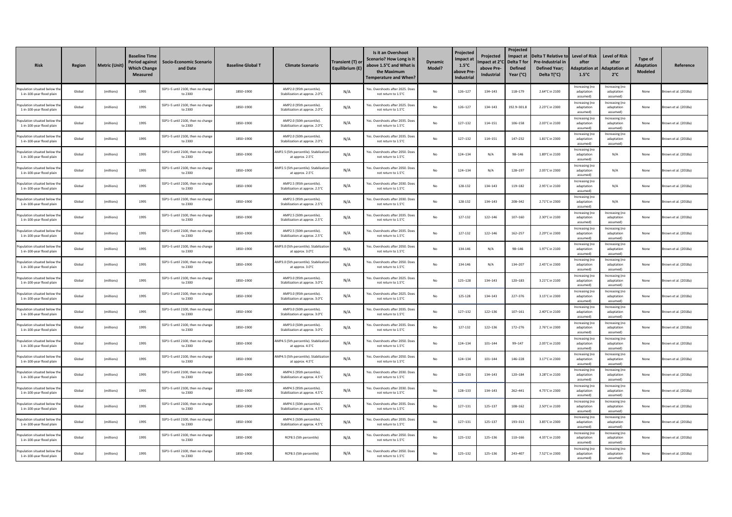| Risk | Region | Metric (Unit) | Baseline Time Period against Which Change Measured | Socio-Economic Scenario and Date | Baseline Global T | Climate Scenario | Transient (T) or Equilibrium (E) | Is it an Overshoot Scenario? How Long is it above 1.5°C and What is the Maximum Temperature and When? | Dynamic Model? | Projected Impact at 1.5°C above Pre-Industrial | Projected Impact at 2°C above Pre-Industrial | Projected Impact at Delta T for Defined Year (°C) | Delta T Relative to Pre-Industrial in Defined Year; Delta T(°C) | Level of Risk after Adaptation at 1.5°C | Level of Risk after Adaptation at 2°C | Type of Adaptation Modeled | Reference |
|---|---|---|---|---|---|---|---|---|---|---|---|---|---|---|---|---|---|
| Population situated below the 1-in-100-year flood plain | Global | (millions) | 1995 | SSP1–5 until 2100, then no change to 2300 | 1850–1900 | AMP2.0 (95th percentile). Stabilization at approx. 2.0°C | N/A | Yes. Overshoots after 2025. Does not return to 1.5°C | No | 126–127 | 134–143 | 118–179 | 2.64°C in 2100 | Increasing (no adaptation assumed) | Increasing (no adaptation assumed) | None | Brown et al. (2018a) |
| Population situated below the 1-in-100-year flood plain | Global | (millions) | 1995 | SSP1–5 until 2100, then no change to 2300 | 1850–1900 | AMP2.0 (95th percentile). Stabilization at approx. 2.0°C | N/A | Yes. Overshoots after 2025. Does not return to 1.5°C | No | 126–127 | 134–143 | 192.9–301.8 | 2.23°C in 2300 | Increasing (no adaptation assumed) | Increasing (no adaptation assumed) | None | Brown et al. (2018a) |
| Population situated below the 1-in-100-year flood plain | Global | (millions) | 1995 | SSP1–5 until 2100, then no change to 2300 | 1850–1900 | AMP2.0 (50th percentile). Stabilization at approx. 2.0°C | N/A | Yes. Overshoots after 2035. Does not return to 1.5°C | No | 127–132 | 114–151 | 106–158 | 2.03°C in 2100 | Increasing (no adaptation assumed) | Increasing (no adaptation assumed) | None | Brown et al. (2018a) |
| Population situated below the 1-in-100-year flood plain | Global | (millions) | 1995 | SSP1–5 until 2100, then no change to 2300 | 1850–1900 | AMP2.0 (50th percentile). Stabilization at approx. 2.0°C | N/A | Yes. Overshoots after 2035. Does not return to 1.5°C | No | 127–132 | 114–151 | 147–232 | 1.81°C in 2300 | Increasing (no adaptation assumed) | Increasing (no adaptation assumed) | None | Brown et al. (2018a) |
| Population situated below the 1-in-100-year flood plain | Global | (millions) | 1995 | SSP1–5 until 2100, then no change to 2300 | 1850–1900 | AMP2.5 (5th percentile). Stabilization at approx. 2.5°C | N/A | Yes. Overshoots after 2050. Does not return to 1.5°C | No | 124–134 | N/A | 98–146 | 1.89°C in 2100 | Increasing (no adaptation assumed) | N/A | None | Brown et al. (2018a) |
| Population situated below the 1-in-100-year flood plain | Global | (millions) | 1995 | SSP1–5 until 2100, then no change to 2300 | 1850–1900 | AMP2.5 (5th percentile). Stabilization at approx. 2.5°C | N/A | Yes. Overshoots after 2050. Does not return to 1.5°C | No | 124–134 | N/A | 128–197 | 2.05°C in 2300 | Increasing (no adaptation assumed) | N/A | None | Brown et al. (2018a) |
| Population situated below the 1-in-100-year flood plain | Global | (millions) | 1995 | SSP1–5 until 2100, then no change to 2300 | 1850–1900 | AMP2.5 (95th percentile). Stabilization at approx. 2.5°C | N/A | Yes. Overshoots after 2030. Does not return to 1.5°C | No | 128-132 | 134–143 | 119–182 | 2.95°C in 2100 | Increasing (no adaptation assumed) | N/A | None | Brown et al. (2018a) |
| Population situated below the 1-in-100-year flood plain | Global | (millions) | 1995 | SSP1–5 until 2100, then no change to 2300 | 1850–1900 | AMP2.5 (95th percentile). Stabilization at approx. 2.5°C | N/A | Yes. Overshoots after 2030. Does not return to 1.5°C | No | 128-132 | 134–143 | 208–342 | 2.71°C in 2300 | Increasing (no adaptation assumed) | N/A | None | Brown et al. (2018a) |
| Population situated below the 1-in-100-year flood plain | Global | (millions) | 1995 | SSP1–5 until 2100, then no change to 2300 | 1850–1900 | AMP2.5 (50th percentile). Stabilization at approx. 2.5°C | N/A | Yes. Overshoots after 2035. Does not return to 1.5°C | No | 127-132 | 122–146 | 107–160 | 2.30°C in 2100 | Increasing (no adaptation assumed) | Increasing (no adaptation assumed) | None | Brown et al. (2018a) |
| Population situated below the 1-in-100-year flood plain | Global | (millions) | 1995 | SSP1–5 until 2100, then no change to 2300 | 1850–1900 | AMP2.5 (50th percentile). Stabilization at approx. 2.5°C | N/A | Yes. Overshoots after 2035. Does not return to 1.5°C | No | 127-132 | 122–146 | 162–257 | 2.29°C in 2300 | Increasing (no adaptation assumed) | Increasing (no adaptation assumed) | None | Brown et al. (2018a) |
| Population situated below the 1-in-100-year flood plain | Global | (millions) | 1995 | SSP1–5 until 2100, then no change to 2300 | 1850–1900 | AMP3.0 (5th percentile). Stabilization at approx. 3.0°C | N/A | Yes. Overshoots after 2050. Does not return to 1.5°C | No | 134-146 | N/A | 98–146 | 1.97°C in 2100 | Increasing (no adaptation assumed) | Increasing (no adaptation assumed) | None | Brown et al. (2018a) |
| Population situated below the 1-in-100-year flood plain | Global | (millions) | 1995 | SSP1–5 until 2100, then no change to 2300 | 1850–1900 | AMP3.0 (5th percentile). Stabilization at approx. 3.0°C | N/A | Yes. Overshoots after 2050. Does not return to 1.5°C | No | 134-146 | N/A | 134–207 | 2.45°C in 2300 | Increasing (no adaptation assumed) | Increasing (no adaptation assumed) | None | Brown et al. (2018a) |
| Population situated below the 1-in-100-year flood plain | Global | (millions) | 1995 | SSP1–5 until 2100, then no change to 2300 | 1850–1900 | AMP3.0 (95th percentile). Stabilization at approx. 3.0°C | N/A | Yes. Overshoots after 2025. Does not return to 1.5°C | No | 125–128 | 134–143 | 120–183 | 3.21°C in 2100 | Increasing (no adaptation assumed) | Increasing (no adaptation assumed) | None | Brown et al. (2018a) |
| Population situated below the 1-in-100-year flood plain | Global | (millions) | 1995 | SSP1–5 until 2100, then no change to 2300 | 1850–1900 | AMP3.0 (95th percentile). Stabilization at approx. 3.0°C | N/A | Yes. Overshoots after 2025. Does not return to 1.5°C | No | 125-128 | 134–143 | 227–376 | 3.15°C in 2300 | Increasing (no adaptation assumed) | Increasing (no adaptation assumed) | None | Brown et al. (2018a) |
| Population situated below the 1-in-100-year flood plain | Global | (millions) | 1995 | SSP1–5 until 2100, then no change to 2300 | 1850–1900 | AMP3.0 (50th percentile). Stabilization at approx. 3.0°C | N/A | Yes. Overshoots after 2035. Does not return to 1.5°C | No | 127–132 | 122–136 | 107–161 | 2.40°C in 2100 | Increasing (no adaptation assumed) | Increasing (no adaptation assumed) | None | Brown et al. (2018a) |
| Population situated below the 1-in-100-year flood plain | Global | (millions) | 1995 | SSP1–5 until 2100, then no change to 2300 | 1850–1900 | AMP3.0 (50th percentile). Stabilization at approx. 3.0°C | N/A | Yes. Overshoots after 2035. Does not return to 1.5°C | No | 127-132 | 122–136 | 172–276 | 2.76°C in 2300 | Increasing (no adaptation assumed) | Increasing (no adaptation assumed) | None | Brown et al. (2018a) |
| Population situated below the 1-in-100-year flood plain | Global | (millions) | 1995 | SSP1–5 until 2100, then no change to 2300 | 1850–1900 | AMP4.5 (5th percentile). Stabilization at approx. 4.5°C | N/A | Yes. Overshoots after 2050. Does not return to 1.5°C | No | 124–134 | 101–144 | 99–147 | 2.05°C in 2100 | Increasing (no adaptation assumed) | Increasing (no adaptation assumed) | None | Brown et al. (2018a) |
| Population situated below the 1-in-100-year flood plain | Global | (millions) | 1995 | SSP1–5 until 2100, then no change to 2300 | 1850–1900 | AMP4.5 (5th percentile). Stabilization at approx. 4.5°C | N/A | Yes. Overshoots after 2050. Does not return to 1.5°C | No | 124–134 | 101–144 | 146–228 | 3.17°C in 2300 | Increasing (no adaptation assumed) | Increasing (no adaptation assumed) | None | Brown et al. (2018a) |
| Population situated below the 1-in-100-year flood plain | Global | (millions) | 1995 | SSP1–5 until 2100, then no change to 2300 | 1850–1900 | AMP4.5 (95th percentile). Stabilization at approx. 4.5°C | N/A | Yes. Overshoots after 2030. Does not return to 1.5°C | No | 128–133 | 134–143 | 120–184 | 3.28°C in 2100 | Increasing (no adaptation assumed) | Increasing (no adaptation assumed) | None | Brown et al. (2018a) |
| Population situated below the 1-in-100-year flood plain | Global | (millions) | 1995 | SSP1–5 until 2100, then no change to 2300 | 1850–1900 | AMP4.5 (95th percentile). Stabilization at approx. 4.5°C | N/A | Yes. Overshoots after 2030. Does not return to 1.5°C | No | 128–133 | 134–143 | 262–441 | 4.75°C in 2300 | Increasing (no adaptation assumed) | Increasing (no adaptation assumed) | None | Brown et al. (2018a) |
| Population situated below the 1-in-100-year flood plain | Global | (millions) | 1995 | SSP1–5 until 2100, then no change to 2300 | 1850–1900 | AMP4.5 (50th percentile). Stabilization at approx. 4.5°C | N/A | Yes. Overshoots after 2035. Does not return to 1.5°C | No | 127–131 | 125–137 | 108–162 | 2.50°C in 2100 | Increasing (no adaptation assumed) | Increasing (no adaptation assumed) | None | Brown et al. (2018a) |
| Population situated below the 1-in-100-year flood plain | Global | (millions) | 1995 | SSP1–5 until 2100, then no change to 2300 | 1850–1900 | AMP4.5 (50th percentile). Stabilization at approx. 4.5°C | N/A | Yes. Overshoots after 2035. Does not return to 1.5°C | No | 127–131 | 125–137 | 193–313 | 3.85°C in 2300 | Increasing (no adaptation assumed) | Increasing (no adaptation assumed) | None | Brown et al. (2018a) |
| Population situated below the 1-in-100-year flood plain | Global | (millions) | 1995 | SSP1–5 until 2100, then no change to 2300 | 1850–1900 | RCP8.5 (5th percentile) | N/A | Yes. Overshoots after 2050. Does not return to 1.5°C | No | 125–132 | 125–136 | 110–166 | 4.35°C in 2100 | Increasing (no adaptation assumed) | Increasing (no adaptation assumed) | None | Brown et al. (2018a) |
| Population situated below the 1-in-100-year flood plain | Global | (millions) | 1995 | SSP1–5 until 2100, then no change to 2300 | 1850–1900 | RCP8.5 (5th percentile) | N/A | Yes. Overshoots after 2050. Does not return to 1.5°C | No | 125–132 | 125–136 | 243–407 | 7.52°C in 2300 | Increasing (no adaptation assumed) | Increasing (no adaptation assumed) | None | Brown et al. (2018a) |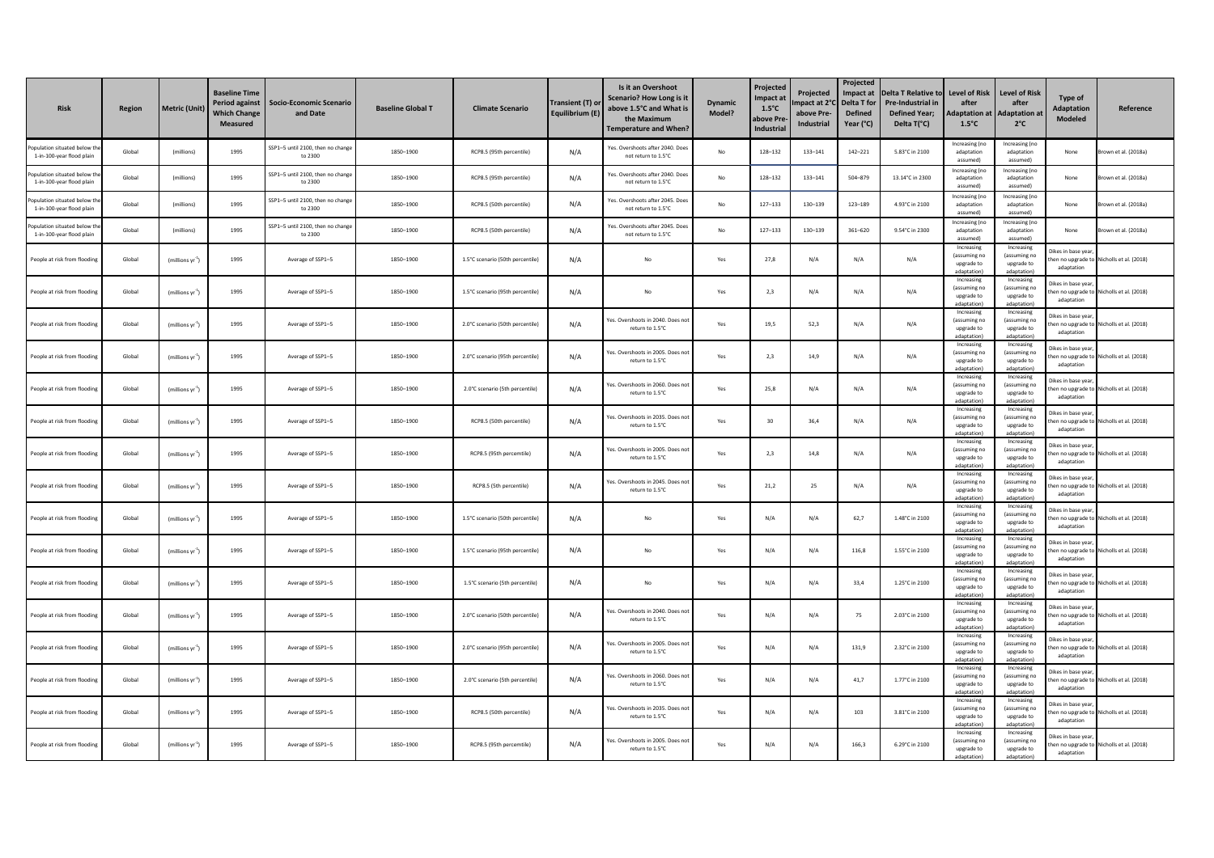| Risk | Region | Metric (Unit) | Baseline Time Period against Which Change Measured | Socio-Economic Scenario and Date | Baseline Global T | Climate Scenario | Transient (T) or Equilibrium (E) | Is it an Overshoot Scenario? How Long is it above 1.5°C and What is the Maximum Temperature and When? | Dynamic Model? | Projected Impact at 1.5°C above Pre-Industrial | Projected Impact at 2°C above Pre-Industrial | Projected Impact at Delta T for Defined Year (°C) | Delta T Relative to Pre-Industrial in Defined Year; Delta T(°C) | Level of Risk after Adaptation at 1.5°C | Level of Risk after Adaptation at 2°C | Type of Adaptation Modeled | Reference |
|---|---|---|---|---|---|---|---|---|---|---|---|---|---|---|---|---|---|
| Population situated below the 1-in-100-year flood plain | Global | (millions) | 1995 | SSP1–5 until 2100, then no change to 2300 | 1850–1900 | RCP8.5 (95th percentile) | N/A | Yes. Overshoots after 2040. Does not return to 1.5°C | No | 128–132 | 133–141 | 142–221 | 5.83°C in 2100 | Increasing (no adaptation assumed) | Increasing (no adaptation assumed) | None | Brown et al. (2018a) |
| Population situated below the 1-in-100-year flood plain | Global | (millions) | 1995 | SSP1–5 until 2100, then no change to 2300 | 1850–1900 | RCP8.5 (95th percentile) | N/A | Yes. Overshoots after 2040. Does not return to 1.5°C | No | 128–132 | 133–141 | 504–879 | 13.14°C in 2300 | Increasing (no adaptation assumed) | Increasing (no adaptation assumed) | None | Brown et al. (2018a) |
| Population situated below the 1-in-100-year flood plain | Global | (millions) | 1995 | SSP1–5 until 2100, then no change to 2300 | 1850–1900 | RCP8.5 (50th percentile) | N/A | Yes. Overshoots after 2045. Does not return to 1.5°C | No | 127–133 | 130–139 | 123–189 | 4.93°C in 2100 | Increasing (no adaptation assumed) | Increasing (no adaptation assumed) | None | Brown et al. (2018a) |
| Population situated below the 1-in-100-year flood plain | Global | (millions) | 1995 | SSP1–5 until 2100, then no change to 2300 | 1850–1900 | RCP8.5 (50th percentile) | N/A | Yes. Overshoots after 2045. Does not return to 1.5°C | No | 127–133 | 130–139 | 361–620 | 9.54°C in 2300 | Increasing (no adaptation assumed) | Increasing (no adaptation assumed) | None | Brown et al. (2018a) |
| People at risk from flooding | Global | (millions yr$^{-1}$) | 1995 | Average of SSP1–5 | 1850–1900 | 1.5°C scenario (50th percentile) | N/A | No | Yes | 27,8 | N/A | N/A | N/A | Increasing (assuming no upgrade to adaptation) | Increasing (assuming no upgrade to adaptation) | Dikes in base year, then no upgrade to adaptation | Nicholls et al. (2018) |
| People at risk from flooding | Global | (millions yr$^{-1}$) | 1995 | Average of SSP1–5 | 1850–1900 | 1.5°C scenario (95th percentile) | N/A | No | Yes | 2,3 | N/A | N/A | N/A | Increasing (assuming no upgrade to adaptation) | Increasing (assuming no upgrade to adaptation) | Dikes in base year, then no upgrade to adaptation | Nicholls et al. (2018) |
| People at risk from flooding | Global | (millions yr$^{-1}$) | 1995 | Average of SSP1–5 | 1850–1900 | 2.0°C scenario (50th percentile) | N/A | Yes. Overshoots in 2040. Does not return to 1.5°C | Yes | 19,5 | 52,3 | N/A | N/A | Increasing (assuming no upgrade to adaptation) | Increasing (assuming no upgrade to adaptation) | Dikes in base year, then no upgrade to adaptation | Nicholls et al. (2018) |
| People at risk from flooding | Global | (millions yr$^{-1}$) | 1995 | Average of SSP1–5 | 1850–1900 | 2.0°C scenario (95th percentile) | N/A | Yes. Overshoots in 2005. Does not return to 1.5°C | Yes | 2,3 | 14,9 | N/A | N/A | Increasing (assuming no upgrade to adaptation) | Increasing (assuming no upgrade to adaptation) | Dikes in base year, then no upgrade to adaptation | Nicholls et al. (2018) |
| People at risk from flooding | Global | (millions yr$^{-1}$) | 1995 | Average of SSP1–5 | 1850–1900 | 2.0°C scenario (5th percentile) | N/A | Yes. Overshoots in 2060. Does not return to 1.5°C | Yes | 25,8 | N/A | N/A | N/A | Increasing (assuming no upgrade to adaptation) | Increasing (assuming no upgrade to adaptation) | Dikes in base year, then no upgrade to adaptation | Nicholls et al. (2018) |
| People at risk from flooding | Global | (millions yr$^{-1}$) | 1995 | Average of SSP1–5 | 1850–1900 | RCP8.5 (50th percentile) | N/A | Yes. Overshoots in 2035. Does not return to 1.5°C | Yes | 30 | 36,4 | N/A | N/A | Increasing (assuming no upgrade to adaptation) | Increasing (assuming no upgrade to adaptation) | Dikes in base year, then no upgrade to adaptation | Nicholls et al. (2018) |
| People at risk from flooding | Global | (millions yr$^{-1}$) | 1995 | Average of SSP1–5 | 1850–1900 | RCP8.5 (95th percentile) | N/A | Yes. Overshoots in 2005. Does not return to 1.5°C | Yes | 2,3 | 14,8 | N/A | N/A | Increasing (assuming no upgrade to adaptation) | Increasing (assuming no upgrade to adaptation) | Dikes in base year, then no upgrade to adaptation | Nicholls et al. (2018) |
| People at risk from flooding | Global | (millions yr$^{-1}$) | 1995 | Average of SSP1–5 | 1850–1900 | RCP8.5 (5th percentile) | N/A | Yes. Overshoots in 2045. Does not return to 1.5°C | Yes | 21,2 | 25 | N/A | N/A | Increasing (assuming no upgrade to adaptation) | Increasing (assuming no upgrade to adaptation) | Dikes in base year, then no upgrade to adaptation | Nicholls et al. (2018) |
| People at risk from flooding | Global | (millions yr$^{-1}$) | 1995 | Average of SSP1–5 | 1850–1900 | 1.5°C scenario (50th percentile) | N/A | No | Yes | N/A | N/A | 62,7 | 1.48°C in 2100 | Increasing (assuming no upgrade to adaptation) | Increasing (assuming no upgrade to adaptation) | Dikes in base year, then no upgrade to adaptation | Nicholls et al. (2018) |
| People at risk from flooding | Global | (millions yr$^{-1}$) | 1995 | Average of SSP1–5 | 1850–1900 | 1.5°C scenario (95th percentile) | N/A | No | Yes | N/A | N/A | 116,8 | 1.55°C in 2100 | Increasing (assuming no upgrade to adaptation) | Increasing (assuming no upgrade to adaptation) | Dikes in base year, then no upgrade to adaptation | Nicholls et al. (2018) |
| People at risk from flooding | Global | (millions yr$^{-1}$) | 1995 | Average of SSP1–5 | 1850–1900 | 1.5°C scenario (5th percentile) | N/A | No | Yes | N/A | N/A | 33,4 | 1.25°C in 2100 | Increasing (assuming no upgrade to adaptation) | Increasing (assuming no upgrade to adaptation) | Dikes in base year, then no upgrade to adaptation | Nicholls et al. (2018) |
| People at risk from flooding | Global | (millions yr$^{-1}$) | 1995 | Average of SSP1–5 | 1850–1900 | 2.0°C scenario (50th percentile) | N/A | Yes. Overshoots in 2040. Does not return to 1.5°C | Yes | N/A | N/A | 75 | 2.03°C in 2100 | Increasing (assuming no upgrade to adaptation) | Increasing (assuming no upgrade to adaptation) | Dikes in base year, then no upgrade to adaptation | Nicholls et al. (2018) |
| People at risk from flooding | Global | (millions yr$^{-1}$) | 1995 | Average of SSP1–5 | 1850–1900 | 2.0°C scenario (95th percentile) | N/A | Yes. Overshoots in 2005. Does not return to 1.5°C | Yes | N/A | N/A | 131,9 | 2.32°C in 2100 | Increasing (assuming no upgrade to adaptation) | Increasing (assuming no upgrade to adaptation) | Dikes in base year, then no upgrade to adaptation | Nicholls et al. (2018) |
| People at risk from flooding | Global | (millions yr$^{-1}$) | 1995 | Average of SSP1–5 | 1850–1900 | 2.0°C scenario (5th percentile) | N/A | Yes. Overshoots in 2060. Does not return to 1.5°C | Yes | N/A | N/A | 41,7 | 1.77°C in 2100 | Increasing (assuming no upgrade to adaptation) | Increasing (assuming no upgrade to adaptation) | Dikes in base year, then no upgrade to adaptation | Nicholls et al. (2018) |
| People at risk from flooding | Global | (millions yr$^{-1}$) | 1995 | Average of SSP1–5 | 1850–1900 | RCP8.5 (50th percentile) | N/A | Yes. Overshoots in 2035. Does not return to 1.5°C | Yes | N/A | N/A | 103 | 3.81°C in 2100 | Increasing (assuming no upgrade to adaptation) | Increasing (assuming no upgrade to adaptation) | Dikes in base year, then no upgrade to adaptation | Nicholls et al. (2018) |
| People at risk from flooding | Global | (millions yr$^{-1}$) | 1995 | Average of SSP1–5 | 1850–1900 | RCP8.5 (95th percentile) | N/A | Yes. Overshoots in 2005. Does not return to 1.5°C | Yes | N/A | N/A | 166,3 | 6.29°C in 2100 | Increasing (assuming no upgrade to adaptation) | Increasing (assuming no upgrade to adaptation) | Dikes in base year, then no upgrade to adaptation | Nicholls et al. (2018) |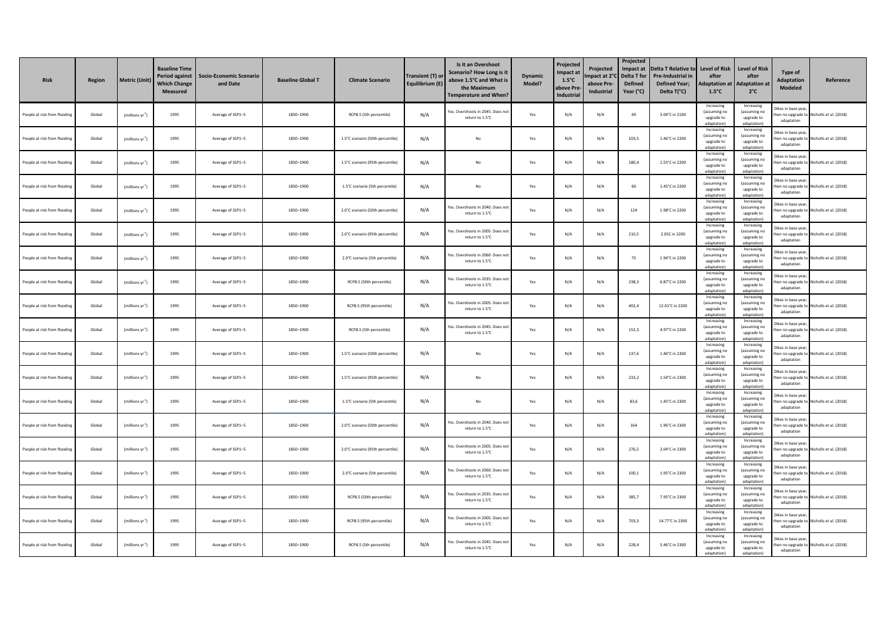| Risk | Region | Metric (Unit) | Baseline Time Period against Which Change Measured | Socio-Economic Scenario and Date | Baseline Global T | Climate Scenario | Transient (T) or Equilibrium (E) | Is it an Overshoot Scenario? How Long is it above 1.5°C and What is the Maximum Temperature and When? | Dynamic Model? | Projected Impact at 1.5°C above Pre-Industrial | Projected Impact at 2°C above Pre-Industrial | Projected Impact at Delta T for Defined Year (°C) | Delta T Relative to Pre-Industrial in Defined Year; Delta T(°C) | Level of Risk after Adaptation at 1.5°C | Level of Risk after Adaptation at 2°C | Type of Adaptation Modeled | Reference |
|---|---|---|---|---|---|---|---|---|---|---|---|---|---|---|---|---|---|
| People at risk from flooding | Global | (millions $yr^{-1}$) | 1995 | Average of SSP1–5 | 1850–1900 | RCP8.5 (5th percentile) | N/A | Yes. Overshoots in 2045. Does not return to 1.5°C | Yes | N/A | N/A | 69 | 3.04°C in 2100 | Increasing (assuming no upgrade to adaptation) | Increasing (assuming no upgrade to adaptation) | Dikes in base year, then no upgrade to adaptation | Nicholls et al. (2018) |
| People at risk from flooding | Global | (millions $yr^{-1}$) | 1995 | Average of SSP1–5 | 1850–1900 | 1.5°C scenario (50th percentile) | N/A | No | Yes | N/A | N/A | 103,5 | 1.46°C in 2200 | Increasing (assuming no upgrade to adaptation) | Increasing (assuming no upgrade to adaptation) | Dikes in base year, then no upgrade to adaptation | Nicholls et al. (2018) |
| People at risk from flooding | Global | (millions $yr^{-1}$) | 1995 | Average of SSP1–5 | 1850–1900 | 1.5°C scenario (95th percentile) | N/A | No | Yes | N/A | N/A | 180,4 | 1.55°C in 2200 | Increasing (assuming no upgrade to adaptation) | Increasing (assuming no upgrade to adaptation) | Dikes in base year, then no upgrade to adaptation | Nicholls et al. (2018) |
| People at risk from flooding | Global | (millions $yr^{-1}$) | 1995 | Average of SSP1–5 | 1850–1900 | 1.5°C scenario (5th percentile) | N/A | No | Yes | N/A | N/A | 60 | 1.45°C in 2200 | Increasing (assuming no upgrade to adaptation) | Increasing (assuming no upgrade to adaptation) | Dikes in base year, then no upgrade to adaptation | Nicholls et al. (2018) |
| People at risk from flooding | Global | (millions $yr^{-1}$) | 1995 | Average of SSP1–5 | 1850–1900 | 2.0°C scenario (50th percentile) | N/A | Yes. Overshoots in 2040. Does not return to 1.5°C | Yes | N/A | N/A | 124 | 1.98°C in 2200 | Increasing (assuming no upgrade to adaptation) | Increasing (assuming no upgrade to adaptation) | Dikes in base year, then no upgrade to adaptation | Nicholls et al. (2018) |
| People at risk from flooding | Global | (millions $yr^{-1}$) | 1995 | Average of SSP1–5 | 1850–1900 | 2.0°C scenario (95th percentile) | N/A | Yes. Overshoots in 2005. Does not return to 1.5°C | Yes | N/A | N/A | 210,5 | 2.05C in 2200 | Increasing (assuming no upgrade to adaptation) | Increasing (assuming no upgrade to adaptation) | Dikes in base year, then no upgrade to adaptation | Nicholls et al. (2018) |
| People at risk from flooding | Global | (millions $yr^{-1}$) | 1995 | Average of SSP1–5 | 1850–1900 | 2.0°C scenario (5th percentile) | N/A | Yes. Overshoots in 2060. Does not return to 1.5°C | Yes | N/A | N/A | 75 | 1.94°C in 2200 | Increasing (assuming no upgrade to adaptation) | Increasing (assuming no upgrade to adaptation) | Dikes in base year, then no upgrade to adaptation | Nicholls et al. (2018) |
| People at risk from flooding | Global | (millions $yr^{-1}$) | 1995 | Average of SSP1–5 | 1850–1900 | RCP8.5 (50th percentile) | N/A | Yes. Overshoots in 2035. Does not return to 1.5°C | Yes | N/A | N/A | 238,3 | 6.87°C in 2200 | Increasing (assuming no upgrade to adaptation) | Increasing (assuming no upgrade to adaptation) | Dikes in base year, then no upgrade to adaptation | Nicholls et al. (2018) |
| People at risk from flooding | Global | (millions $yr^{-1}$) | 1995 | Average of SSP1–5 | 1850–1900 | RCP8.5 (95th percemtile) | N/A | Yes. Overshoots in 2005. Does not return to 1.5°C | Yes | N/A | N/A | 402,4 | 12.01°C in 2200 | Increasing (assuming no upgrade to adaptation) | Increasing (assuming no upgrade to adaptation) | Dikes in base year, then no upgrade to adaptation | Nicholls et al. (2018) |
| People at risk from flooding | Global | (millions $yr^{-1}$) | 1995 | Average of SSP1–5 | 1850–1900 | RCP8.5 (5th percentile) | N/A | Yes. Overshoots in 2045. Does not return to 1.5°C | Yes | N/A | N/A | 152,3 | 4.97°C in 2200 | Increasing (assuming no upgrade to adaptation) | Increasing (assuming no upgrade to adaptation) | Dikes in base year, then no upgrade to adaptation | Nicholls et al. (2018) |
| People at risk from flooding | Global | (millions $yr^{-1}$) | 1995 | Average of SSP1–5 | 1850–1900 | 1.5°C scenario (50th percentile) | N/A | No | Yes | N/A | N/A | 137,6 | 1.46°C in 2300 | Increasing (assuming no upgrade to adaptation) | Increasing (assuming no upgrade to adaptation) | Dikes in base year, then no upgrade to adaptation | Nicholls et al. (2018) |
| People at risk from flooding | Global | (millions $yr^{-1}$) | 1995 | Average of SSP1–5 | 1850–1900 | 1.5°C scenario (95th percentile) | N/A | No | Yes | N/A | N/A | 233,2 | 1.54°C in 2300 | Increasing (assuming no upgrade to adaptation) | Increasing (assuming no upgrade to adaptation) | Dikes in base year, then no upgrade to adaptation | Nicholls et al. (2018) |
| People at risk from flooding | Global | (millions $yr^{-1}$) | 1995 | Average of SSP1–5 | 1850–1900 | 1.5°C scenario (5th percentile) | N/A | No | Yes | N/A | N/A | 83,6 | 1.45°C in 2300 | Increasing (assuming no upgrade to adaptation) | Increasing (assuming no upgrade to adaptation) | Dikes in base year, then no upgrade to adaptation | Nicholls et al. (2018) |
| People at risk from flooding | Global | (millions $yr^{-1}$) | 1995 | Average of SSP1–5 | 1850–1900 | 2.0°C scenario (50th percentile) | N/A | Yes. Overshoots in 2040. Does not return to 1.5°C | Yes | N/A | N/A | 164 | 1.96°C in 2300 | Increasing (assuming no upgrade to adaptation) | Increasing (assuming no upgrade to adaptation) | Dikes in base year, then no upgrade to adaptation | Nicholls et al. (2018) |
| People at risk from flooding | Global | (millions $yr^{-1}$) | 1995 | Average of SSP1–5 | 1850–1900 | 2.0°C scenario (95th percentile) | N/A | Yes. Overshoots in 2005. Does not return to 1.5°C | Yes | N/A | N/A | 276,5 | 2.04°C in 2300 | Increasing (assuming no upgrade to adaptation) | Increasing (assuming no upgrade to adaptation) | Dikes in base year, then no upgrade to adaptation | Nicholls et al. (2018) |
| People at risk from flooding | Global | (millions $yr^{-1}$) | 1995 | Average of SSP1–5 | 1850–1900 | 2.0°C scenario (5th percentile) | N/A | Yes. Overshoots in 2060. Does not return to 1.5°C | Yes | N/A | N/A | 100,1 | 1.95°C in 2300 | Increasing (assuming no upgrade to adaptation) | Increasing (assuming no upgrade to adaptation) | Dikes in base year, then no upgrade to adaptation | Nicholls et al. (2018) |
| People at risk from flooding | Global | (millions $yr^{-1}$) | 1995 | Average of SSP1–5 | 1850–1900 | RCP8.5 (50th percentile) | N/A | Yes. Overshoots in 2035. Does not return to 1.5°C | Yes | N/A | N/A | 385,7 | 7.95°C in 2300 | Increasing (assuming no upgrade to adaptation) | Increasing (assuming no upgrade to adaptation) | Dikes in base year, then no upgrade to adaptation | Nicholls et al. (2018) |
| People at risk from flooding | Global | (millions $yr^{-1}$) | 1995 | Average of SSP1–5 | 1850–1900 | RCP8.5 (95th percentile) | N/A | Yes. Overshoots in 2005. Does not return to 1.5°C | Yes | N/A | N/A | 703,3 | 14.77°C in 2300 | Increasing (assuming no upgrade to adaptation) | Increasing (assuming no upgrade to adaptation) | Dikes in base year, then no upgrade to adaptation | Nicholls et al. (2018) |
| People at risk from flooding | Global | (millions $yr^{-1}$) | 1995 | Average of SSP1–5 | 1850–1900 | RCP8.5 (5th percentile) | N/A | Yes. Overshoots in 2045. Does not return to 1.5°C | Yes | N/A | N/A | 228,4 | 5.46°C in 2300 | Increasing (assuming no upgrade to adaptation) | Increasing (assuming no upgrade to adaptation) | Dikes in base year, then no upgrade to adaptation | Nicholls et al. (2018) |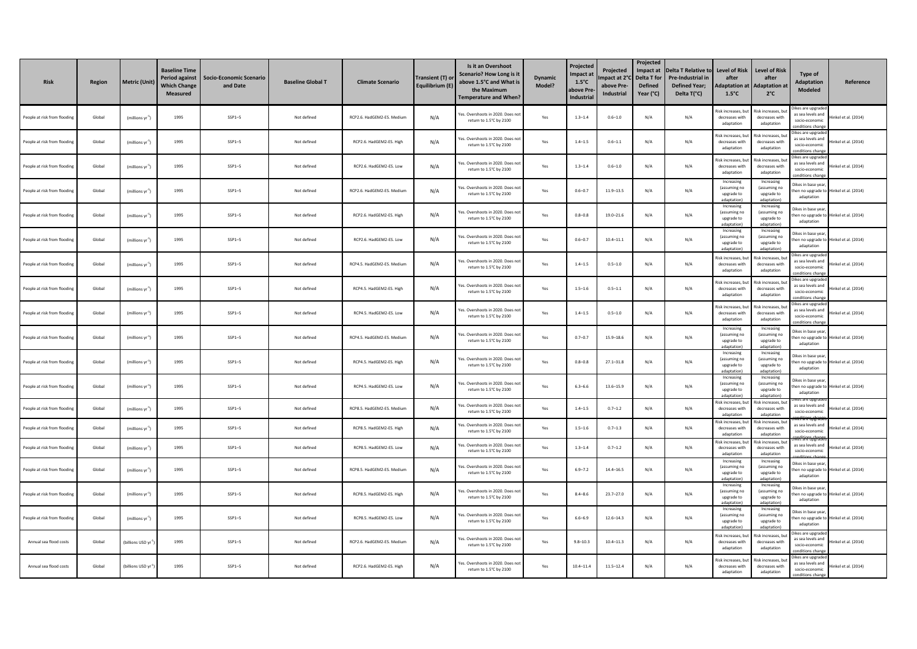| Risk | Region | Metric (Unit) | Baseline Time Period against Which Change Measured | Socio-Economic Scenario and Date | Baseline Global T | Climate Scenario | Transient (T) or Equilibrium (E) | Is it an Overshoot Scenario? How Long is it above 1.5°C and What is the Maximum Temperature and When? | Dynamic Model? | Projected Impact at 1.5°C above Pre-Industrial | Projected Impact at 2°C above Pre-Industrial | Projected Impact at Delta T for Defined Year (°C) | Delta T Relative to Pre-Industrial in Defined Year; Delta T(°C) | Level of Risk after Adaptation at 1.5°C | Level of Risk after Adaptation at 2°C | Type of Adaptation Modeled | Reference |
|---|---|---|---|---|---|---|---|---|---|---|---|---|---|---|---|---|---|
| People at risk from flooding | Global | (millions $yr^{-1}$) | 1995 | SSP1–5 | Not defined | RCP2.6. HadGEM2-ES. Medium | N/A | Yes. Overshoots in 2020. Does not return to 1.5°C by 2100 | Yes | 1.3–1.4 | 0.6–1.0 | N/A | N/A | Risk increases, but decreases with adaptation | Risk increases, but decreases with adaptation | Dikes are upgraded as sea levels and socio-economic conditions change | Hinkel et al. (2014) |
| People at risk from flooding | Global | (millions $yr^{-1}$) | 1995 | SSP1–5 | Not defined | RCP2.6. HadGEM2-ES. High | N/A | Yes. Overshoots in 2020. Does not return to 1.5°C by 2100 | Yes | 1.4–1.5 | 0.6–1.1 | N/A | N/A | Risk increases, but decreases with adaptation | Risk increases, but decreases with adaptation | Dikes are upgraded as sea levels and socio-economic conditions change | Hinkel et al. (2014) |
| People at risk from flooding | Global | (millions $yr^{-1}$) | 1995 | SSP1–5 | Not defined | RCP2.6. HadGEM2-ES. Low | N/A | Yes. Overshoots in 2020. Does not return to 1.5°C by 2100 | Yes | 1.3–1.4 | 0.6–1.0 | N/A | N/A | Risk increases, but decreases with adaptation | Risk increases, but decreases with adaptation | Dikes are upgraded as sea levels and socio-economic conditions change | Hinkel et al. (2014) |
| People at risk from flooding | Global | (millions $yr^{-1}$) | 1995 | SSP1–5 | Not defined | RCP2.6. HadGEM2-ES. Medium | N/A | Yes. Overshoots in 2020. Does not return to 1.5°C by 2100 | Yes | 0.6–0.7 | 11.9–13.5 | N/A | N/A | Increasing (assuming no upgrade to adaptation) | Increasing (assuming no upgrade to adaptation) | Dikes in base year, then no upgrade to adaptation | Hinkel et al. (2014) |
| People at risk from flooding | Global | (millions $yr^{-1}$) | 1995 | SSP1–5 | Not defined | RCP2.6. HadGEM2-ES. High | N/A | Yes. Overshoots in 2020. Does not return to 1.5°C by 2100 | Yes | 0.8–0.8 | 19.0–21.6 | N/A | N/A | Increasing (assuming no upgrade to adaptation) | Increasing (assuming no upgrade to adaptation) | Dikes in base year, then no upgrade to adaptation | Hinkel et al. (2014) |
| People at risk from flooding | Global | (millions $yr^{-1}$) | 1995 | SSP1–5 | Not defined | RCP2.6. HadGEM2-ES. Low | N/A | Yes. Overshoots in 2020. Does not return to 1.5°C by 2100 | Yes | 0.6–0.7 | 10.4–11.1 | N/A | N/A | Increasing (assuming no upgrade to adaptation) | Increasing (assuming no upgrade to adaptation) | Dikes in base year, then no upgrade to adaptation | Hinkel et al. (2014) |
| People at risk from flooding | Global | (millions $yr^{-1}$) | 1995 | SSP1–5 | Not defined | RCP4.5. HadGEM2-ES. Medium | N/A | Yes. Overshoots in 2020. Does not return to 1.5°C by 2100 | Yes | 1.4–1.5 | 0.5–1.0 | N/A | N/A | Risk increases, but decreases with adaptation | Risk increases, but decreases with adaptation | Dikes are upgraded as sea levels and socio-economic conditions change | Hinkel et al. (2014) |
| People at risk from flooding | Global | (millions $yr^{-1}$) | 1995 | SSP1–5 | Not defined | RCP4.5. HadGEM2-ES. High | N/A | Yes. Overshoots in 2020. Does not return to 1.5°C by 2100 | Yes | 1.5–1.6 | 0.5–1.1 | N/A | N/A | Risk increases, but decreases with adaptation | Risk increases, but decreases with adaptation | Dikes are upgraded as sea levels and socio-economic conditions change | Hinkel et al. (2014) |
| People at risk from flooding | Global | (millions $yr^{-1}$) | 1995 | SSP1–5 | Not defined | RCP4.5. HadGEM2-ES. Low | N/A | Yes. Overshoots in 2020. Does not return to 1.5°C by 2100 | Yes | 1.4–1.5 | 0.5–1.0 | N/A | N/A | Risk increases, but decreases with adaptation | Risk increases, but decreases with adaptation | Dikes are upgraded as sea levels and socio-economic conditions change | Hinkel et al. (2014) |
| People at risk from flooding | Global | (millions $yr^{-1}$) | 1995 | SSP1–5 | Not defined | RCP4.5. HadGEM2-ES. Medium | N/A | Yes. Overshoots in 2020. Does not return to 1.5°C by 2100 | Yes | 0.7–0.7 | 15.9–18.6 | N/A | N/A | Increasing (assuming no upgrade to adaptation) | Increasing (assuming no upgrade to adaptation) | Dikes in base year, then no upgrade to adaptation | Hinkel et al. (2014) |
| People at risk from flooding | Global | (millions $yr^{-1}$) | 1995 | SSP1–5 | Not defined | RCP4.5. HadGEM2-ES. High | N/A | Yes. Overshoots in 2020. Does not return to 1.5°C by 2100 | Yes | 0.8–0.8 | 27.1–31.8 | N/A | N/A | Increasing (assuming no upgrade to adaptation) | Increasing (assuming no upgrade to adaptation) | Dikes in base year, then no upgrade to adaptation | Hinkel et al. (2014) |
| People at risk from flooding | Global | (millions $yr^{-1}$) | 1995 | SSP1–5 | Not defined | RCP4.5. HadGEM2-ES. Low | N/A | Yes. Overshoots in 2020. Does not return to 1.5°C by 2100 | Yes | 6.3–6.6 | 13.6–15.9 | N/A | N/A | Increasing (assuming no upgrade to adaptation) | Increasing (assuming no upgrade to adaptation) | Dikes in base year, then no upgrade to adaptation | Hinkel et al. (2014) |
| People at risk from flooding | Global | (millions $yr^{-1}$) | 1995 | SSP1–5 | Not defined | RCP8.5. HadGEM2-ES. Medium | N/A | Yes. Overshoots in 2020. Does not return to 1.5°C by 2100 | Yes | 1.4–1.5 | 0.7–1.2 | N/A | N/A | Risk increases, but decreases with adaptation | Risk increases, but decreases with adaptation | Dikes are upgraded as sea levels and socio-economic conditions change | Hinkel et al. (2014) |
| People at risk from flooding | Global | (millions $yr^{-1}$) | 1995 | SSP1–5 | Not defined | RCP8.5. HadGEM2-ES. High | N/A | Yes. Overshoots in 2020. Does not return to 1.5°C by 2100 | Yes | 1.5–1.6 | 0.7–1.3 | N/A | N/A | Risk increases, but decreases with adaptation | Risk increases, but decreases with adaptation | Dikes are upgraded as sea levels and socio-economic conditions change | Hinkel et al. (2014) |
| People at risk from flooding | Global | (millions $yr^{-1}$) | 1995 | SSP1–5 | Not defined | RCP8.5. HadGEM2-ES. Low | N/A | Yes. Overshoots in 2020. Does not return to 1.5°C by 2100 | Yes | 1.3–1.4 | 0.7–1.2 | N/A | N/A | Risk increases, but decreases with adaptation | Risk increases, but decreases with adaptation | Dikes are upgraded as sea levels and socio-economic conditions change | Hinkel et al. (2014) |
| People at risk from flooding | Global | (millions $yr^{-1}$) | 1995 | SSP1–5 | Not defined | RCP8.5. HadGEM2-ES. Medium | N/A | Yes. Overshoots in 2020. Does not return to 1.5°C by 2100 | Yes | 6.9–7.2 | 14.4–16.5 | N/A | N/A | Increasing (assuming no upgrade to adaptation) | Increasing (assuming no upgrade to adaptation) | Dikes in base year, then no upgrade to adaptation | Hinkel et al. (2014) |
| People at risk from flooding | Global | (millions $yr^{-1}$) | 1995 | SSP1–5 | Not defined | RCP8.5. HadGEM2-ES. High | N/A | Yes. Overshoots in 2020. Does not return to 1.5°C by 2100 | Yes | 8.4–8.6 | 23.7–27.0 | N/A | N/A | Increasing (assuming no upgrade to adaptation) | Increasing (assuming no upgrade to adaptation) | Dikes in base year, then no upgrade to adaptation | Hinkel et al. (2014) |
| People at risk from flooding | Global | (millions $yr^{-1}$) | 1995 | SSP1–5 | Not defined | RCP8.5. HadGEM2-ES. Low | N/A | Yes. Overshoots in 2020. Does not return to 1.5°C by 2100 | Yes | 6.6–6.9 | 12.6–14.3 | N/A | N/A | Increasing (assuming no upgrade to adaptation) | Increasing (assuming no upgrade to adaptation) | Dikes in base year, then no upgrade to adaptation | Hinkel et al. (2014) |
| Annual sea flood costs | Global | (billions USD $yr^{-1}$) | 1995 | SSP1–5 | Not defined | RCP2.6. HadGEM2-ES. Medium | N/A | Yes. Overshoots in 2020. Does not return to 1.5°C by 2100 | Yes | 9.8–10.3 | 10.4–11.3 | N/A | N/A | Risk increases, but decreases with adaptation | Risk increases, but decreases with adaptation | Dikes are upgraded as sea levels and socio-economic conditions change | Hinkel et al. (2014) |
| Annual sea flood costs | Global | (billions USD $yr^{-1}$) | 1995 | SSP1–5 | Not defined | RCP2.6. HadGEM2-ES. High | N/A | Yes. Overshoots in 2020. Does not return to 1.5°C by 2100 | Yes | 10.4–11.4 | 11.5–12.4 | N/A | N/A | Risk increases, but decreases with adaptation | Risk increases, but decreases with adaptation | Dikes are upgraded as sea levels and socio-economic conditions change | Hinkel et al. (2014) |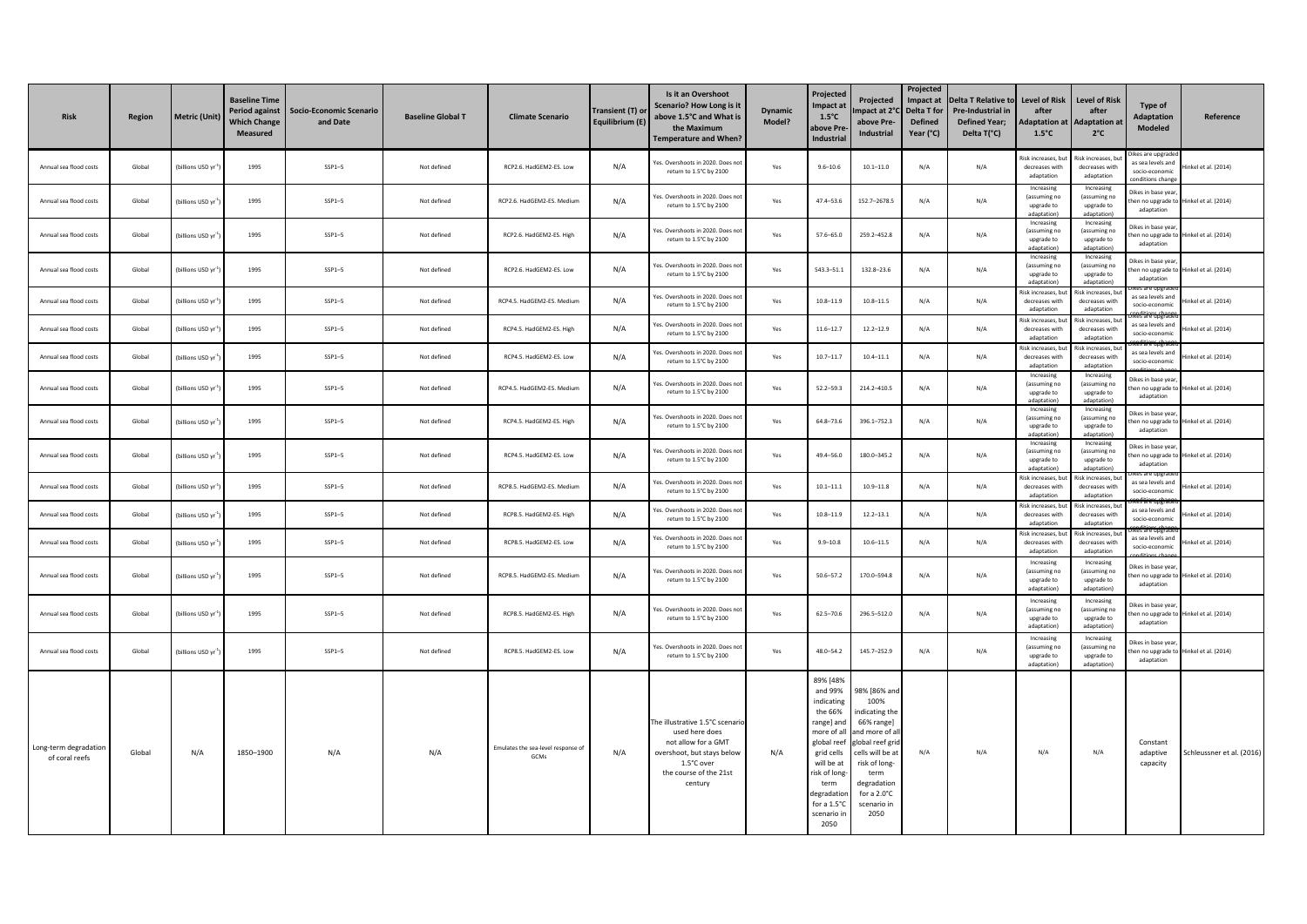| Risk | Region | Metric (Unit) | Baseline Time Period against Which Change Measured | Socio-Economic Scenario and Date | Baseline Global T | Climate Scenario | Transient (T) or Equilibrium (E) | Is it an Overshoot Scenario? How Long is it above 1.5°C and What is the Maximum Temperature and When? | Dynamic Model? | Projected Impact at 1.5°C above Pre-Industrial | Projected Impact at 2°C above Pre-Industrial | Projected Impact at Delta T for Defined Year (°C) | Delta T Relative to Pre-Industrial in Defined Year; Delta T(°C) | Level of Risk after Adaptation at 1.5°C | Level of Risk after Adaptation at 2°C | Type of Adaptation Modeled | Reference |
|---|---|---|---|---|---|---|---|---|---|---|---|---|---|---|---|---|---|
| Annual sea flood costs | Global | (billions USD yr$^{-1}$) | 1995 | SSP1–5 | Not defined | RCP2.6. HadGEM2-ES. Low | N/A | Yes. Overshoots in 2020. Does not return to 1.5°C by 2100 | Yes | 9.6–10.6 | 10.1–11.0 | N/A | N/A | Risk increases, but decreases with adaptation | Risk increases, but decreases with adaptation | Dikes are upgraded as sea levels and socio-economic conditions change | Hinkel et al. (2014) |
| Annual sea flood costs | Global | (billions USD yr$^{-1}$) | 1995 | SSP1–5 | Not defined | RCP2.6. HadGEM2-ES. Medium | N/A | Yes. Overshoots in 2020. Does not return to 1.5°C by 2100 | Yes | 47.4–53.6 | 152.7–2678.5 | N/A | N/A | Increasing (assuming no upgrade to adaptation) | Increasing (assuming no upgrade to adaptation) | Dikes in base year, then no upgrade to adaptation | Hinkel et al. (2014) |
| Annual sea flood costs | Global | (billions USD yr$^{-1}$) | 1995 | SSP1–5 | Not defined | RCP2.6. HadGEM2-ES. High | N/A | Yes. Overshoots in 2020. Does not return to 1.5°C by 2100 | Yes | 57.6–65.0 | 259.2–452.8 | N/A | N/A | Increasing (assuming no upgrade to adaptation) | Increasing (assuming no upgrade to adaptation) | Dikes in base year, then no upgrade to adaptation | Hinkel et al. (2014) |
| Annual sea flood costs | Global | (billions USD yr$^{-1}$) | 1995 | SSP1–5 | Not defined | RCP2.6. HadGEM2-ES. Low | N/A | Yes. Overshoots in 2020. Does not return to 1.5°C by 2100 | Yes | 543.3–51.1 | 132.8–23.6 | N/A | N/A | Increasing (assuming no upgrade to adaptation) | Increasing (assuming no upgrade to adaptation) | Dikes in base year, then no upgrade to adaptation | Hinkel et al. (2014) |
| Annual sea flood costs | Global | (billions USD yr$^{-1}$) | 1995 | SSP1–5 | Not defined | RCP4.5. HadGEM2-ES. Medium | N/A | Yes. Overshoots in 2020. Does not return to 1.5°C by 2100 | Yes | 10.8–11.9 | 10.8–11.5 | N/A | N/A | Risk increases, but decreases with adaptation | Risk increases, but decreases with adaptation | Dikes are upgraded as sea levels and socio-economic conditions change | Hinkel et al. (2014) |
| Annual sea flood costs | Global | (billions USD yr$^{-1}$) | 1995 | SSP1–5 | Not defined | RCP4.5. HadGEM2-ES. High | N/A | Yes. Overshoots in 2020. Does not return to 1.5°C by 2100 | Yes | 11.6–12.7 | 12.2–12.9 | N/A | N/A | Risk increases, but decreases with adaptation | Risk increases, but decreases with adaptation | Dikes are upgraded as sea levels and socio-economic conditions change | Hinkel et al. (2014) |
| Annual sea flood costs | Global | (billions USD yr$^{-1}$) | 1995 | SSP1–5 | Not defined | RCP4.5. HadGEM2-ES. Low | N/A | Yes. Overshoots in 2020. Does not return to 1.5°C by 2100 | Yes | 10.7–11.7 | 10.4–11.1 | N/A | N/A | Risk increases, but decreases with adaptation | Risk increases, but decreases with adaptation | Dikes are upgraded as sea levels and socio-economic conditions change | Hinkel et al. (2014) |
| Annual sea flood costs | Global | (billions USD yr$^{-1}$) | 1995 | SSP1–5 | Not defined | RCP4.5. HadGEM2-ES. Medium | N/A | Yes. Overshoots in 2020. Does not return to 1.5°C by 2100 | Yes | 52.2–59.3 | 214.2–410.5 | N/A | N/A | Increasing (assuming no upgrade to adaptation) | Increasing (assuming no upgrade to adaptation) | Dikes in base year, then no upgrade to adaptation | Hinkel et al. (2014) |
| Annual sea flood costs | Global | (billions USD yr$^{-1}$) | 1995 | SSP1–5 | Not defined | RCP4.5. HadGEM2-ES. High | N/A | Yes. Overshoots in 2020. Does not return to 1.5°C by 2100 | Yes | 64.8–73.6 | 396.1–752.3 | N/A | N/A | Increasing (assuming no upgrade to adaptation) | Increasing (assuming no upgrade to adaptation) | Dikes in base year, then no upgrade to adaptation | Hinkel et al. (2014) |
| Annual sea flood costs | Global | (billions USD yr$^{-1}$) | 1995 | SSP1–5 | Not defined | RCP4.5. HadGEM2-ES. Low | N/A | Yes. Overshoots in 2020. Does not return to 1.5°C by 2100 | Yes | 49.4–56.0 | 180.0–345.2 | N/A | N/A | Increasing (assuming no upgrade to adaptation) | Increasing (assuming no upgrade to adaptation) | Dikes in base year, then no upgrade to adaptation | Hinkel et al. (2014) |
| Annual sea flood costs | Global | (billions USD yr$^{-1}$) | 1995 | SSP1–5 | Not defined | RCP8.5. HadGEM2-ES. Medium | N/A | Yes. Overshoots in 2020. Does not return to 1.5°C by 2100 | Yes | 10.1–11.1 | 10.9–11.8 | N/A | N/A | Risk increases, but decreases with adaptation | Risk increases, but decreases with adaptation | Dikes are upgraded as sea levels and socio-economic conditions change | Hinkel et al. (2014) |
| Annual sea flood costs | Global | (billions USD yr$^{-1}$) | 1995 | SSP1–5 | Not defined | RCP8.5. HadGEM2-ES. High | N/A | Yes. Overshoots in 2020. Does not return to 1.5°C by 2100 | Yes | 10.8–11.9 | 12.2–13.1 | N/A | N/A | Risk increases, but decreases with adaptation | Risk increases, but decreases with adaptation | Dikes are upgraded as sea levels and socio-economic conditions change | Hinkel et al. (2014) |
| Annual sea flood costs | Global | (billions USD yr$^{-1}$) | 1995 | SSP1–5 | Not defined | RCP8.5. HadGEM2-ES. Low | N/A | Yes. Overshoots in 2020. Does not return to 1.5°C by 2100 | Yes | 9.9–10.8 | 10.6–11.5 | N/A | N/A | Risk increases, but decreases with adaptation | Risk increases, but decreases with adaptation | Dikes are upgraded as sea levels and socio-economic conditions change | Hinkel et al. (2014) |
| Annual sea flood costs | Global | (billions USD yr$^{-1}$) | 1995 | SSP1–5 | Not defined | RCP8.5. HadGEM2-ES. Medium | N/A | Yes. Overshoots in 2020. Does not return to 1.5°C by 2100 | Yes | 50.6–57.2 | 170.0–594.8 | N/A | N/A | Increasing (assuming no upgrade to adaptation) | Increasing (assuming no upgrade to adaptation) | Dikes in base year, then no upgrade to adaptation | Hinkel et al. (2014) |
| Annual sea flood costs | Global | (billions USD yr$^{-1}$) | 1995 | SSP1–5 | Not defined | RCP8.5. HadGEM2-ES. High | N/A | Yes. Overshoots in 2020. Does not return to 1.5°C by 2100 | Yes | 62.5–70.6 | 296.5–512.0 | N/A | N/A | Increasing (assuming no upgrade to adaptation) | Increasing (assuming no upgrade to adaptation) | Dikes in base year, then no upgrade to adaptation | Hinkel et al. (2014) |
| Annual sea flood costs | Global | (billions USD yr$^{-1}$) | 1995 | SSP1–5 | Not defined | RCP8.5. HadGEM2-ES. Low | N/A | Yes. Overshoots in 2020. Does not return to 1.5°C by 2100 | Yes | 48.0–54.2 | 145.7–252.9 | N/A | N/A | Increasing (assuming no upgrade to adaptation) | Increasing (assuming no upgrade to adaptation) | Dikes in base year, then no upgrade to adaptation | Hinkel et al. (2014) |
| Long-term degradation of coral reefs | Global | N/A | 1850–1900 | N/A | N/A | Emulates the sea-level response of GCMs | N/A | The illustrative 1.5°C scenario used here does not allow for a GMT overshoot, but stays below 1.5°C over the course of the 21st century | N/A | 89% [48% and 99% indicating the 66% range] and more of all global reef grid cells will be at risk of long-term degradation for a 1.5°C scenario in 2050 | 98% [86% and 100% indicating the 66% range] and more of all global reef grid cells will be at risk of long-term degradation for a 2.0°C scenario in 2050 | N/A | N/A | N/A | N/A | Constant adaptive capacity | Schleussner et al. (2016) |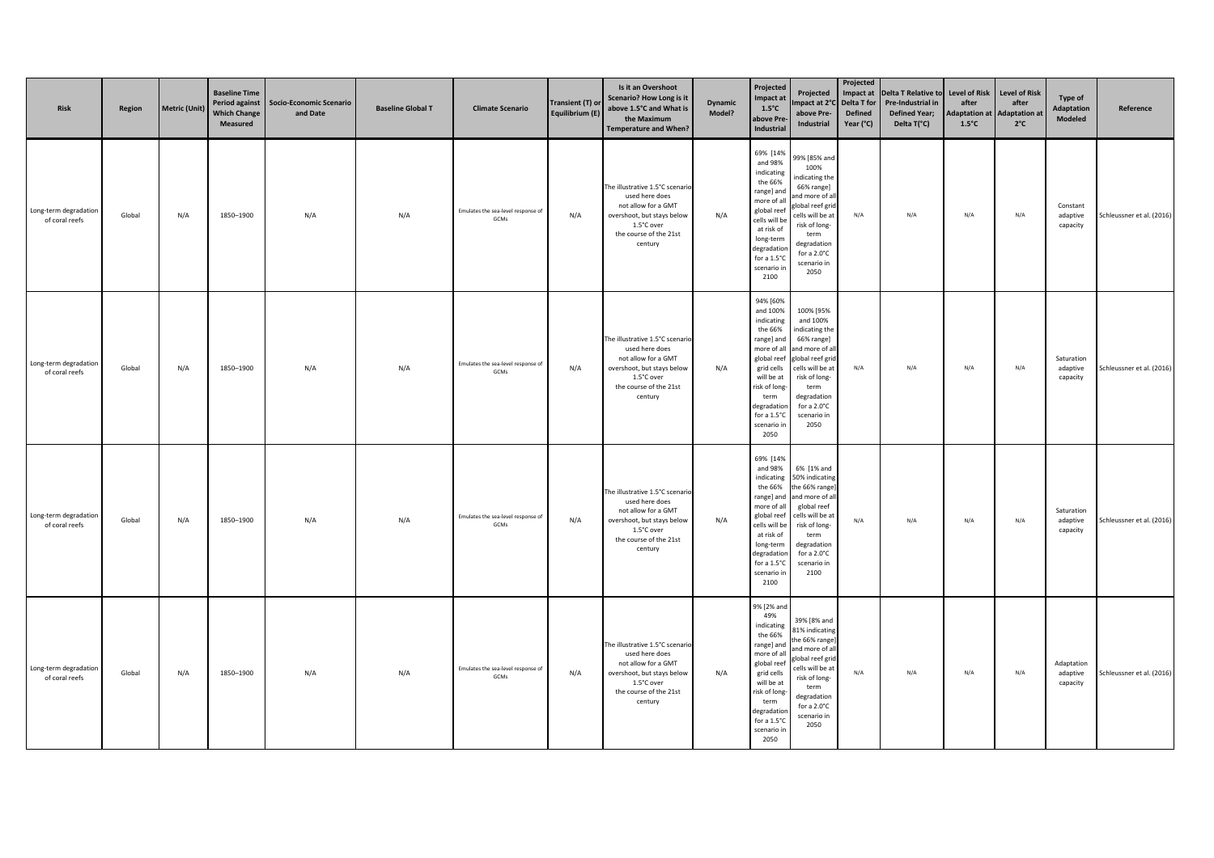| Risk | Region | Metric (Unit) | Baseline Time Period against Which Change Measured | Socio-Economic Scenario and Date | Baseline Global T | Climate Scenario | Transient (T) or Equilibrium (E) | Is it an Overshoot Scenario? How Long is it above 1.5°C and What is the Maximum Temperature and When? | Dynamic Model? | Projected Impact at 1.5°C above Pre-Industrial | Projected Impact at 2°C above Pre-Industrial | Projected Impact at Delta T for Defined Year (°C) | Delta T Relative to Pre-Industrial in Defined Year; Delta T(°C) | Level of Risk after Adaptation at 1.5°C | Level of Risk after Adaptation at 2°C | Type of Adaptation Modeled | Reference |
|---|---|---|---|---|---|---|---|---|---|---|---|---|---|---|---|---|---|
| Long-term degradation of coral reefs | Global | N/A | 1850–1900 | N/A | N/A | Emulates the sea-level response of GCMs | N/A | The illustrative 1.5°C scenario used here does not allow for a GMT overshoot, but stays below 1.5°C over the course of the 21st century | N/A | 69% [14% and 98% indicating the 66% range] and more of all global reef cells will be at risk of long-term degradation for a 1.5°C scenario in 2100 | 99% [85% and 100% indicating the 66% range] and more of all global reef grid cells will be at risk of long-term degradation for a 2.0°C scenario in 2050 | N/A | N/A | N/A | N/A | Constant adaptive capacity | Schleussner et al. (2016) |
| Long-term degradation of coral reefs | Global | N/A | 1850–1900 | N/A | N/A | Emulates the sea-level response of GCMs | N/A | The illustrative 1.5°C scenario used here does not allow for a GMT overshoot, but stays below 1.5°C over the course of the 21st century | N/A | 94% [60% and 100% indicating the 66% range] and more of all global reef grid cells will be at risk of long-term degradation for a 1.5°C scenario in 2050 | 100% [95% and 100% indicating the 66% range] and more of all global reef grid cells will be at risk of long-term degradation for a 2.0°C scenario in 2050 | N/A | N/A | N/A | N/A | Saturation adaptive capacity | Schleussner et al. (2016) |
| Long-term degradation of coral reefs | Global | N/A | 1850–1900 | N/A | N/A | Emulates the sea-level response of GCMs | N/A | The illustrative 1.5°C scenario used here does not allow for a GMT overshoot, but stays below 1.5°C over the course of the 21st century | N/A | 69% [14% and 98% indicating the 66% range] and more of all global reef cells will be at risk of long-term degradation for a 1.5°C scenario in 2100 | 6% [1% and 50% indicating the 66% range] and more of all global reef cells will be at risk of long-term degradation for a 2.0°C scenario in 2100 | N/A | N/A | N/A | N/A | Saturation adaptive capacity | Schleussner et al. (2016) |
| Long-term degradation of coral reefs | Global | N/A | 1850–1900 | N/A | N/A | Emulates the sea-level response of GCMs | N/A | The illustrative 1.5°C scenario used here does not allow for a GMT overshoot, but stays below 1.5°C over the course of the 21st century | N/A | 9% [2% and 49% indicating the 66% range] and more of all global reef grid cells will be at risk of long-term degradation for a 1.5°C scenario in 2050 | 39% [8% and 81% indicating the 66% range] and more of all global reef grid cells will be at risk of long-term degradation for a 2.0°C scenario in 2050 | N/A | N/A | N/A | N/A | Adaptation adaptive capacity | Schleussner et al. (2016) |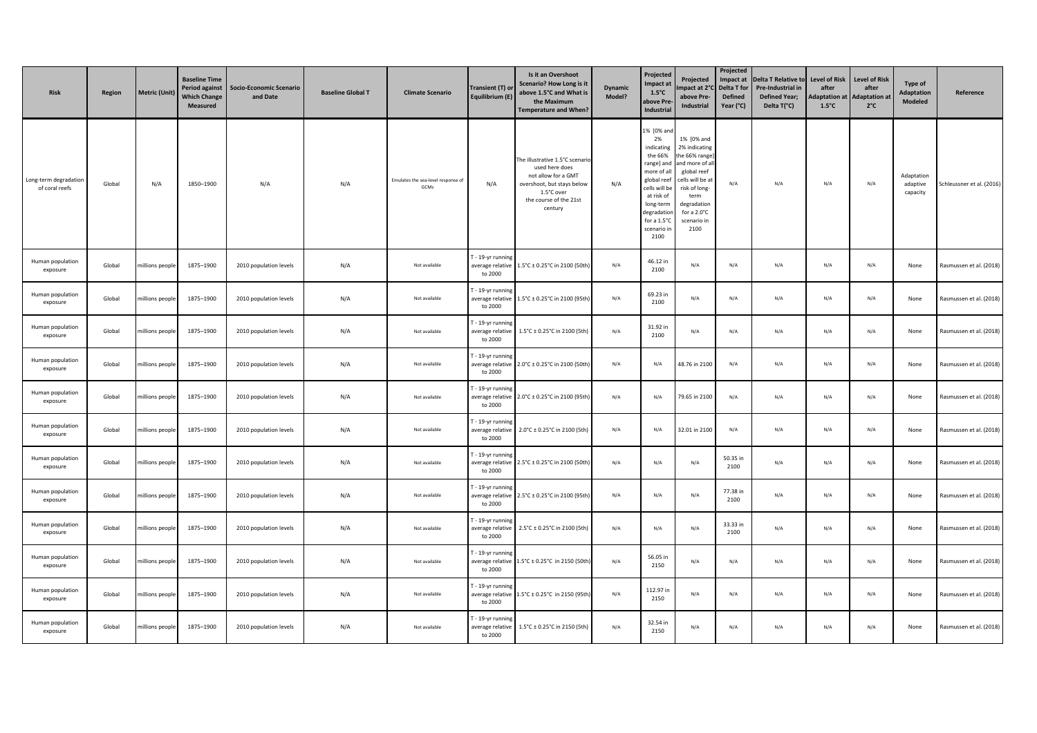| Risk | Region | Metric (Unit) | Baseline Time Period against Which Change Measured | Socio-Economic Scenario and Date | Baseline Global T | Climate Scenario | Transient (T) or Equilibrium (E) | Is it an Overshoot Scenario? How Long is it above 1.5°C and What is the Maximum Temperature and When? | Dynamic Model? | Projected Impact at 1.5°C above Pre-Industrial | Projected Impact at 2°C above Pre-Industrial | Projected Impact at Delta T for Defined Year (°C) | Delta T Relative to Pre-Industrial in Defined Year; Delta T(°C) | Level of Risk after Adaptation at 1.5°C | Level of Risk after Adaptation at 2°C | Type of Adaptation Modeled | Reference |
|---|---|---|---|---|---|---|---|---|---|---|---|---|---|---|---|---|---|
| Long-term degradation of coral reefs | Global | N/A | 1850–1900 | N/A | N/A | Emulates the sea-level response of GCMs | N/A | The illustrative 1.5°C scenario used here does not allow for a GMT overshoot, but stays below 1.5°C over the course of the 21st century | N/A | 1% [0% and 2% indicating the 66% range] and more of all global reef cells will be at risk of long-term degradation for a 1.5°C scenario in 2100 | 1% [0% and 2% indicating the 66% range] and more of all global reef cells will be at risk of long-term degradation for a 2.0°C scenario in 2100 | N/A | N/A | N/A | N/A | Adaptation adaptive capacity | Schleussner et al. (2016) |
| Human population exposure | Global | millions people | 1875–1900 | 2010 population levels | N/A | Not available | T - 19-yr running average relative to 2000 | 1.5°C ± 0.25°C in 2100 (50th) | N/A | 46.12 in 2100 | N/A | N/A | N/A | N/A | N/A | None | Rasmussen et al. (2018) |
| Human population exposure | Global | millions people | 1875–1900 | 2010 population levels | N/A | Not available | T - 19-yr running average relative to 2000 | 1.5°C ± 0.25°C in 2100 (95th) | N/A | 69.23 in 2100 | N/A | N/A | N/A | N/A | N/A | None | Rasmussen et al. (2018) |
| Human population exposure | Global | millions people | 1875–1900 | 2010 population levels | N/A | Not available | T - 19-yr running average relative to 2000 | 1.5°C ± 0.25°C in 2100 (5th) | N/A | 31.92 in 2100 | N/A | N/A | N/A | N/A | N/A | None | Rasmussen et al. (2018) |
| Human population exposure | Global | millions people | 1875–1900 | 2010 population levels | N/A | Not available | T - 19-yr running average relative to 2000 | 2.0°C ± 0.25°C in 2100 (50th) | N/A | N/A | 48.76 in 2100 | N/A | N/A | N/A | N/A | None | Rasmussen et al. (2018) |
| Human population exposure | Global | millions people | 1875–1900 | 2010 population levels | N/A | Not available | T - 19-yr running average relative to 2000 | 2.0°C ± 0.25°C in 2100 (95th) | N/A | N/A | 79.65 in 2100 | N/A | N/A | N/A | N/A | None | Rasmussen et al. (2018) |
| Human population exposure | Global | millions people | 1875–1900 | 2010 population levels | N/A | Not available | T - 19-yr running average relative to 2000 | 2.0°C ± 0.25°C in 2100 (5th) | N/A | N/A | 32.01 in 2100 | N/A | N/A | N/A | N/A | None | Rasmussen et al. (2018) |
| Human population exposure | Global | millions people | 1875–1900 | 2010 population levels | N/A | Not available | T - 19-yr running average relative to 2000 | 2.5°C ± 0.25°C in 2100 (50th) | N/A | N/A | N/A | 50.35 in 2100 | N/A | N/A | N/A | None | Rasmussen et al. (2018) |
| Human population exposure | Global | millions people | 1875–1900 | 2010 population levels | N/A | Not available | T - 19-yr running average relative to 2000 | 2.5°C ± 0.25°C in 2100 (95th) | N/A | N/A | N/A | 77.38 in 2100 | N/A | N/A | N/A | None | Rasmussen et al. (2018) |
| Human population exposure | Global | millions people | 1875–1900 | 2010 population levels | N/A | Not available | T - 19-yr running average relative to 2000 | 2.5°C ± 0.25°C in 2100 (5th) | N/A | N/A | N/A | 33.33 in 2100 | N/A | N/A | N/A | None | Rasmussen et al. (2018) |
| Human population exposure | Global | millions people | 1875–1900 | 2010 population levels | N/A | Not available | T - 19-yr running average relative to 2000 | 1.5°C ± 0.25°C in 2150 (50th) | N/A | 56.05 in 2150 | N/A | N/A | N/A | N/A | N/A | None | Rasmussen et al. (2018) |
| Human population exposure | Global | millions people | 1875–1900 | 2010 population levels | N/A | Not available | T - 19-yr running average relative to 2000 | 1.5°C ± 0.25°C in 2150 (95th) | N/A | 112.97 in 2150 | N/A | N/A | N/A | N/A | N/A | None | Rasmussen et al. (2018) |
| Human population exposure | Global | millions people | 1875–1900 | 2010 population levels | N/A | Not available | T - 19-yr running average relative to 2000 | 1.5°C ± 0.25°C in 2150 (5th) | N/A | 32.54 in 2150 | N/A | N/A | N/A | N/A | N/A | None | Rasmussen et al. (2018) |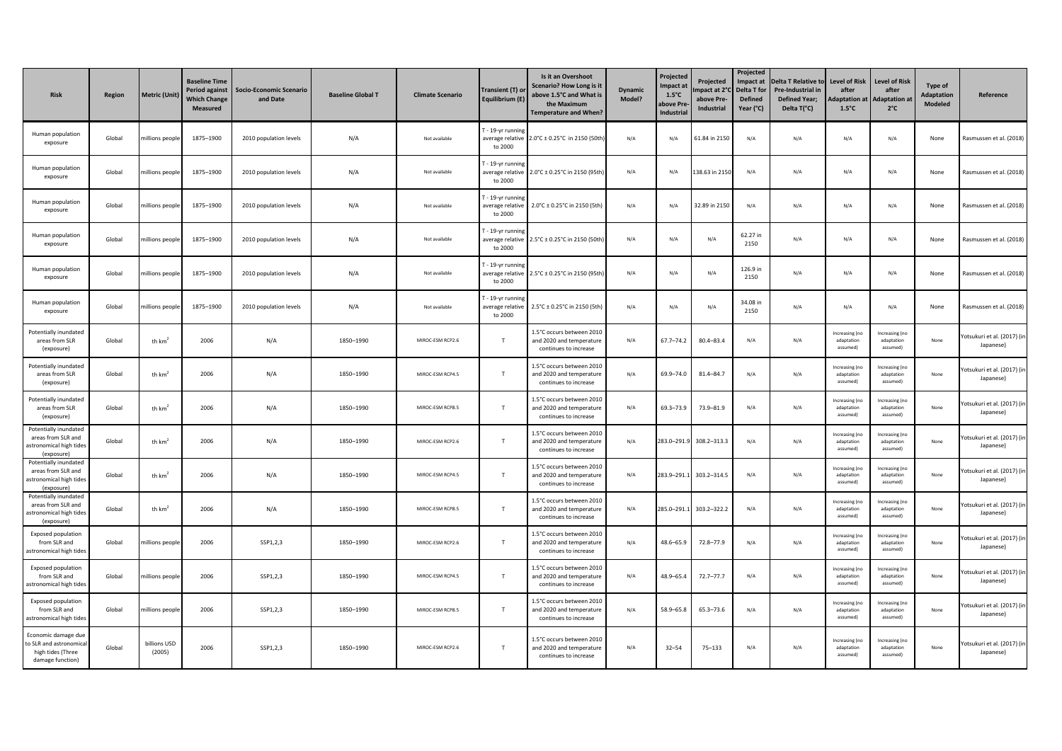| Risk | Region | Metric (Unit) | Baseline Time Period against Which Change Measured | Socio-Economic Scenario and Date | Baseline Global T | Climate Scenario | Transient (T) or Equilibrium (E) | Is it an Overshoot Scenario? How Long is it above 1.5°C and What is the Maximum Temperature and When? | Dynamic Model? | Projected Impact at 1.5°C above Pre-Industrial | Projected Impact at 2°C above Pre-Industrial | Projected Impact at Delta T for Defined Year (°C) | Delta T Relative to Pre-Industrial in Defined Year; Delta T(°C) | Level of Risk after Adaptation at 1.5°C | Level of Risk after Adaptation at 2°C | Type of Adaptation Modeled | Reference |
|---|---|---|---|---|---|---|---|---|---|---|---|---|---|---|---|---|---|
| Human population exposure | Global | millions people | 1875–1900 | 2010 population levels | N/A | Not available | T - 19-yr running average relative to 2000 | 2.0°C ± 0.25°C in 2150 (50th) | N/A | N/A | 61.84 in 2150 | N/A | N/A | N/A | N/A | None | Rasmussen et al. (2018) |
| Human population exposure | Global | millions people | 1875–1900 | 2010 population levels | N/A | Not available | T - 19-yr running average relative to 2000 | 2.0°C ± 0.25°C in 2150 (95th) | N/A | N/A | 138.63 in 2150 | N/A | N/A | N/A | N/A | None | Rasmussen et al. (2018) |
| Human population exposure | Global | millions people | 1875–1900 | 2010 population levels | N/A | Not available | T - 19-yr running average relative to 2000 | 2.0°C ± 0.25°C in 2150 (5th) | N/A | N/A | 32.89 in 2150 | N/A | N/A | N/A | N/A | None | Rasmussen et al. (2018) |
| Human population exposure | Global | millions people | 1875–1900 | 2010 population levels | N/A | Not available | T - 19-yr running average relative to 2000 | 2.5°C ± 0.25°C in 2150 (50th) | N/A | N/A | N/A | 62.27 in 2150 | N/A | N/A | N/A | None | Rasmussen et al. (2018) |
| Human population exposure | Global | millions people | 1875–1900 | 2010 population levels | N/A | Not available | T - 19-yr running average relative to 2000 | 2.5°C ± 0.25°C in 2150 (95th) | N/A | N/A | N/A | 126.9 in 2150 | N/A | N/A | N/A | None | Rasmussen et al. (2018) |
| Human population exposure | Global | millions people | 1875–1900 | 2010 population levels | N/A | Not available | T - 19-yr running average relative to 2000 | 2.5°C ± 0.25°C in 2150 (5th) | N/A | N/A | N/A | 34.08 in 2150 | N/A | N/A | N/A | None | Rasmussen et al. (2018) |
| Potentially inundated areas from SLR (exposure) | Global | th $km^2$ | 2006 | N/A | 1850–1990 | MIROC-ESM RCP2.6 | T | 1.5°C occurs between 2010 and 2020 and temperature continues to increase | N/A | 67.7–74.2 | 80.4–83.4 | N/A | N/A | Increasing (no adaptation assumed) | Increasing (no adaptation assumed) | None | Yotsukuri et al. (2017) (in Japanese) |
| Potentially inundated areas from SLR (exposure) | Global | th $km^2$ | 2006 | N/A | 1850–1990 | MIROC-ESM RCP4.5 | T | 1.5°C occurs between 2010 and 2020 and temperature continues to increase | N/A | 69.9–74.0 | 81.4–84.7 | N/A | N/A | Increasing (no adaptation assumed) | Increasing (no adaptation assumed) | None | Yotsukuri et al. (2017) (in Japanese) |
| Potentially inundated areas from SLR (exposure) | Global | th $km^2$ | 2006 | N/A | 1850–1990 | MIROC-ESM RCP8.5 | T | 1.5°C occurs between 2010 and 2020 and temperature continues to increase | N/A | 69.3–73.9 | 73.9–81.9 | N/A | N/A | Increasing (no adaptation assumed) | Increasing (no adaptation assumed) | None | Yotsukuri et al. (2017) (in Japanese) |
| Potentially inundated areas from SLR and astronomical high tides (exposure) | Global | th $km^2$ | 2006 | N/A | 1850–1990 | MIROC-ESM RCP2.6 | T | 1.5°C occurs between 2010 and 2020 and temperature continues to increase | N/A | 283.0–291.9 | 308.2–313.3 | N/A | N/A | Increasing (no adaptation assumed) | Increasing (no adaptation assumed) | None | Yotsukuri et al. (2017) (in Japanese) |
| Potentially inundated areas from SLR and astronomical high tides (exposure) | Global | th $km^2$ | 2006 | N/A | 1850–1990 | MIROC-ESM RCP4.5 | T | 1.5°C occurs between 2010 and 2020 and temperature continues to increase | N/A | 283.9–291.1 | 303.2–314.5 | N/A | N/A | Increasing (no adaptation assumed) | Increasing (no adaptation assumed) | None | Yotsukuri et al. (2017) (in Japanese) |
| Potentially inundated areas from SLR and astronomical high tides (exposure) | Global | th $km^2$ | 2006 | N/A | 1850–1990 | MIROC-ESM RCP8.5 | T | 1.5°C occurs between 2010 and 2020 and temperature continues to increase | N/A | 285.0–291.1 | 303.2–322.2 | N/A | N/A | Increasing (no adaptation assumed) | Increasing (no adaptation assumed) | None | Yotsukuri et al. (2017) (in Japanese) |
| Exposed population from SLR and astronomical high tides | Global | millions people | 2006 | SSP1,2,3 | 1850–1990 | MIROC-ESM RCP2.6 | T | 1.5°C occurs between 2010 and 2020 and temperature continues to increase | N/A | 48.6–65.9 | 72.8–77.9 | N/A | N/A | Increasing (no adaptation assumed) | Increasing (no adaptation assumed) | None | Yotsukuri et al. (2017) (in Japanese) |
| Exposed population from SLR and astronomical high tides | Global | millions people | 2006 | SSP1,2,3 | 1850–1990 | MIROC-ESM RCP4.5 | T | 1.5°C occurs between 2010 and 2020 and temperature continues to increase | N/A | 48.9–65.4 | 72.7–77.7 | N/A | N/A | Increasing (no adaptation assumed) | Increasing (no adaptation assumed) | None | Yotsukuri et al. (2017) (in Japanese) |
| Exposed population from SLR and astronomical high tides | Global | millions people | 2006 | SSP1,2,3 | 1850–1990 | MIROC-ESM RCP8.5 | T | 1.5°C occurs between 2010 and 2020 and temperature continues to increase | N/A | 58.9–65.8 | 65.3–73.6 | N/A | N/A | Increasing (no adaptation assumed) | Increasing (no adaptation assumed) | None | Yotsukuri et al. (2017) (in Japanese) |
| Economic damage due to SLR and astronomical high tides (Three damage function) | Global | billions USD (2005) | 2006 | SSP1,2,3 | 1850–1990 | MIROC-ESM RCP2.6 | T | 1.5°C occurs between 2010 and 2020 and temperature continues to increase | N/A | 32–54 | 75–133 | N/A | N/A | Increasing (no adaptation assumed) | Increasing (no adaptation assumed) | None | Yotsukuri et al. (2017) (in Japanese) |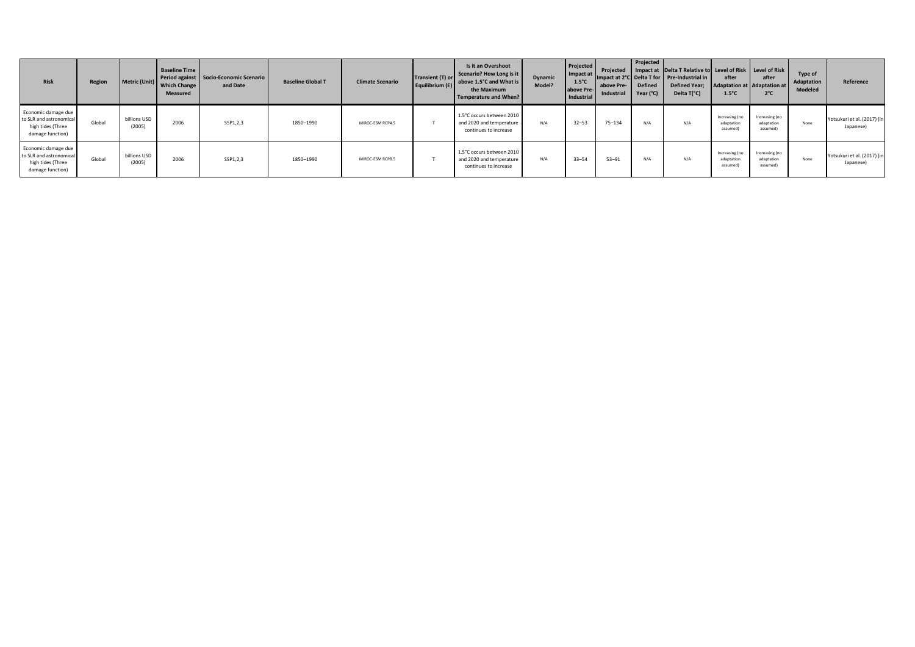| Risk | Region | Metric (Unit) | Baseline Time Period against Which Change Measured | Socio-Economic Scenario and Date | Baseline Global T | Climate Scenario | Transient (T) or Equilibrium (E) | Is it an Overshoot Scenario? How Long is it above 1.5°C and What is the Maximum Temperature and When? | Dynamic Model? | Projected Impact at 1.5°C above Pre-Industrial | Projected Impact at 2°C above Pre-Industrial | Projected Impact at Delta T for Defined Year (°C) | Delta T Relative to Pre-Industrial in Defined Year; Delta T(°C) | Level of Risk after Adaptation at 1.5°C | Level of Risk after Adaptation at 2°C | Type of Adaptation Modeled | Reference |
|---|---|---|---|---|---|---|---|---|---|---|---|---|---|---|---|---|---|
| Economic damage due to SLR and astronomical high tides (Three damage function) | Global | billions USD (2005) | 2006 | SSP1,2,3 | 1850–1990 | MIROC-ESM RCP4.5 | T | 1.5°C occurs between 2010 and 2020 and temperature continues to increase | N/A | 32–53 | 75–134 | N/A | N/A | Increasing (no adaptation assumed) | Increasing (no adaptation assumed) | None | Yotsukuri et al. (2017) (in Japanese) |
| Economic damage due to SLR and astronomical high tides (Three damage function) | Global | billions USD (2005) | 2006 | SSP1,2,3 | 1850–1990 | MIROC-ESM RCP8.5 | T | 1.5°C occurs between 2010 and 2020 and temperature continues to increase | N/A | 33–54 | 53–91 | N/A | N/A | Increasing (no adaptation assumed) | Increasing (no adaptation assumed) | None | Yotsukuri et al. (2017) (in Japanese) |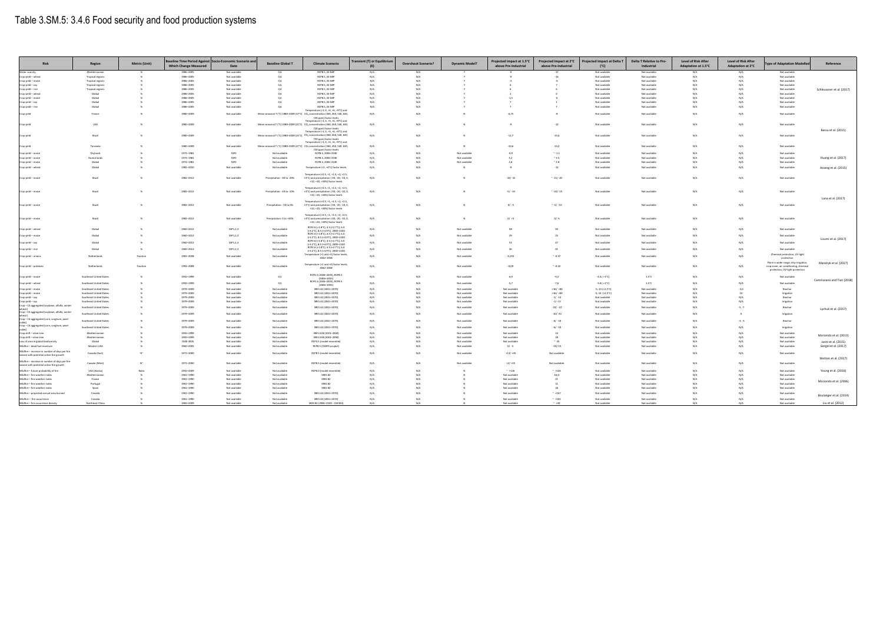# Table 3.SM.5: 3.4.6 Food security and food production systems

| Risk | Region | Metric (Unit) | Baseline Time Period Against Which Change Measured | Socio-Economic Scenario and Date | Baseline Global T | Climate Scenario | Transient (T) or Equilibrium (E) | Overshoot Scenario? | Dynamic Model? | Projected Impact at 1.5°C above Pre-Industrial | Projected Impact at 2°C above Pre-Industrial | Projected Impact at Delta T (°C) | Delta T Relative to Pre-Industrial | Level of Risk After Adaptation at 1.5°C | Level of Risk After Adaptation at 2°C | Type of Adaptation Modelled | Reference |
|---|---|---|---|---|---|---|---|---|---|---|---|---|---|---|---|---|---|
| Water scarcity | Mediterranean | % | 1986–2005 | Not available | 0,6 | RCP8.5, ISI-MIP | N/A | N/A | Y | -9 | -17 | Not available | Not available | N/A | N/A | Not available | Schleussner et al. (2017) |
| Crop yield – wheat | Tropical regions | % | 1986–2005 | Not available | 0,6 | RCP8.5, ISI-MIP | N/A | N/A | Y | -9 | -16 | Not available | Not available | N/A | N/A | Not available | |
| Crop yield – maize | Tropical regions | % | 1986–2005 | Not available | 0,6 | RCP8.5, ISI-MIP | N/A | N/A | Y | -3 | -6 | Not available | Not available | N/A | N/A | Not available | |
| Crop yield – soy | Tropical regions | % | 1986–2005 | Not available | 0,6 | RCP8.5, ISI-MIP | N/A | N/A | Y | 6 | 7 | Not available | Not available | N/A | N/A | Not available | |
| Crop yield – rice | Tropical regions | % | 1986–2005 | Not available | 0,6 | RCP8.5, ISI-MIP | N/A | N/A | Y | 6 | 6 | Not available | Not available | N/A | N/A | Not available | |
| Crop yield – wheat | Global | % | 1986–2005 | Not available | 0,6 | RCP8.5, ISI-MIP | N/A | N/A | Y | 2 | 0 | Not available | Not available | N/A | N/A | Not available | |
| Crop yield – maize | Global | % | 1986–2005 | Not available | 0,6 | RCP8.5, ISI-MIP | N/A | N/A | Y | -1,5 | -6 | Not available | Not available | N/A | N/A | Not available | |
| Crop yield – soy | Global | % | 1986–2005 | Not available | 0,6 | RCP8.5, ISI-MIP | N/A | N/A | Y | 7 | 1 | Not available | Not available | N/A | N/A | Not available | |
| Crop yield – rice | Global | % | 1986–2005 | Not available | 0,6 | RCP8.5, ISI-MIP | N/A | N/A | Y | 7 | 7 | Not available | Not available | N/A | N/A | Not available | |
| Crop yield | France | % | 1980–2009 | Not available | Mean seasonal T (°C) 1980–2009 (17°C) | Temperature (–3, 0, +3, +6, +9°C) and $CO_2$ concentration (360, 450, 540, 630, 720 ppm) factor levels | N/A | N/A | N | -6,75 | -9 | Not available | Not available | N/A | N/A | Not available | Bassu et al. (2015) |
| Crop yield | USA | % | 1980–2009 | Not available | Mean seasonal T (°C) 1980–2009 (21°C) | Temperature (–3, 0, +3, +6, +9°C) and $CO_2$ concentration (360, 450, 540, 630, 720 ppm) factor levels | N/A | N/A | N | -9 | -12 | Not available | Not available | N/A | N/A | Not available | |
| Crop yield | Brazil | % | 1980–2009 | Not available | Mean seasonal T (°C) 1980–2009 (25°C) | Temperature (–3, 0, +3, +6, +9°C) and $CO_2$ concentration (360, 450, 540, 630, 720 ppm) factor levels | N/A | N/A | N | -11,7 | -15,6 | Not available | Not available | N/A | N/A | Not available | |
| Crop yield | Tanzania | % | 1980–2009 | Not available | Mean seasonal T (°C) 1980–2009 (27°C) | Temperature (–3, 0, +3, +6, +9°C) and $CO_2$ concentration (360, 450, 540, 630, 720 ppm) factor levels | N/A | N/A | N | -10,6 | -14,2 | Not available | Not available | N/A | N/A | Not available | |
| Crop yield – maize | Drylands | % | 1971–1981 | SSP2 | Not available | RCP8.5, 2006–2100 | N/A | N/A | Not available | -0,9 | ~ -1.1 | Not available | Not available | N/A | N/A | Not available | Huang et al. (2017) |
| Crop yield – maize | Humid lands | % | 1971–1981 | SSP2 | Not available | RCP8.5, 2006–2100 | N/A | N/A | Not available | 3,2 | ~ 3.3 | Not available | Not available | N/A | N/A | Not available | |
| Crop yield – maize | Global | % | 1971–1981 | SSP2 | Not available | RCP8.5, 2006–2100 | N/A | N/A | Not available | 2,6 | ~ 2.8 | Not available | Not available | N/A | N/A | Not available | |
| Crop yield – wheat | Global | % | 1981–2010 | Not available | Not available | Temperature (+2, +4°C) factor levels | N/A | N/A | N | -9 | -12 | Not available | Not available | N/A | N/A | Not available | Asseng et al. (2015) |
| Crop yield – maize | Brazil | % | 1982–2012 | Not available | Precipitation –30 to –20% | Temperature (+0.5, +1, +1.5, +2, +2.5, +3°C) and precipitation (–30, –20, –10, 0, +10, +20, +30%) factor levels | N/A | N/A | N | -10/ -15 | ~ -15/ -20 | Not available | Not available | N/A | N/A | Not available | Lana et al. (2017) |
| Crop yield – maize | Brazil | % | 1982–2012 | Not available | Precipitation –20 to –10% | Temperature (+0.5, +1, +1.5, +2, +2.5, +3°C) and precipitation (–30, –20, –10, 0, +10, +20, +30%) factor levels | N/A | N/A | N | -5/ -10 | ~ -10/ -15 | Not available | Not available | N/A | N/A | Not available | |
| Crop yield – maize | Brazil | % | 1982–2012 | Not available | Precipitation –10 to 0% | Temperature (+0.5, +1, +1.5, +2, +2.5, +3°C) and precipitation (–30, –20, –10, 0, +10, +20, +30%) factor levels | N/A | N/A | N | 0/ -5 | ~ -5/ -10 | Not available | Not available | N/A | N/A | Not available | |
| Crop yield – maize | Brazil | % | 1982–2012 | Not available | Precipitation 0 to +30% | Temperature (+0.5, +1, +1.5, +2, +2.5, +3°C) and precipitation (–30, –20, –10, 0, +10, +20, +30%) factor levels | N/A | N/A | N | 0/ +5 | 0/ -5 | Not available | Not available | N/A | N/A | Not available | |
| Crop yield – wheat | Global | % | 1960–2013 | SSP1,2,3 | Not available | RCP2.6 (+1.8°C), 4.5 (+2.7°C), 6.0 (+3.2°C), 8.5 (+4.9°C), 2000–2100 | N/A | N/A | Not available | 98 | 59 | Not available | Not available | N/A | N/A | Not available | Iizumi et al. (2017) |
| Crop yield – maize | Global | % | 1960–2013 | SSP1,2,3 | Not available | RCP2.6 (+1.8°C), 4.5 (+2.7°C), 6.0 (+3.2°C), 8.5 (+4.9°C), 2000–2100 | N/A | N/A | Not available | 29 | 23 | Not available | Not available | N/A | N/A | Not available | |
| Crop yield – soy | Global | % | 1960–2013 | SSP1,2,3 | Not available | RCP2.6 (+1.8°C), 4.5 (+2.7°C), 6.0 (+3.2°C), 8.5 (+4.9°C), 2000–2100 | N/A | N/A | Not available | 53 | 47 | Not available | Not available | N/A | N/A | Not available | |
| Crop yield – rice | Global | % | 1960–2013 | SSP1,2,3 | Not available | RCP2.6 (+1.8°C), 4.5 (+2.7°C), 6.0 (+3.2°C), 8.5 (+4.9°C), 2000–2100 | N/A | N/A | Not available | 36 | 41 | Not available | Not available | N/A | N/A | Not available | |
| Crop yield – onions | Netherlands | Fraction | 1992–2008 | Not available | Not available | Temperature (+1 and +2) factor levels, 2042–2058 | N/A | N/A | Not available | -0,255 | ~ -0.37 | Not available | Not available | N/A | N/A | Chemical protection, UV-light protection | Mandryk et al. (2017) |
| Crop yield – potatoes | Netherlands | Fraction | 1992–2008 | Not available | Not available | Temperature (+1 and +2) factor levels, 2042–2058 | N/A | N/A | Not available | -0,09 | ~ -0.32 | Not available | Not available | N/A | N/A | Plant in wider range, drip irrigation, crop cover, air conditioning, chemical protection, UV-light protection | |
| Crop yield – maize | Southeast United States | % | 1950–1999 | Not available | 0,5 | RCP4.5 (2006–2055), RCP8.5 (2006–2055) | N/A | N/A | Not available | -6,9 | -9,2 | -4.6 (+1°C) | 1.5°C | N/A | N/A | Not available | Cammarano and Tian (2018) |
| Crop yield – wheat | Southeast United States | % | 1950–1999 | Not available | 0,5 | RCP4.5 (2006–2055), RCP8.5 (2006–2055) | N/A | N/A | Not available | -5,7 | -7,6 | -3.8 (+1°C) | 1.5°C | N/A | N/A | Not available | |
| Crop yield – maize | Southeast United States | % | 1979–2009 | Not available | Not available | SRES A2 (2041–2070) | N/A | N/A | Not available | Not available | +36/ +85 | -5/ -13 (+2.5°C) | Not available | N/A | -3,6 | Biochar | Lychuk et al. (2017) |
| Crop yield – maize | Southeast United States | % | 1979–2009 | Not available | Not available | SRES A2 (2041–2070) | N/A | N/A | Not available | Not available | +36/ +85 | -5,-13 (+2.5°C) | Not available | N/A | 10 | Irrigation | |
| Crop yield – soy | Southeast United States | % | 1979–2009 | Not available | Not available | SRES A2 (2041–2070) | N/A | N/A | Not available | Not available | -5/ -13 | Not available | Not available | N/A | N/A | Biochar | |
| Crop yield – soy | Southeast United States | % | 1979–2009 | Not available | Not available | SRES A2 (2041–2070) | N/A | N/A | Not available | Not available | -1/ -13 | Not available | Not available | N/A | N/A | Irrigation | |
| Crop –C4 aggregated (soybean, alfalfa, winter wheat) | Southeast United States | % | 1979–2009 | Not available | Not available | SRES A2 (2041–2070) | N/A | N/A | Not available | Not available | -10/ -22 | Not available | Not available | N/A | -5, -7 | Biochar | |
| Crop –C3 aggregated (soybean, alfalfa, winter wheat) | Southeast United States | % | 1979–2009 | Not available | Not available | SRES A2 (2041–2070) | N/A | N/A | Not available | Not available | -10/ -21 | Not available | Not available | N/A | 0 | Irrigation | |
| Crop –C4 aggregated (corn, sorghum, pearl millet) | Southeast United States | % | 1979–2009 | Not available | Not available | SRES A2 (2041–2070) | N/A | N/A | Not available | Not available | -6/ -10 | Not available | Not available | N/A | -3, -5 | Biochar | |
| Crop –C4 aggregated (corn, sorghum, pearl millet) | Southeast United States | % | 1979–2009 | Not available | Not available | SRES A2 (2041–2070) | N/A | N/A | Not available | Not available | -6/ -10 | Not available | Not available | N/A | N/A | Irrigation | |
| Crop shift – olive tree | Mediterranean | % | 1950–1999 | Not available | Not available | SRES A1B (2031–2060) | N/A | N/A | Not available | Not available | 13 | Not available | Not available | N/A | N/A | Not available | Moriondo et al. (2013) |
| Crop shift – olive tree | Mediterranean | % | 1950–1999 | Not available | Not available | SRES A1B (2061–2090) | N/A | N/A | Not available | Not available | 18 | Not available | Not available | N/A | N/A | Not available | |
| Loss of area in global biodiversity | Global | % | 1500–2005 | Not available | Not available | RCP2.5 (model ensemble) | N/A | N/A | Not available | Not available | ~ 25 | Not available | Not available | N/A | N/A | Not available | Jantz et al. (2015) |
| Wildfire – dead fuel moisture | Western USA | % | 1960–2005 | Not available | Not available | RCP8.5 (CMIP5 project) | N/A | N/A | Not available | 0/ -5 | -10/-15 | Not available | Not available | N/A | N/A | Not available | Gergel et al. (2017) |
| Wildfire – increase in number of days per fire season with potential active fire growth | Canada (East) | N° | 1971–2000 | Not available | Not available | RCP8.5 (model ensemble) | N/A | N/A | Not available | +13/ +45 | Not available | Not available | Not available | N/A | N/A | Not available | Wotton et al. (2017) |
| Wildfire – increase in number of days per fire season with potential active fire growth | Canada (West) | N° | 1971–2000 | Not available | Not available | RCP8.5 (model ensemble) | N/A | N/A | Not available | +2/ +35 | Not available | Not available | Not available | N/A | N/A | Not available | |
| Wildfire – future probability of fire | USA (Alaska) | Ratio | 1950–2009 | Not available | Not available | RCP6.0 (model ensemble) | N/A | N/A | N | ~ +126 | ~ +146 | Not available | Not available | N/A | N/A | Not available | Young et al. (2016) |
| Wildfire – fire weather index | Mediterranean | % | 1961–1990 | Not available | Not available | SRES B2 | N/A | N/A | N | Not available | 16,0 | Not available | Not available | N/A | N/A | Not available | Moriondo et al. (2006) |
| Wildfire – fire weather index | France | % | 1961–1990 | Not available | Not available | SRES B2 | N/A | N/A | N | Not available | 21 | Not available | Not available | N/A | N/A | Not available | |
| Wildfire – fire weather index | Portugal | % | 1961–1990 | Not available | Not available | SRES B2 | N/A | N/A | N | Not available | 11 | Not available | Not available | N/A | N/A | Not available | |
| Wildfire – fire weather index | Spain | % | 1961–1990 | Not available | Not available | SRES B2 | N/A | N/A | N | Not available | 19 | Not available | Not available | N/A | N/A | Not available | |
| Wildfire – projected annual area burned | Canada | % | 1961–1990 | Not available | Not available | SRES A2 (2041–2070) | N/A | N/A | N | Not available | ~ +167 | Not available | Not available | N/A | N/A | Not available | Boulanger et al. (2014) |
| Wildfire – fire occurrence | Canada | % | 1961–1990 | Not available | Not available | SRES A2 (2041–2070) | N/A | N/A | N | Not available | ~ +102 | Not available | Not available | N/A | N/A | Not available | |
| Wildfire – fire occurrence density | Northeast China | % | 1965–2009 | Not available | Not available | SRES B1 (2081–2100 - CGCM3) | N/A | N/A | N | Not available | ~ +30 | Not available | Not available | N/A | N/A | Not available | Liu et al. (2012) |